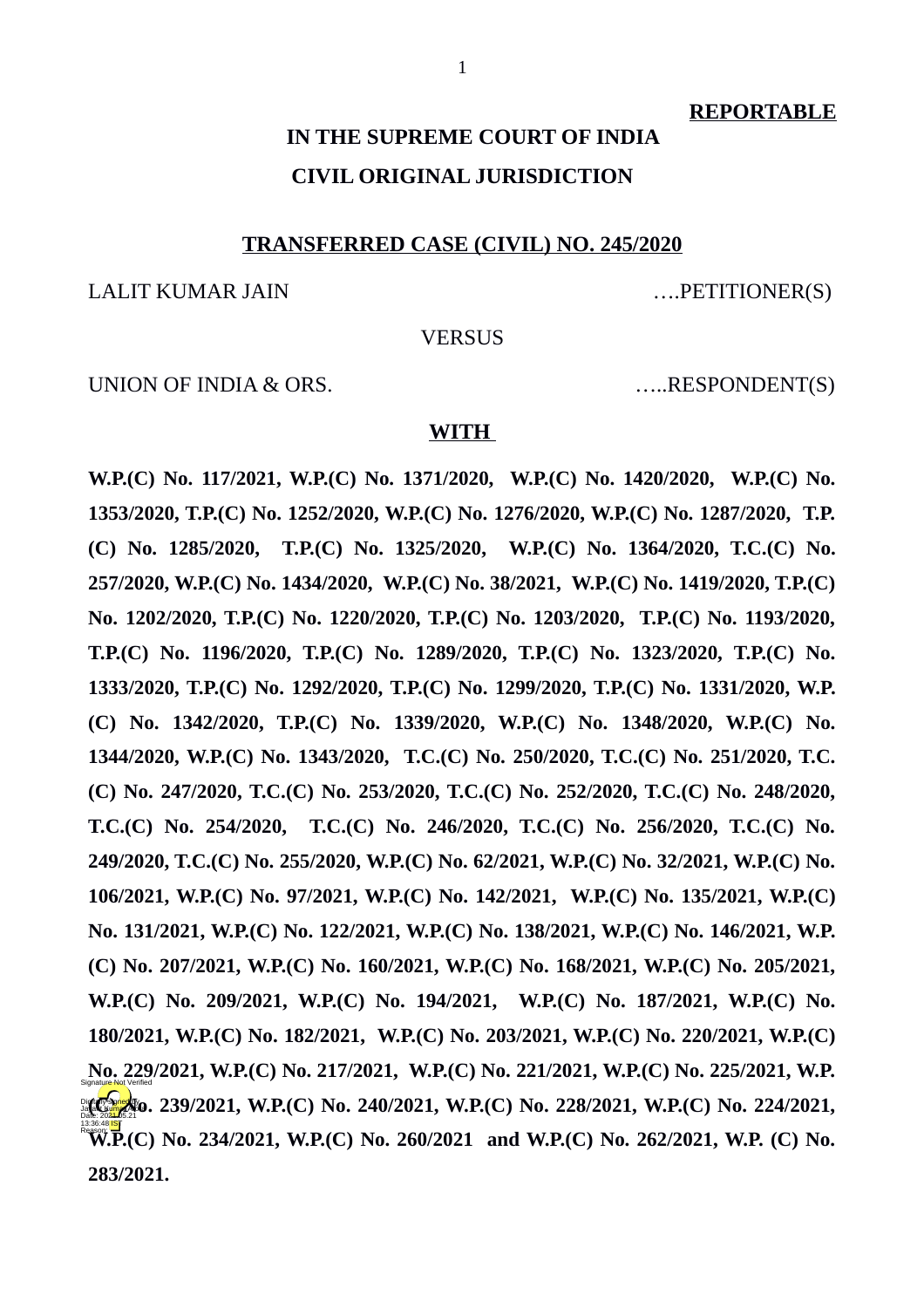**REPORTABLE**

# IN THE SUPREME COURT OF INDIA

## CIVIL ORIGINAL JURISDICTION

**TRANSFERRED CASE (CIVIL) NO. 245/2020**

LALIT KUMAR JAIN ….PETITIONER(S)

VERSUS

UNION OF INDIA & ORS. …..RESPONDENT(S)

**WITH**

**W.P.(C) No. 117/2021, W.P.(C) No. 1371/2020, W.P.(C) No. 1420/2020, W.P.(C) No. 1353/2020, T.P.(C) No. 1252/2020, W.P.(C) No. 1276/2020, W.P.(C) No. 1287/2020, T.P.(C) No. 1285/2020, T.P.(C) No. 1325/2020, W.P.(C) No. 1364/2020, T.C.(C) No. 257/2020, W.P.(C) No. 1434/2020, W.P.(C) No. 38/2021, W.P.(C) No. 1419/2020, T.P.(C) No. 1202/2020, T.P.(C) No. 1220/2020, T.P.(C) No. 1203/2020, T.P.(C) No. 1193/2020, T.P.(C) No. 1196/2020, T.P.(C) No. 1289/2020, T.P.(C) No. 1323/2020, T.P.(C) No. 1333/2020, T.P.(C) No. 1292/2020, T.P.(C) No. 1299/2020, T.P.(C) No. 1331/2020, W.P.(C) No. 1342/2020, T.P.(C) No. 1339/2020, W.P.(C) No. 1348/2020, W.P.(C) No. 1344/2020, W.P.(C) No. 1343/2020, T.C.(C) No. 250/2020, T.C.(C) No. 251/2020, T.C.(C) No. 247/2020, T.C.(C) No. 253/2020, T.C.(C) No. 252/2020, T.C.(C) No. 248/2020, T.C.(C) No. 254/2020, T.C.(C) No. 246/2020, T.C.(C) No. 256/2020, T.C.(C) No. 249/2020, T.C.(C) No. 255/2020, W.P.(C) No. 62/2021, W.P.(C) No. 32/2021, W.P.(C) No. 106/2021, W.P.(C) No. 97/2021, W.P.(C) No. 142/2021, W.P.(C) No. 135/2021, W.P.(C) No. 131/2021, W.P.(C) No. 122/2021, W.P.(C) No. 138/2021, W.P.(C) No. 146/2021, W.P.(C) No. 207/2021, W.P.(C) No. 160/2021, W.P.(C) No. 168/2021, W.P.(C) No. 205/2021, W.P.(C) No. 209/2021, W.P.(C) No. 194/2021, W.P.(C) No. 187/2021, W.P.(C) No. 180/2021, W.P.(C) No. 182/2021, W.P.(C) No. 203/2021, W.P.(C) No. 220/2021, W.P.(C) No. 229/2021, W.P.(C) No. 217/2021, W.P.(C) No. 221/2021, W.P.(C) No. 225/2021, W.P.(C) No. 239/2021, W.P.(C) No. 240/2021, W.P.(C) No. 228/2021, W.P.(C) No. 224/2021, W.P.(C) No. 234/2021, W.P.(C) No. 260/2021 and W.P.(C) No. 262/2021, W.P. (C) No. 283/2021.**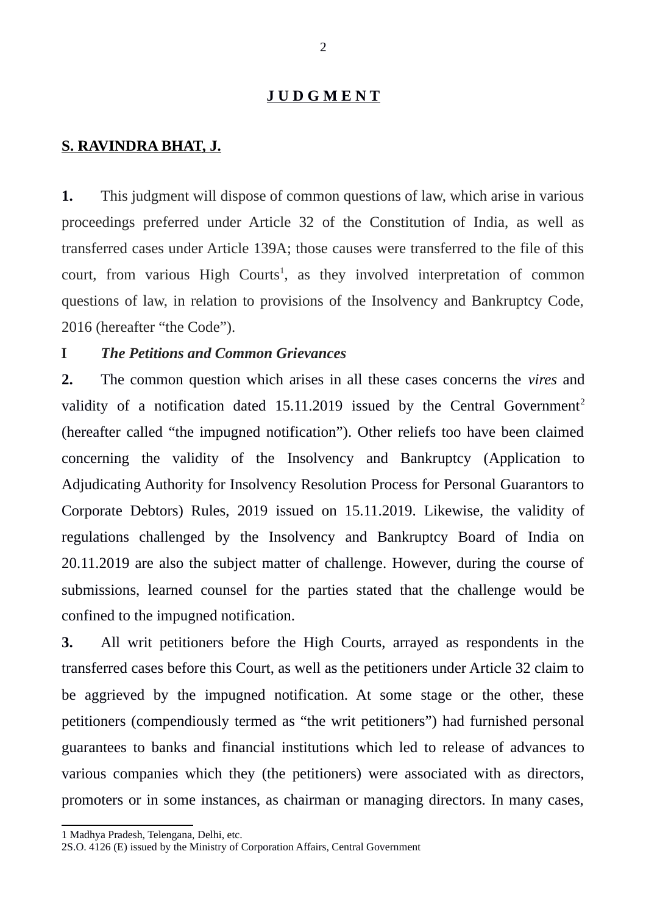# JUDGMENT

**S. RAVINDRA BHAT, J.**

**1.** This judgment will dispose of common questions of law, which arise in various proceedings preferred under Article 32 of the Constitution of India, as well as transferred cases under Article 139A; those causes were transferred to the file of this court, from various High Courts[1], as they involved interpretation of common questions of law, in relation to provisions of the Insolvency and Bankruptcy Code, 2016 (hereafter "the Code").

## I *The Petitions and Common Grievances*

**2.** The common question which arises in all these cases concerns the *vires* and validity of a notification dated 15.11.2019 issued by the Central Government[2] (hereafter called "the impugned notification"). Other reliefs too have been claimed concerning the validity of the Insolvency and Bankruptcy (Application to Adjudicating Authority for Insolvency Resolution Process for Personal Guarantors to Corporate Debtors) Rules, 2019 issued on 15.11.2019. Likewise, the validity of regulations challenged by the Insolvency and Bankruptcy Board of India on 20.11.2019 are also the subject matter of challenge. However, during the course of submissions, learned counsel for the parties stated that the challenge would be confined to the impugned notification.

**3.** All writ petitioners before the High Courts, arrayed as respondents in the transferred cases before this Court, as well as the petitioners under Article 32 claim to be aggrieved by the impugned notification. At some stage or the other, these petitioners (compendiously termed as "the writ petitioners") had furnished personal guarantees to banks and financial institutions which led to release of advances to various companies which they (the petitioners) were associated with as directors, promoters or in some instances, as chairman or managing directors. In many cases,

---

1 Madhya Pradesh, Telengana, Delhi, etc.

2 S.O. 4126 (E) issued by the Ministry of Corporation Affairs, Central Government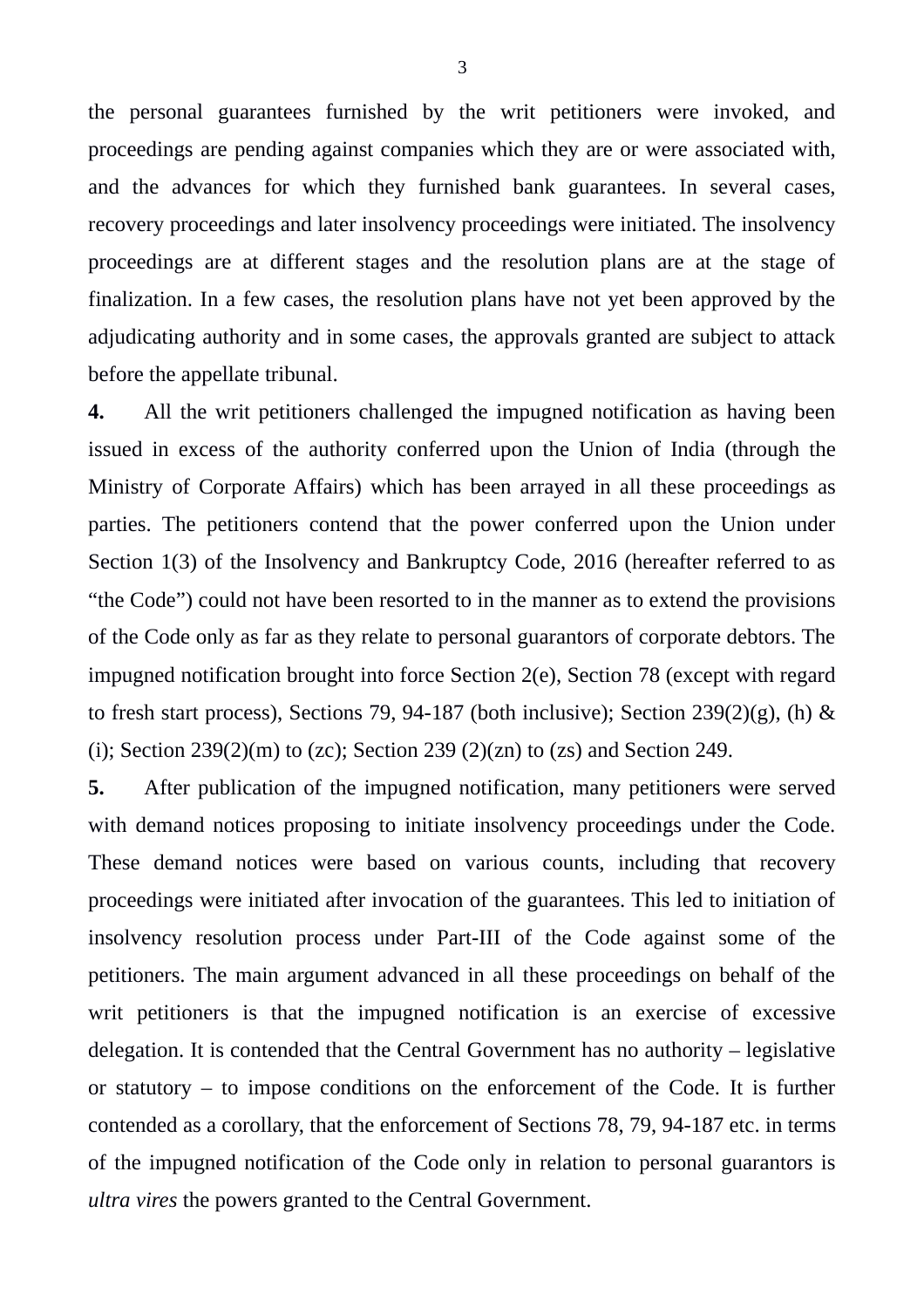the personal guarantees furnished by the writ petitioners were invoked, and proceedings are pending against companies which they are or were associated with, and the advances for which they furnished bank guarantees. In several cases, recovery proceedings and later insolvency proceedings were initiated. The insolvency proceedings are at different stages and the resolution plans are at the stage of finalization. In a few cases, the resolution plans have not yet been approved by the adjudicating authority and in some cases, the approvals granted are subject to attack before the appellate tribunal.

**4.** All the writ petitioners challenged the impugned notification as having been issued in excess of the authority conferred upon the Union of India (through the Ministry of Corporate Affairs) which has been arrayed in all these proceedings as parties. The petitioners contend that the power conferred upon the Union under Section 1(3) of the Insolvency and Bankruptcy Code, 2016 (hereafter referred to as "the Code") could not have been resorted to in the manner as to extend the provisions of the Code only as far as they relate to personal guarantors of corporate debtors. The impugned notification brought into force Section 2(e), Section 78 (except with regard to fresh start process), Sections 79, 94-187 (both inclusive); Section 239(2)(g), (h) & (i); Section 239(2)(m) to (zc); Section 239 (2)(zn) to (zs) and Section 249.

**5.** After publication of the impugned notification, many petitioners were served with demand notices proposing to initiate insolvency proceedings under the Code. These demand notices were based on various counts, including that recovery proceedings were initiated after invocation of the guarantees. This led to initiation of insolvency resolution process under Part-III of the Code against some of the petitioners. The main argument advanced in all these proceedings on behalf of the writ petitioners is that the impugned notification is an exercise of excessive delegation. It is contended that the Central Government has no authority – legislative or statutory – to impose conditions on the enforcement of the Code. It is further contended as a corollary, that the enforcement of Sections 78, 79, 94-187 etc. in terms of the impugned notification of the Code only in relation to personal guarantors is *ultra vires* the powers granted to the Central Government.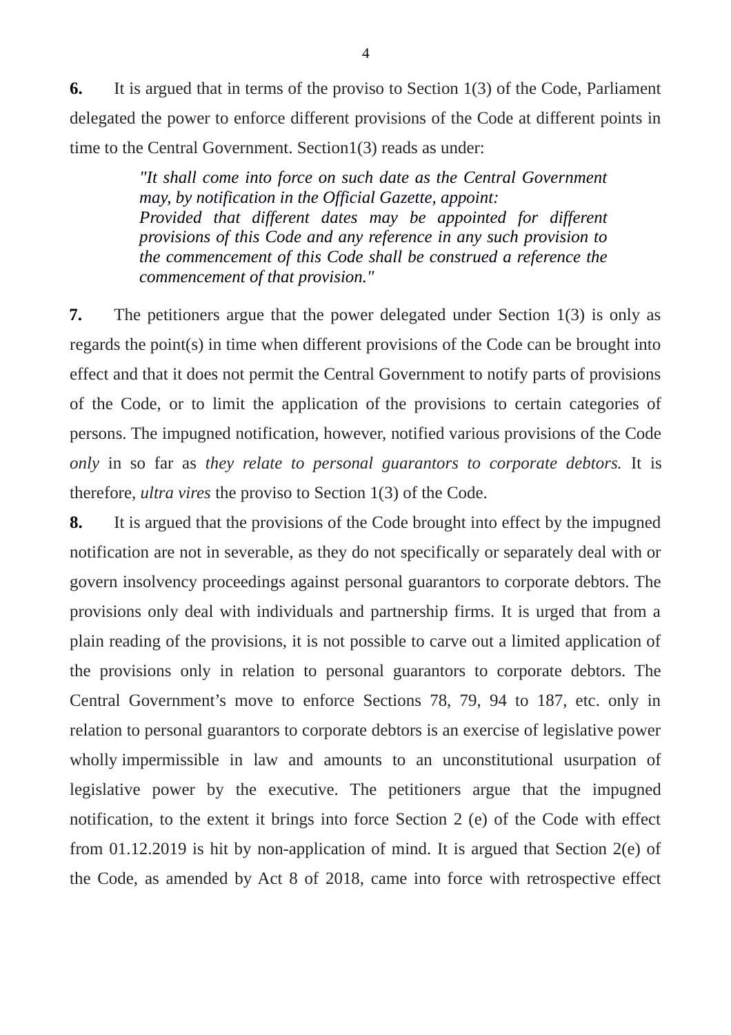**6.** It is argued that in terms of the proviso to Section 1(3) of the Code, Parliament delegated the power to enforce different provisions of the Code at different points in time to the Central Government. Section1(3) reads as under:

> *"It shall come into force on such date as the Central Government may, by notification in the Official Gazette, appoint:*
> *Provided that different dates may be appointed for different provisions of this Code and any reference in any such provision to the commencement of this Code shall be construed a reference the commencement of that provision."*

**7.** The petitioners argue that the power delegated under Section 1(3) is only as regards the point(s) in time when different provisions of the Code can be brought into effect and that it does not permit the Central Government to notify parts of provisions of the Code, or to limit the application of the provisions to certain categories of persons. The impugned notification, however, notified various provisions of the Code *only* in so far as *they relate to personal guarantors to corporate debtors.* It is therefore, *ultra vires* the proviso to Section 1(3) of the Code.

**8.** It is argued that the provisions of the Code brought into effect by the impugned notification are not in severable, as they do not specifically or separately deal with or govern insolvency proceedings against personal guarantors to corporate debtors. The provisions only deal with individuals and partnership firms. It is urged that from a plain reading of the provisions, it is not possible to carve out a limited application of the provisions only in relation to personal guarantors to corporate debtors. The Central Government's move to enforce Sections 78, 79, 94 to 187, etc. only in relation to personal guarantors to corporate debtors is an exercise of legislative power wholly impermissible in law and amounts to an unconstitutional usurpation of legislative power by the executive. The petitioners argue that the impugned notification, to the extent it brings into force Section 2 (e) of the Code with effect from 01.12.2019 is hit by non-application of mind. It is argued that Section 2(e) of the Code, as amended by Act 8 of 2018, came into force with retrospective effect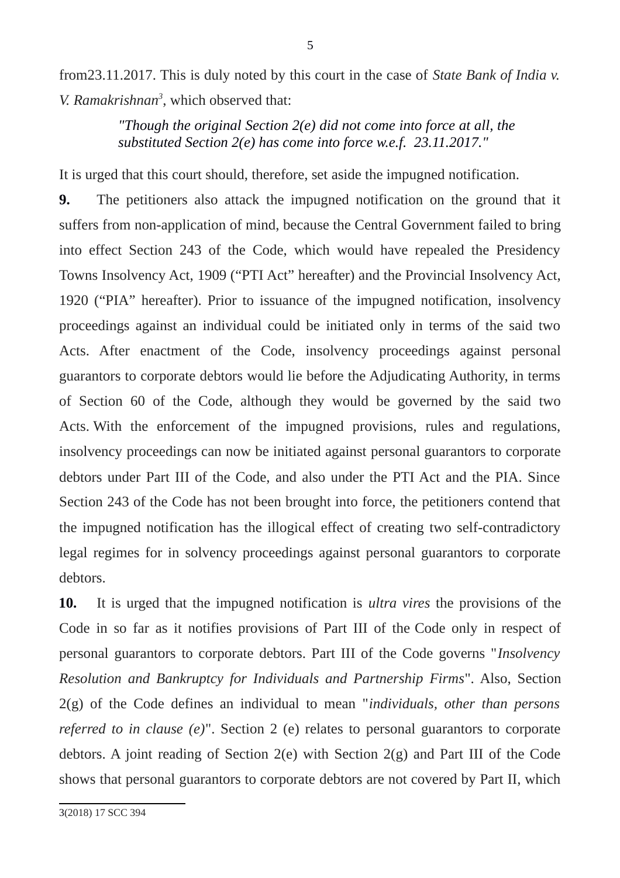from23.11.2017. This is duly noted by this court in the case of *State Bank of India v. V. Ramakrishnan*[3], which observed that:

> *"Though the original Section 2(e) did not come into force at all, the substituted Section 2(e) has come into force w.e.f. 23.11.2017."*

It is urged that this court should, therefore, set aside the impugned notification.

**9.** The petitioners also attack the impugned notification on the ground that it suffers from non-application of mind, because the Central Government failed to bring into effect Section 243 of the Code, which would have repealed the Presidency Towns Insolvency Act, 1909 ("PTI Act" hereafter) and the Provincial Insolvency Act, 1920 ("PIA" hereafter). Prior to issuance of the impugned notification, insolvency proceedings against an individual could be initiated only in terms of the said two Acts. After enactment of the Code, insolvency proceedings against personal guarantors to corporate debtors would lie before the Adjudicating Authority, in terms of Section 60 of the Code, although they would be governed by the said two Acts. With the enforcement of the impugned provisions, rules and regulations, insolvency proceedings can now be initiated against personal guarantors to corporate debtors under Part III of the Code, and also under the PTI Act and the PIA. Since Section 243 of the Code has not been brought into force, the petitioners contend that the impugned notification has the illogical effect of creating two self-contradictory legal regimes for in solvency proceedings against personal guarantors to corporate debtors.

**10.** It is urged that the impugned notification is *ultra vires* the provisions of the Code in so far as it notifies provisions of Part III of the Code only in respect of personal guarantors to corporate debtors. Part III of the Code governs "*Insolvency Resolution and Bankruptcy for Individuals and Partnership Firms*". Also, Section 2(g) of the Code defines an individual to mean "*individuals, other than persons referred to in clause (e)*". Section 2 (e) relates to personal guarantors to corporate debtors. A joint reading of Section 2(e) with Section 2(g) and Part III of the Code shows that personal guarantors to corporate debtors are not covered by Part II, which

[3] (2018) 17 SCC 394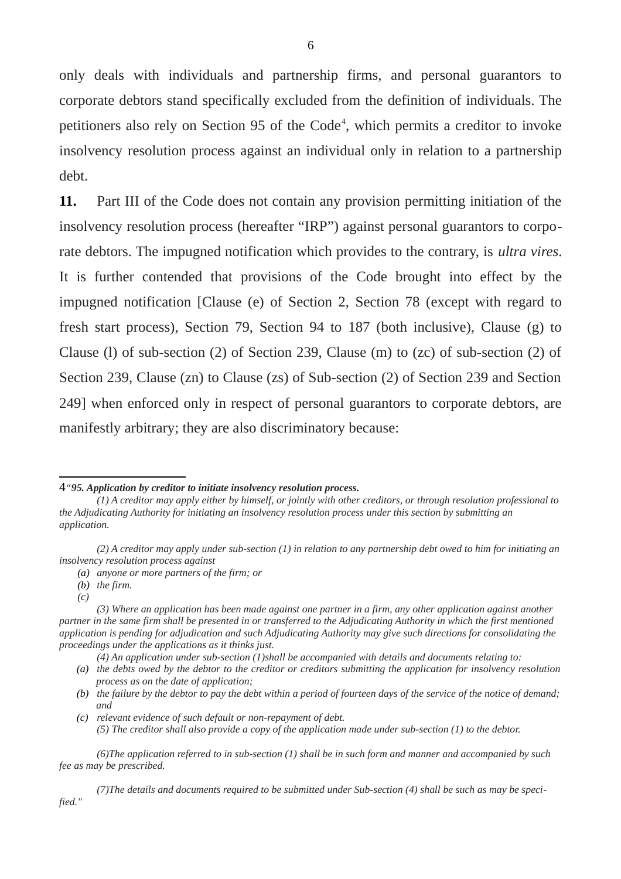only deals with individuals and partnership firms, and personal guarantors to corporate debtors stand specifically excluded from the definition of individuals. The petitioners also rely on Section 95 of the Code[4], which permits a creditor to invoke insolvency resolution process against an individual only in relation to a partnership debt.

**11.** Part III of the Code does not contain any provision permitting initiation of the insolvency resolution process (hereafter "IRP") against personal guarantors to corporate debtors. The impugned notification which provides to the contrary, is *ultra vires*. It is further contended that provisions of the Code brought into effect by the impugned notification [Clause (e) of Section 2, Section 78 (except with regard to fresh start process), Section 79, Section 94 to 187 (both inclusive), Clause (g) to Clause (l) of sub-section (2) of Section 239, Clause (m) to (zc) of sub-section (2) of Section 239, Clause (zn) to Clause (zs) of Sub-section (2) of Section 239 and Section 249] when enforced only in respect of personal guarantors to corporate debtors, are manifestly arbitrary; they are also discriminatory because:

---

4*"**95. Application by creditor to initiate insolvency resolution process.***

*(1) A creditor may apply either by himself, or jointly with other creditors, or through resolution professional to the Adjudicating Authority for initiating an insolvency resolution process under this section by submitting an application.*

*(2) A creditor may apply under sub-section (1) in relation to any partnership debt owed to him for initiating an insolvency resolution process against*

*(a) anyone or more partners of the firm; or*

*(b) the firm.*

*(c)*

*(3) Where an application has been made against one partner in a firm, any other application against another partner in the same firm shall be presented in or transferred to the Adjudicating Authority in which the first mentioned application is pending for adjudication and such Adjudicating Authority may give such directions for consolidating the proceedings under the applications as it thinks just.*

*(4) An application under sub-section (1)shall be accompanied with details and documents relating to:*

*(a) the debts owed by the debtor to the creditor or creditors submitting the application for insolvency resolution process as on the date of application;*

*(b) the failure by the debtor to pay the debt within a period of fourteen days of the service of the notice of demand; and*

*(c) relevant evidence of such default or non-repayment of debt.*

*(5) The creditor shall also provide a copy of the application made under sub-section (1) to the debtor.*

*(6)The application referred to in sub-section (1) shall be in such form and manner and accompanied by such fee as may be prescribed.*

*(7)The details and documents required to be submitted under Sub-section (4) shall be such as may be specified."*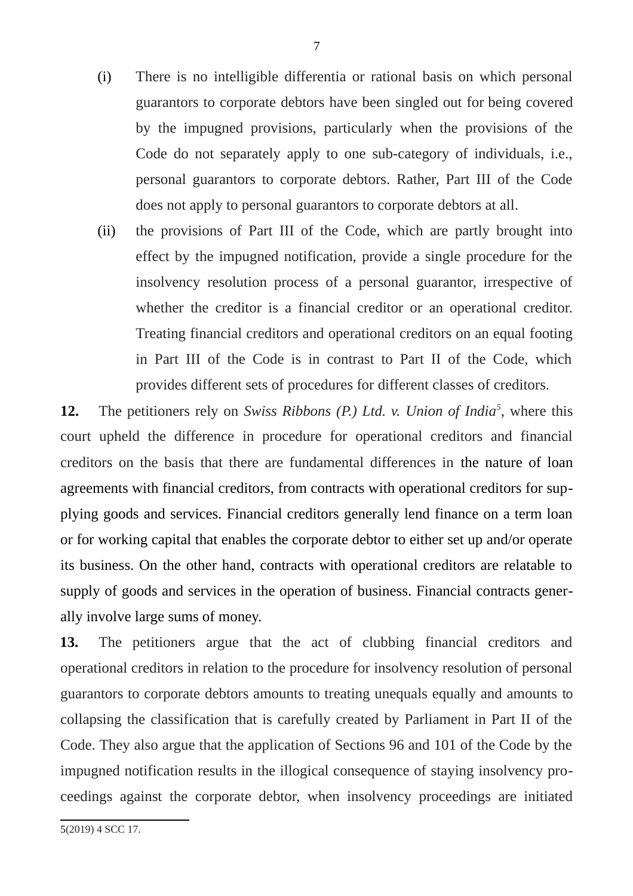(i) There is no intelligible differentia or rational basis on which personal guarantors to corporate debtors have been singled out for being covered by the impugned provisions, particularly when the provisions of the Code do not separately apply to one sub-category of individuals, i.e., personal guarantors to corporate debtors. Rather, Part III of the Code does not apply to personal guarantors to corporate debtors at all.

(ii) the provisions of Part III of the Code, which are partly brought into effect by the impugned notification, provide a single procedure for the insolvency resolution process of a personal guarantor, irrespective of whether the creditor is a financial creditor or an operational creditor. Treating financial creditors and operational creditors on an equal footing in Part III of the Code is in contrast to Part II of the Code, which provides different sets of procedures for different classes of creditors.

**12.** The petitioners rely on *Swiss Ribbons (P.) Ltd. v. Union of India*[5], where this court upheld the difference in procedure for operational creditors and financial creditors on the basis that there are fundamental differences in the nature of loan agreements with financial creditors, from contracts with operational creditors for supplying goods and services. Financial creditors generally lend finance on a term loan or for working capital that enables the corporate debtor to either set up and/or operate its business. On the other hand, contracts with operational creditors are relatable to supply of goods and services in the operation of business. Financial contracts generally involve large sums of money.

**13.** The petitioners argue that the act of clubbing financial creditors and operational creditors in relation to the procedure for insolvency resolution of personal guarantors to corporate debtors amounts to treating unequals equally and amounts to collapsing the classification that is carefully created by Parliament in Part II of the Code. They also argue that the application of Sections 96 and 101 of the Code by the impugned notification results in the illogical consequence of staying insolvency proceedings against the corporate debtor, when insolvency proceedings are initiated

---

5(2019) 4 SCC 17.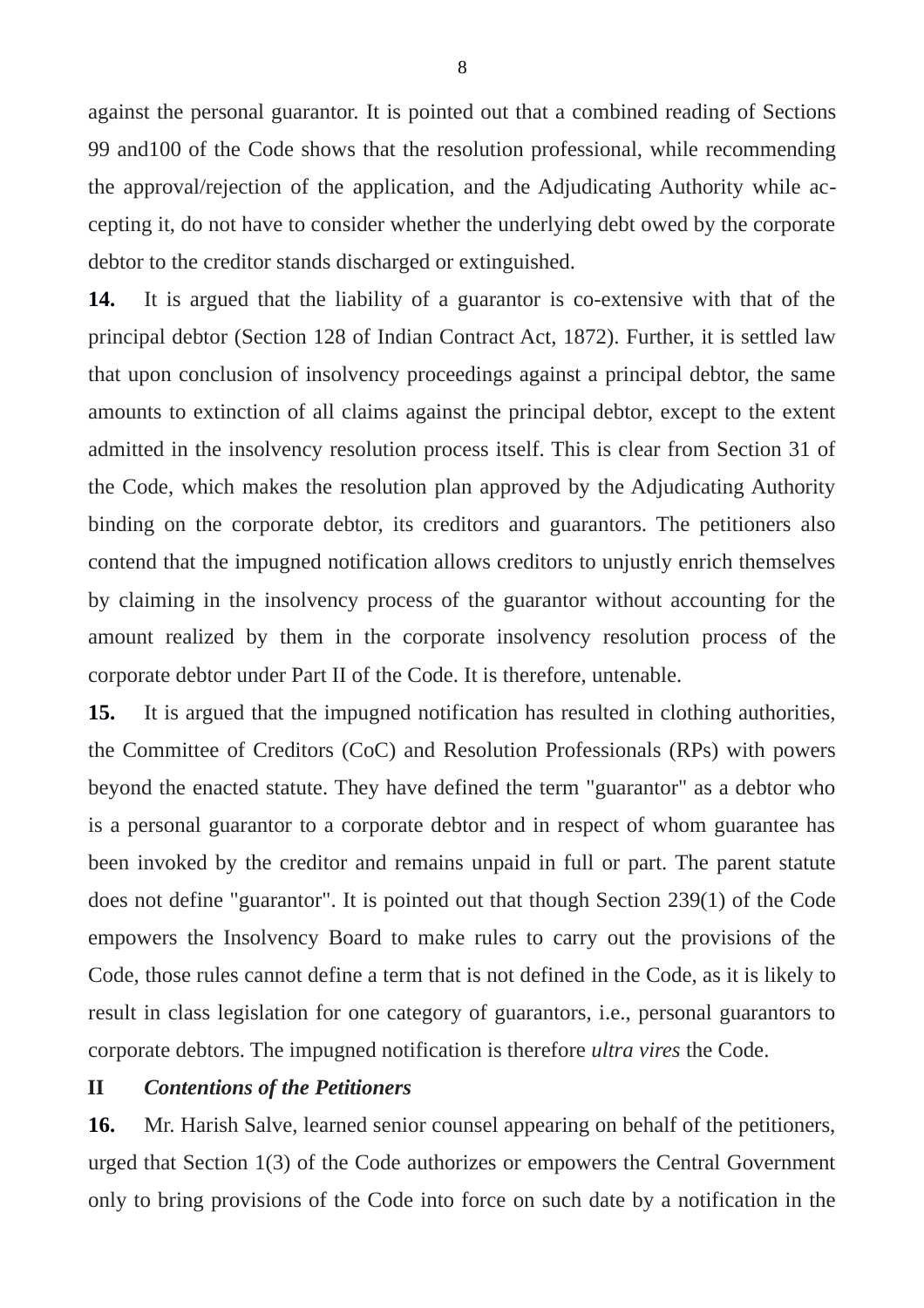against the personal guarantor. It is pointed out that a combined reading of Sections 99 and100 of the Code shows that the resolution professional, while recommending the approval/rejection of the application, and the Adjudicating Authority while accepting it, do not have to consider whether the underlying debt owed by the corporate debtor to the creditor stands discharged or extinguished.

**14.** It is argued that the liability of a guarantor is co-extensive with that of the principal debtor (Section 128 of Indian Contract Act, 1872). Further, it is settled law that upon conclusion of insolvency proceedings against a principal debtor, the same amounts to extinction of all claims against the principal debtor, except to the extent admitted in the insolvency resolution process itself. This is clear from Section 31 of the Code, which makes the resolution plan approved by the Adjudicating Authority binding on the corporate debtor, its creditors and guarantors. The petitioners also contend that the impugned notification allows creditors to unjustly enrich themselves by claiming in the insolvency process of the guarantor without accounting for the amount realized by them in the corporate insolvency resolution process of the corporate debtor under Part II of the Code. It is therefore, untenable.

**15.** It is argued that the impugned notification has resulted in clothing authorities, the Committee of Creditors (CoC) and Resolution Professionals (RPs) with powers beyond the enacted statute. They have defined the term "guarantor" as a debtor who is a personal guarantor to a corporate debtor and in respect of whom guarantee has been invoked by the creditor and remains unpaid in full or part. The parent statute does not define "guarantor". It is pointed out that though Section 239(1) of the Code empowers the Insolvency Board to make rules to carry out the provisions of the Code, those rules cannot define a term that is not defined in the Code, as it is likely to result in class legislation for one category of guarantors, i.e., personal guarantors to corporate debtors. The impugned notification is therefore *ultra vires* the Code.

### II *Contentions of the Petitioners*

**16.** Mr. Harish Salve, learned senior counsel appearing on behalf of the petitioners, urged that Section 1(3) of the Code authorizes or empowers the Central Government only to bring provisions of the Code into force on such date by a notification in the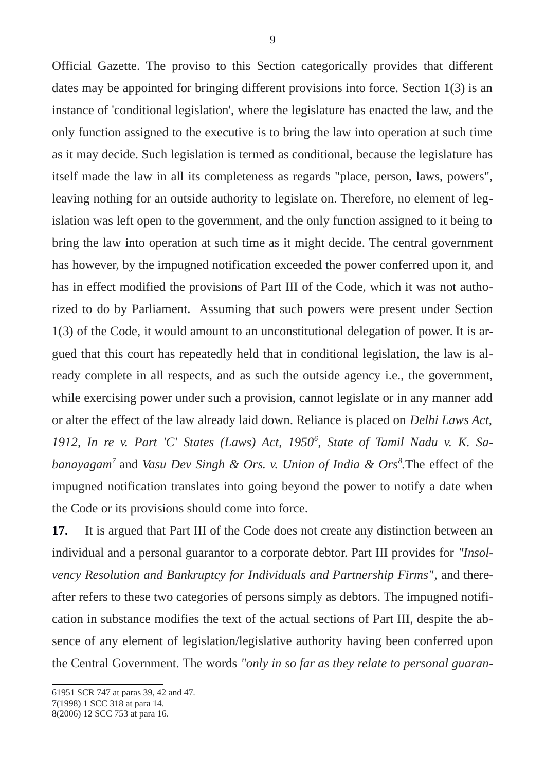Official Gazette. The proviso to this Section categorically provides that different dates may be appointed for bringing different provisions into force. Section 1(3) is an instance of 'conditional legislation', where the legislature has enacted the law, and the only function assigned to the executive is to bring the law into operation at such time as it may decide. Such legislation is termed as conditional, because the legislature has itself made the law in all its completeness as regards "place, person, laws, powers", leaving nothing for an outside authority to legislate on. Therefore, no element of legislation was left open to the government, and the only function assigned to it being to bring the law into operation at such time as it might decide. The central government has however, by the impugned notification exceeded the power conferred upon it, and has in effect modified the provisions of Part III of the Code, which it was not authorized to do by Parliament. Assuming that such powers were present under Section 1(3) of the Code, it would amount to an unconstitutional delegation of power. It is argued that this court has repeatedly held that in conditional legislation, the law is already complete in all respects, and as such the outside agency i.e., the government, while exercising power under such a provision, cannot legislate or in any manner add or alter the effect of the law already laid down. Reliance is placed on *Delhi Laws Act, 1912, In re v. Part 'C' States (Laws) Act, 1950*[6], *State of Tamil Nadu v. K. Sabanayagam*[7] and *Vasu Dev Singh & Ors. v. Union of India & Ors*[8].The effect of the impugned notification translates into going beyond the power to notify a date when the Code or its provisions should come into force.

**17.** It is argued that Part III of the Code does not create any distinction between an individual and a personal guarantor to a corporate debtor. Part III provides for *"Insolvency Resolution and Bankruptcy for Individuals and Partnership Firms"*, and thereafter refers to these two categories of persons simply as debtors. The impugned notification in substance modifies the text of the actual sections of Part III, despite the absence of any element of legislation/legislative authority having been conferred upon the Central Government. The words *"only in so far as they relate to personal guaran-*

---

6 1951 SCR 747 at paras 39, 42 and 47.

7 (1998) 1 SCC 318 at para 14.

8 (2006) 12 SCC 753 at para 16.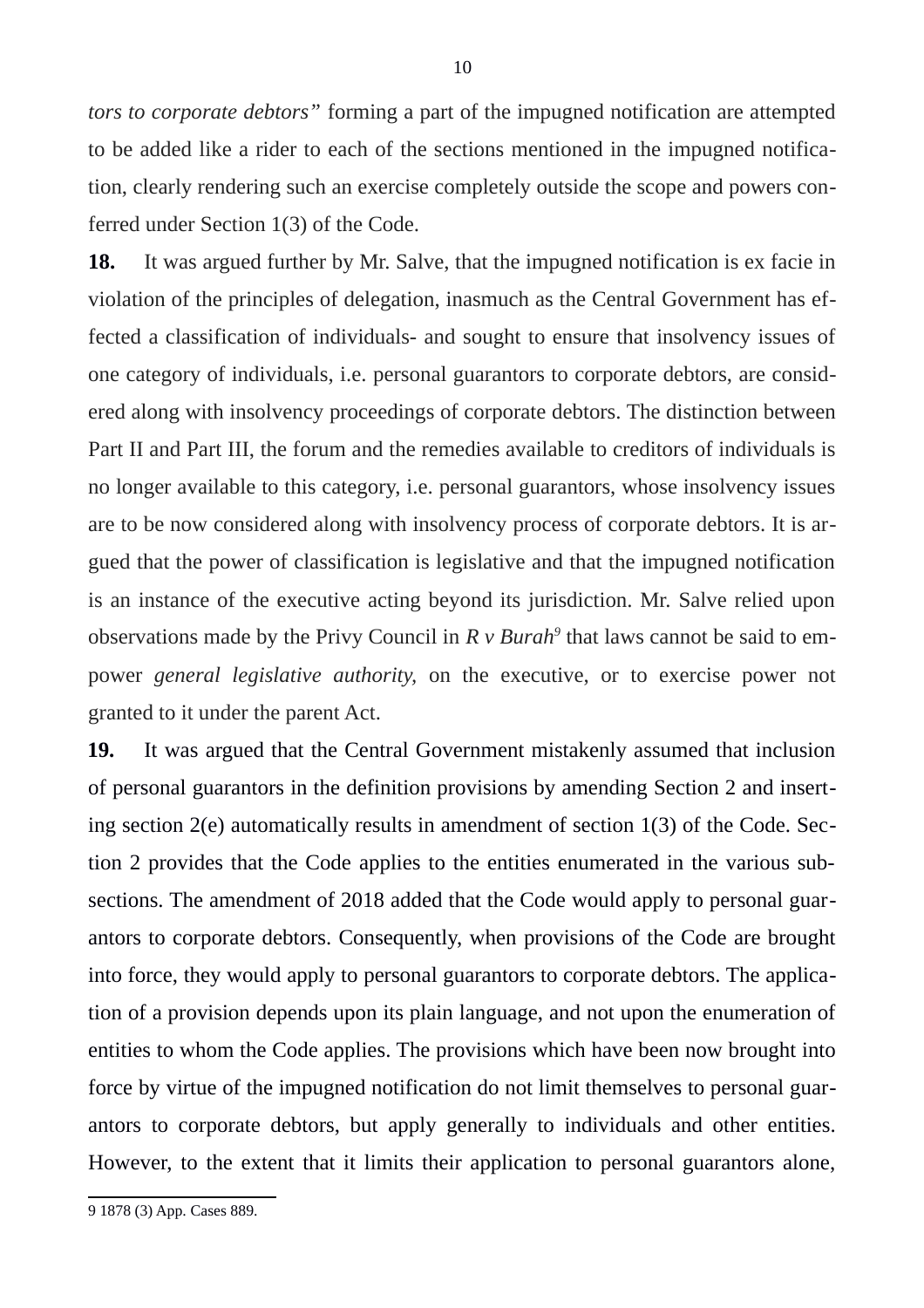*tors to corporate debtors"* forming a part of the impugned notification are attempted to be added like a rider to each of the sections mentioned in the impugned notification, clearly rendering such an exercise completely outside the scope and powers conferred under Section 1(3) of the Code.

**18.** It was argued further by Mr. Salve, that the impugned notification is ex facie in violation of the principles of delegation, inasmuch as the Central Government has effected a classification of individuals- and sought to ensure that insolvency issues of one category of individuals, i.e. personal guarantors to corporate debtors, are considered along with insolvency proceedings of corporate debtors. The distinction between Part II and Part III, the forum and the remedies available to creditors of individuals is no longer available to this category, i.e. personal guarantors, whose insolvency issues are to be now considered along with insolvency process of corporate debtors. It is argued that the power of classification is legislative and that the impugned notification is an instance of the executive acting beyond its jurisdiction. Mr. Salve relied upon observations made by the Privy Council in *R v Burah*[9] that laws cannot be said to empower *general legislative authority,* on the executive, or to exercise power not granted to it under the parent Act.

**19.** It was argued that the Central Government mistakenly assumed that inclusion of personal guarantors in the definition provisions by amending Section 2 and inserting section 2(e) automatically results in amendment of section 1(3) of the Code. Section 2 provides that the Code applies to the entities enumerated in the various subsections. The amendment of 2018 added that the Code would apply to personal guarantors to corporate debtors. Consequently, when provisions of the Code are brought into force, they would apply to personal guarantors to corporate debtors. The application of a provision depends upon its plain language, and not upon the enumeration of entities to whom the Code applies. The provisions which have been now brought into force by virtue of the impugned notification do not limit themselves to personal guarantors to corporate debtors, but apply generally to individuals and other entities. However, to the extent that it limits their application to personal guarantors alone,

---

9 1878 (3) App. Cases 889.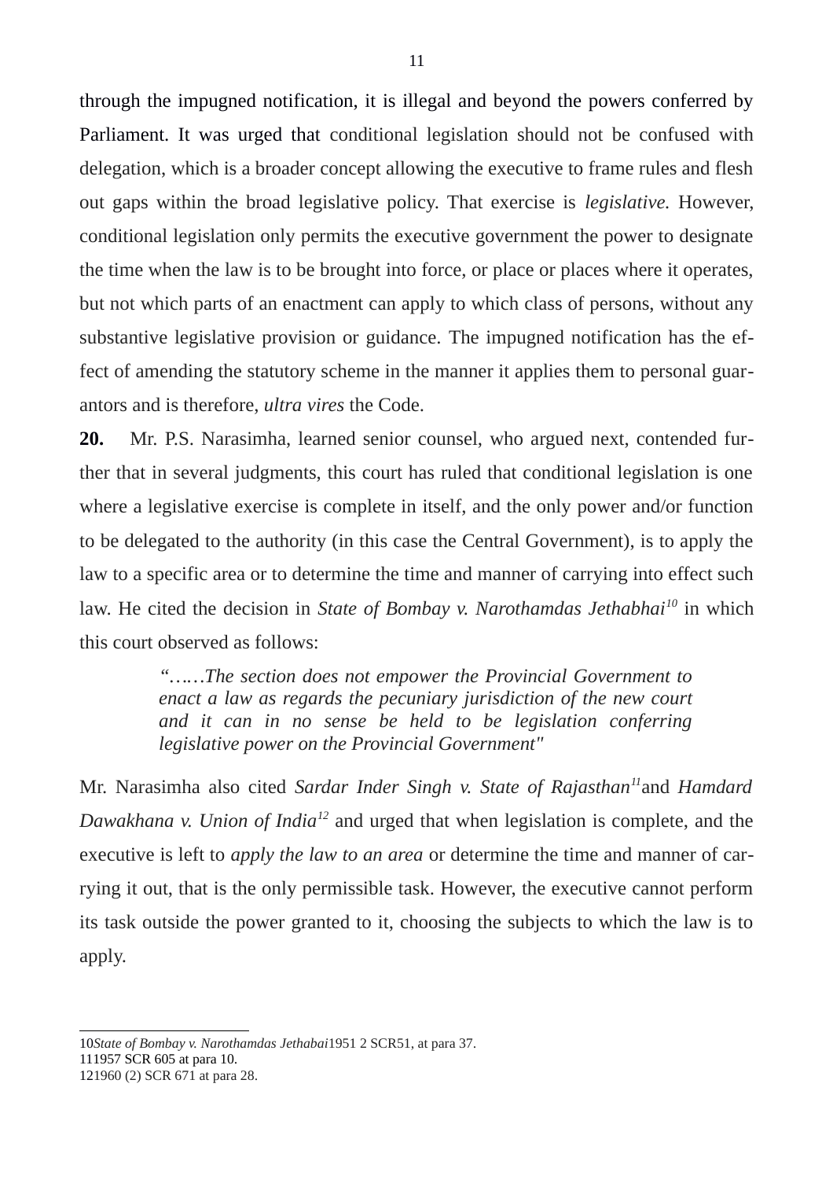through the impugned notification, it is illegal and beyond the powers conferred by Parliament. It was urged that conditional legislation should not be confused with delegation, which is a broader concept allowing the executive to frame rules and flesh out gaps within the broad legislative policy. That exercise is *legislative.* However, conditional legislation only permits the executive government the power to designate the time when the law is to be brought into force, or place or places where it operates, but not which parts of an enactment can apply to which class of persons, without any substantive legislative provision or guidance. The impugned notification has the effect of amending the statutory scheme in the manner it applies them to personal guarantors and is therefore, *ultra vires* the Code.

**20.** Mr. P.S. Narasimha, learned senior counsel, who argued next, contended further that in several judgments, this court has ruled that conditional legislation is one where a legislative exercise is complete in itself, and the only power and/or function to be delegated to the authority (in this case the Central Government), is to apply the law to a specific area or to determine the time and manner of carrying into effect such law. He cited the decision in *State of Bombay v. Narothamdas Jethabhai*[10] in which this court observed as follows:

> *"……The section does not empower the Provincial Government to enact a law as regards the pecuniary jurisdiction of the new court and it can in no sense be held to be legislation conferring legislative power on the Provincial Government"*

Mr. Narasimha also cited *Sardar Inder Singh v. State of Rajasthan*[11] and *Hamdard Dawakhana v. Union of India*[12] and urged that when legislation is complete, and the executive is left to *apply the law to an area* or determine the time and manner of carrying it out, that is the only permissible task. However, the executive cannot perform its task outside the power granted to it, choosing the subjects to which the law is to apply.

---

10 *State of Bombay v. Narothamdas Jethabai* 1951 2 SCR51, at para 37.

11 1957 SCR 605 at para 10.

12 1960 (2) SCR 671 at para 28.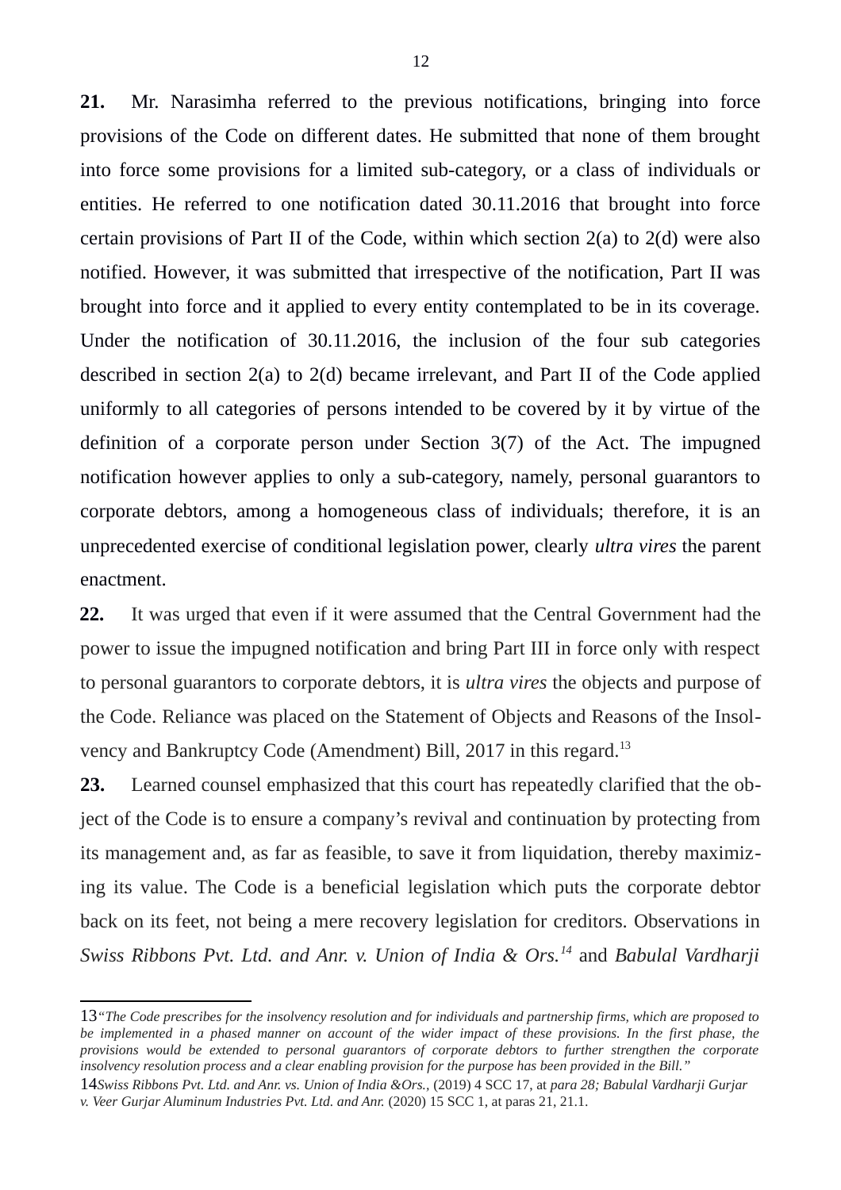**21.** Mr. Narasimha referred to the previous notifications, bringing into force provisions of the Code on different dates. He submitted that none of them brought into force some provisions for a limited sub-category, or a class of individuals or entities. He referred to one notification dated 30.11.2016 that brought into force certain provisions of Part II of the Code, within which section 2(a) to 2(d) were also notified. However, it was submitted that irrespective of the notification, Part II was brought into force and it applied to every entity contemplated to be in its coverage. Under the notification of 30.11.2016, the inclusion of the four sub categories described in section 2(a) to 2(d) became irrelevant, and Part II of the Code applied uniformly to all categories of persons intended to be covered by it by virtue of the definition of a corporate person under Section 3(7) of the Act. The impugned notification however applies to only a sub-category, namely, personal guarantors to corporate debtors, among a homogeneous class of individuals; therefore, it is an unprecedented exercise of conditional legislation power, clearly *ultra vires* the parent enactment.

**22.** It was urged that even if it were assumed that the Central Government had the power to issue the impugned notification and bring Part III in force only with respect to personal guarantors to corporate debtors, it is *ultra vires* the objects and purpose of the Code. Reliance was placed on the Statement of Objects and Reasons of the Insolvency and Bankruptcy Code (Amendment) Bill, 2017 in this regard.[13]

**23.** Learned counsel emphasized that this court has repeatedly clarified that the object of the Code is to ensure a company's revival and continuation by protecting from its management and, as far as feasible, to save it from liquidation, thereby maximizing its value. The Code is a beneficial legislation which puts the corporate debtor back on its feet, not being a mere recovery legislation for creditors. Observations in *Swiss Ribbons Pvt. Ltd. and Anr. v. Union of India & Ors.*[14] and *Babulal Vardharji*

---

13 *"The Code prescribes for the insolvency resolution and for individuals and partnership firms, which are proposed to be implemented in a phased manner on account of the wider impact of these provisions. In the first phase, the provisions would be extended to personal guarantors of corporate debtors to further strengthen the corporate insolvency resolution process and a clear enabling provision for the purpose has been provided in the Bill."*

14 *Swiss Ribbons Pvt. Ltd. and Anr. vs. Union of India &Ors.*, (2019) 4 SCC 17, at *para 28; Babulal Vardharji Gurjar v. Veer Gurjar Aluminum Industries Pvt. Ltd. and Anr.* (2020) 15 SCC 1, at paras 21, 21.1.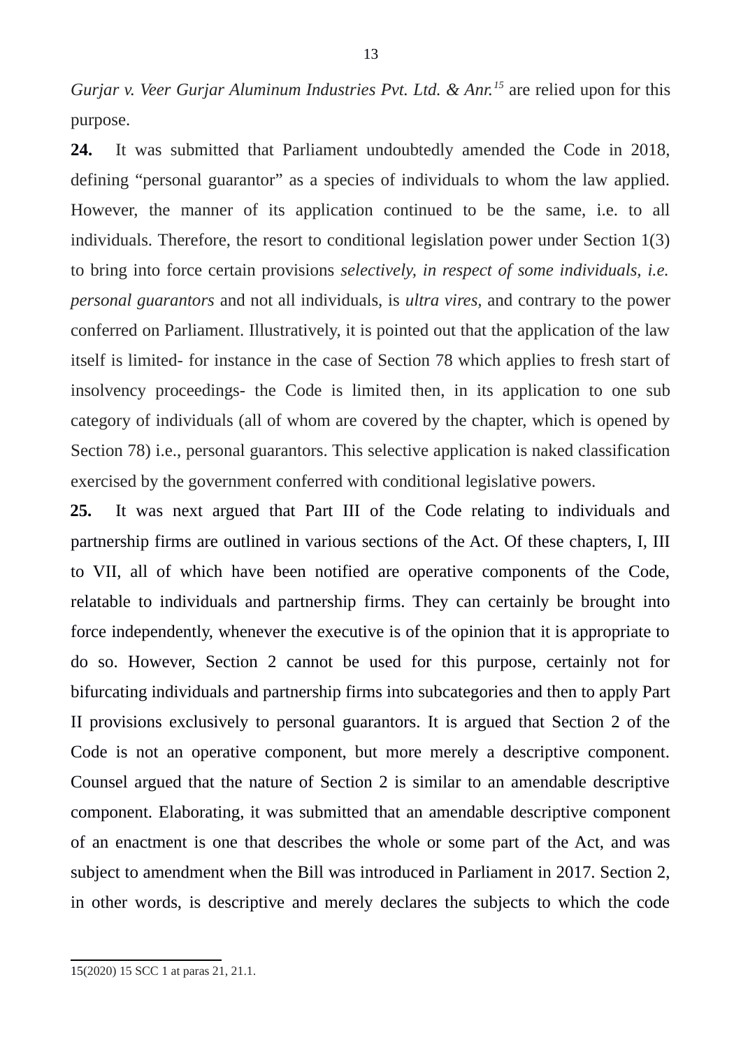*Gurjar v. Veer Gurjar Aluminum Industries Pvt. Ltd. & Anr.*[15] are relied upon for this purpose.

**24.** It was submitted that Parliament undoubtedly amended the Code in 2018, defining "personal guarantor" as a species of individuals to whom the law applied. However, the manner of its application continued to be the same, i.e. to all individuals. Therefore, the resort to conditional legislation power under Section 1(3) to bring into force certain provisions *selectively, in respect of some individuals, i.e. personal guarantors* and not all individuals, is *ultra vires,* and contrary to the power conferred on Parliament. Illustratively, it is pointed out that the application of the law itself is limited- for instance in the case of Section 78 which applies to fresh start of insolvency proceedings- the Code is limited then, in its application to one sub category of individuals (all of whom are covered by the chapter, which is opened by Section 78) i.e., personal guarantors. This selective application is naked classification exercised by the government conferred with conditional legislative powers.

**25.** It was next argued that Part III of the Code relating to individuals and partnership firms are outlined in various sections of the Act. Of these chapters, I, III to VII, all of which have been notified are operative components of the Code, relatable to individuals and partnership firms. They can certainly be brought into force independently, whenever the executive is of the opinion that it is appropriate to do so. However, Section 2 cannot be used for this purpose, certainly not for bifurcating individuals and partnership firms into subcategories and then to apply Part II provisions exclusively to personal guarantors. It is argued that Section 2 of the Code is not an operative component, but more merely a descriptive component. Counsel argued that the nature of Section 2 is similar to an amendable descriptive component. Elaborating, it was submitted that an amendable descriptive component of an enactment is one that describes the whole or some part of the Act, and was subject to amendment when the Bill was introduced in Parliament in 2017. Section 2, in other words, is descriptive and merely declares the subjects to which the code

---

15(2020) 15 SCC 1 at paras 21, 21.1.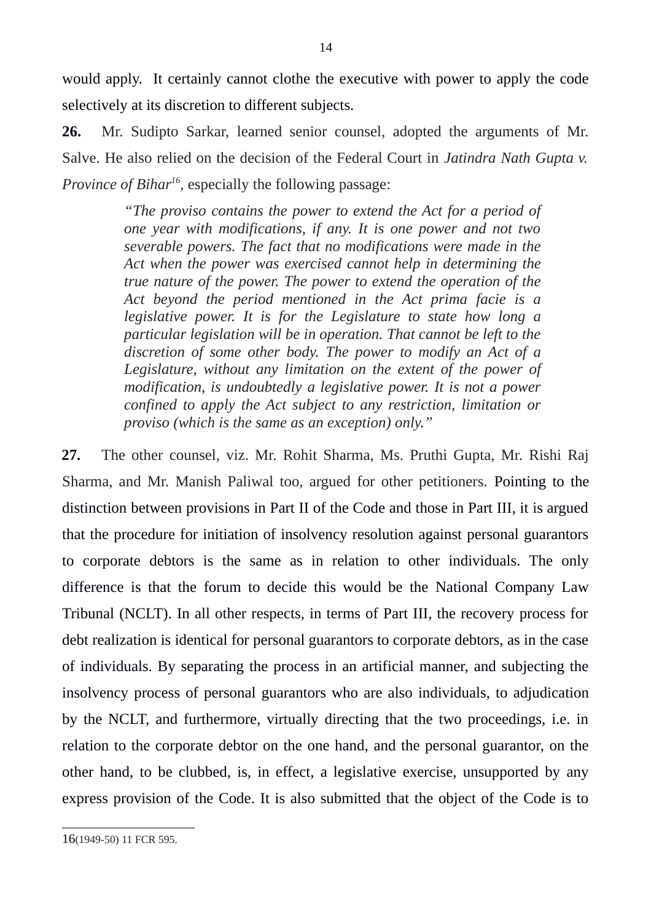would apply. It certainly cannot clothe the executive with power to apply the code selectively at its discretion to different subjects.

**26.** Mr. Sudipto Sarkar, learned senior counsel, adopted the arguments of Mr. Salve. He also relied on the decision of the Federal Court in *Jatindra Nath Gupta v. Province of Bihar*[16], especially the following passage:

> *"The proviso contains the power to extend the Act for a period of one year with modifications, if any. It is one power and not two severable powers. The fact that no modifications were made in the Act when the power was exercised cannot help in determining the true nature of the power. The power to extend the operation of the Act beyond the period mentioned in the Act prima facie is a legislative power. It is for the Legislature to state how long a particular legislation will be in operation. That cannot be left to the discretion of some other body. The power to modify an Act of a Legislature, without any limitation on the extent of the power of modification, is undoubtedly a legislative power. It is not a power confined to apply the Act subject to any restriction, limitation or proviso (which is the same as an exception) only."*

**27.** The other counsel, viz. Mr. Rohit Sharma, Ms. Pruthi Gupta, Mr. Rishi Raj Sharma, and Mr. Manish Paliwal too, argued for other petitioners. Pointing to the distinction between provisions in Part II of the Code and those in Part III, it is argued that the procedure for initiation of insolvency resolution against personal guarantors to corporate debtors is the same as in relation to other individuals. The only difference is that the forum to decide this would be the National Company Law Tribunal (NCLT). In all other respects, in terms of Part III, the recovery process for debt realization is identical for personal guarantors to corporate debtors, as in the case of individuals. By separating the process in an artificial manner, and subjecting the insolvency process of personal guarantors who are also individuals, to adjudication by the NCLT, and furthermore, virtually directing that the two proceedings, i.e. in relation to the corporate debtor on the one hand, and the personal guarantor, on the other hand, to be clubbed, is, in effect, a legislative exercise, unsupported by any express provision of the Code. It is also submitted that the object of the Code is to

---

16 (1949-50) 11 FCR 595.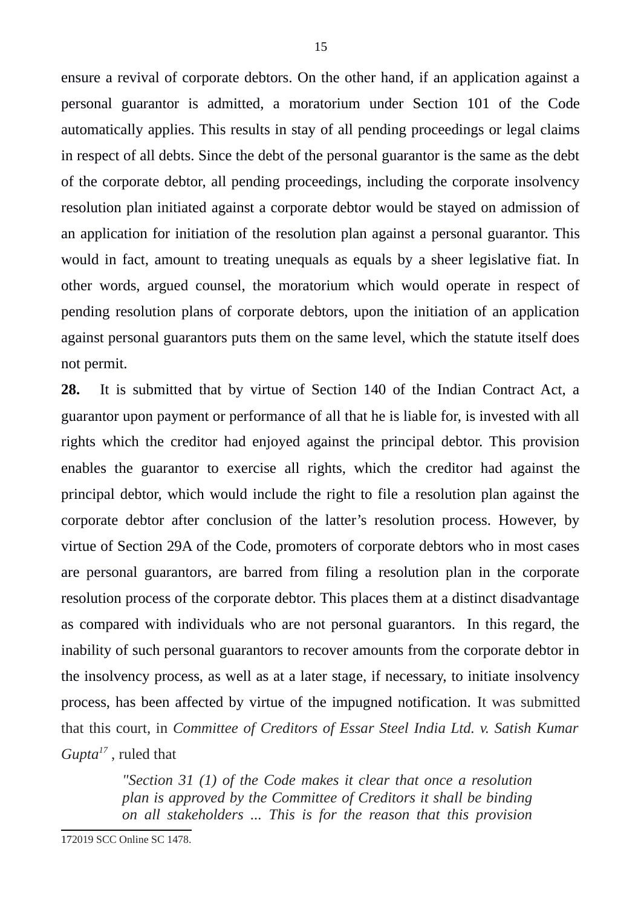ensure a revival of corporate debtors. On the other hand, if an application against a personal guarantor is admitted, a moratorium under Section 101 of the Code automatically applies. This results in stay of all pending proceedings or legal claims in respect of all debts. Since the debt of the personal guarantor is the same as the debt of the corporate debtor, all pending proceedings, including the corporate insolvency resolution plan initiated against a corporate debtor would be stayed on admission of an application for initiation of the resolution plan against a personal guarantor. This would in fact, amount to treating unequals as equals by a sheer legislative fiat. In other words, argued counsel, the moratorium which would operate in respect of pending resolution plans of corporate debtors, upon the initiation of an application against personal guarantors puts them on the same level, which the statute itself does not permit.

**28.** It is submitted that by virtue of Section 140 of the Indian Contract Act, a guarantor upon payment or performance of all that he is liable for, is invested with all rights which the creditor had enjoyed against the principal debtor. This provision enables the guarantor to exercise all rights, which the creditor had against the principal debtor, which would include the right to file a resolution plan against the corporate debtor after conclusion of the latter's resolution process. However, by virtue of Section 29A of the Code, promoters of corporate debtors who in most cases are personal guarantors, are barred from filing a resolution plan in the corporate resolution process of the corporate debtor. This places them at a distinct disadvantage as compared with individuals who are not personal guarantors. In this regard, the inability of such personal guarantors to recover amounts from the corporate debtor in the insolvency process, as well as at a later stage, if necessary, to initiate insolvency process, has been affected by virtue of the impugned notification. It was submitted that this court, in *Committee of Creditors of Essar Steel India Ltd. v. Satish Kumar Gupta*[17] , ruled that

> *"Section 31 (1) of the Code makes it clear that once a resolution plan is approved by the Committee of Creditors it shall be binding on all stakeholders ... This is for the reason that this provision*

---

[17] 2019 SCC Online SC 1478.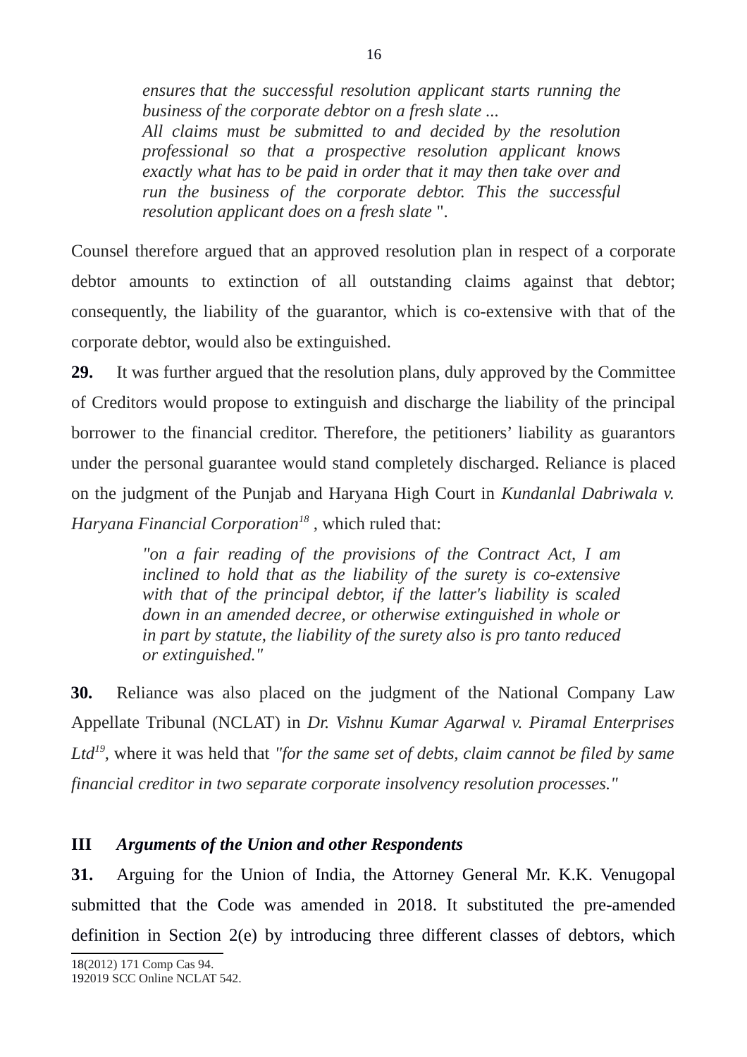> *ensures that the successful resolution applicant starts running the business of the corporate debtor on a fresh slate ...*
> *All claims must be submitted to and decided by the resolution professional so that a prospective resolution applicant knows exactly what has to be paid in order that it may then take over and run the business of the corporate debtor. This the successful resolution applicant does on a fresh slate* ".

Counsel therefore argued that an approved resolution plan in respect of a corporate debtor amounts to extinction of all outstanding claims against that debtor; consequently, the liability of the guarantor, which is co-extensive with that of the corporate debtor, would also be extinguished.

**29.** It was further argued that the resolution plans, duly approved by the Committee of Creditors would propose to extinguish and discharge the liability of the principal borrower to the financial creditor. Therefore, the petitioners' liability as guarantors under the personal guarantee would stand completely discharged. Reliance is placed on the judgment of the Punjab and Haryana High Court in *Kundanlal Dabriwala v. Haryana Financial Corporation*[18] , which ruled that:

> *"on a fair reading of the provisions of the Contract Act, I am inclined to hold that as the liability of the surety is co-extensive with that of the principal debtor, if the latter's liability is scaled down in an amended decree, or otherwise extinguished in whole or in part by statute, the liability of the surety also is pro tanto reduced or extinguished."*

**30.** Reliance was also placed on the judgment of the National Company Law Appellate Tribunal (NCLAT) in *Dr. Vishnu Kumar Agarwal v. Piramal Enterprises Ltd*[19], where it was held that *"for the same set of debts, claim cannot be filed by same financial creditor in two separate corporate insolvency resolution processes."*

### III *Arguments of the Union and other Respondents*

**31.** Arguing for the Union of India, the Attorney General Mr. K.K. Venugopal submitted that the Code was amended in 2018. It substituted the pre-amended definition in Section 2(e) by introducing three different classes of debtors, which

---

18 (2012) 171 Comp Cas 94.
19 2019 SCC Online NCLAT 542.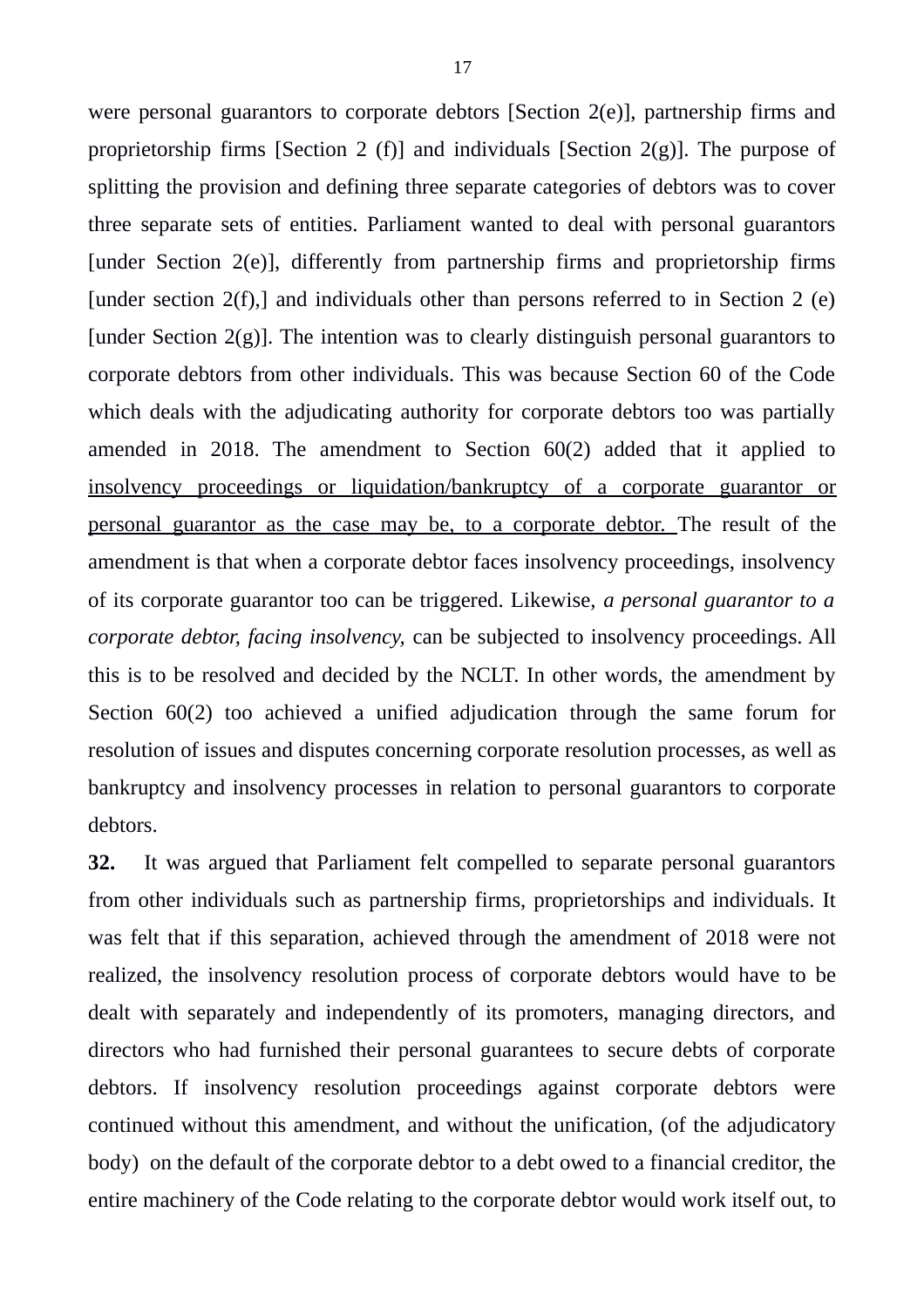were personal guarantors to corporate debtors [Section 2(e)], partnership firms and proprietorship firms [Section 2 (f)] and individuals [Section 2(g)]. The purpose of splitting the provision and defining three separate categories of debtors was to cover three separate sets of entities. Parliament wanted to deal with personal guarantors [under Section 2(e)], differently from partnership firms and proprietorship firms [under section 2(f),] and individuals other than persons referred to in Section 2 (e) [under Section 2(g)]. The intention was to clearly distinguish personal guarantors to corporate debtors from other individuals. This was because Section 60 of the Code which deals with the adjudicating authority for corporate debtors too was partially amended in 2018. The amendment to Section 60(2) added that it applied to <u>insolvency proceedings or liquidation/bankruptcy of a corporate guarantor or personal guarantor as the case may be, to a corporate debtor.</u> The result of the amendment is that when a corporate debtor faces insolvency proceedings, insolvency of its corporate guarantor too can be triggered. Likewise, *a personal guarantor to a corporate debtor, facing insolvency,* can be subjected to insolvency proceedings. All this is to be resolved and decided by the NCLT. In other words, the amendment by Section 60(2) too achieved a unified adjudication through the same forum for resolution of issues and disputes concerning corporate resolution processes, as well as bankruptcy and insolvency processes in relation to personal guarantors to corporate debtors.

**32.** It was argued that Parliament felt compelled to separate personal guarantors from other individuals such as partnership firms, proprietorships and individuals. It was felt that if this separation, achieved through the amendment of 2018 were not realized, the insolvency resolution process of corporate debtors would have to be dealt with separately and independently of its promoters, managing directors, and directors who had furnished their personal guarantees to secure debts of corporate debtors. If insolvency resolution proceedings against corporate debtors were continued without this amendment, and without the unification, (of the adjudicatory body) on the default of the corporate debtor to a debt owed to a financial creditor, the entire machinery of the Code relating to the corporate debtor would work itself out, to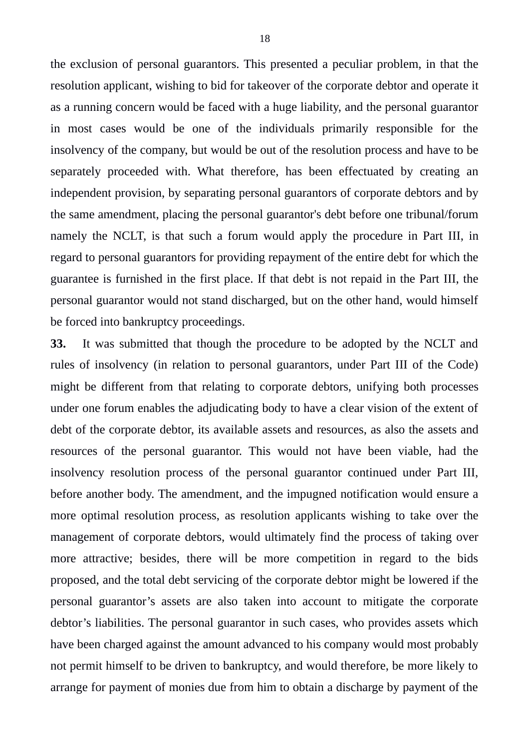the exclusion of personal guarantors. This presented a peculiar problem, in that the resolution applicant, wishing to bid for takeover of the corporate debtor and operate it as a running concern would be faced with a huge liability, and the personal guarantor in most cases would be one of the individuals primarily responsible for the insolvency of the company, but would be out of the resolution process and have to be separately proceeded with. What therefore, has been effectuated by creating an independent provision, by separating personal guarantors of corporate debtors and by the same amendment, placing the personal guarantor's debt before one tribunal/forum namely the NCLT, is that such a forum would apply the procedure in Part III, in regard to personal guarantors for providing repayment of the entire debt for which the guarantee is furnished in the first place. If that debt is not repaid in the Part III, the personal guarantor would not stand discharged, but on the other hand, would himself be forced into bankruptcy proceedings.

**33.** It was submitted that though the procedure to be adopted by the NCLT and rules of insolvency (in relation to personal guarantors, under Part III of the Code) might be different from that relating to corporate debtors, unifying both processes under one forum enables the adjudicating body to have a clear vision of the extent of debt of the corporate debtor, its available assets and resources, as also the assets and resources of the personal guarantor. This would not have been viable, had the insolvency resolution process of the personal guarantor continued under Part III, before another body. The amendment, and the impugned notification would ensure a more optimal resolution process, as resolution applicants wishing to take over the management of corporate debtors, would ultimately find the process of taking over more attractive; besides, there will be more competition in regard to the bids proposed, and the total debt servicing of the corporate debtor might be lowered if the personal guarantor’s assets are also taken into account to mitigate the corporate debtor’s liabilities. The personal guarantor in such cases, who provides assets which have been charged against the amount advanced to his company would most probably not permit himself to be driven to bankruptcy, and would therefore, be more likely to arrange for payment of monies due from him to obtain a discharge by payment of the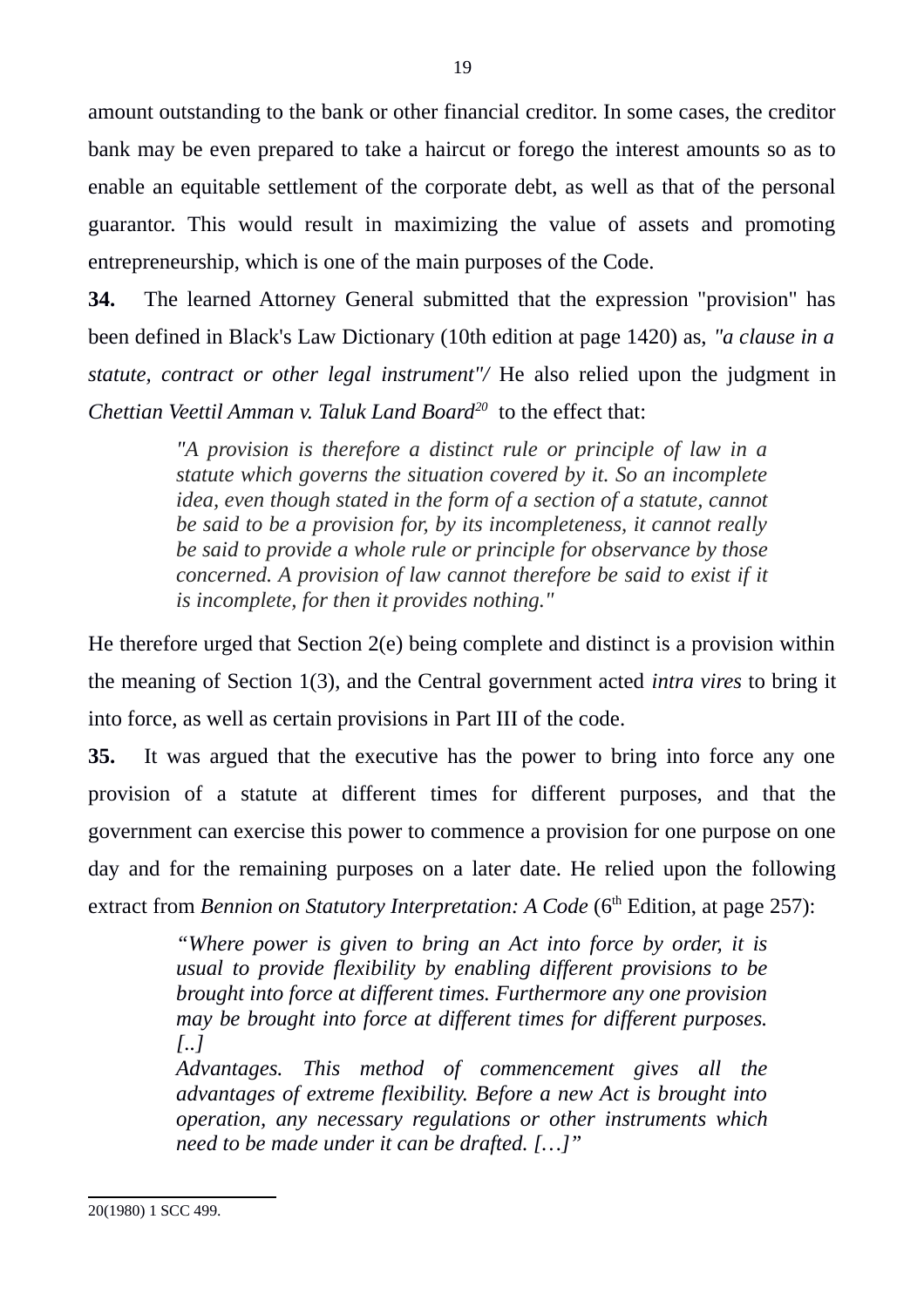amount outstanding to the bank or other financial creditor. In some cases, the creditor bank may be even prepared to take a haircut or forego the interest amounts so as to enable an equitable settlement of the corporate debt, as well as that of the personal guarantor. This would result in maximizing the value of assets and promoting entrepreneurship, which is one of the main purposes of the Code.

**34.** The learned Attorney General submitted that the expression "provision" has been defined in Black's Law Dictionary (10th edition at page 1420) as, *"a clause in a statute, contract or other legal instrument"/* He also relied upon the judgment in *Chettian Veettil Amman v. Taluk Land Board*[20] to the effect that:

> *"A provision is therefore a distinct rule or principle of law in a statute which governs the situation covered by it. So an incomplete idea, even though stated in the form of a section of a statute, cannot be said to be a provision for, by its incompleteness, it cannot really be said to provide a whole rule or principle for observance by those concerned. A provision of law cannot therefore be said to exist if it is incomplete, for then it provides nothing."*

He therefore urged that Section 2(e) being complete and distinct is a provision within the meaning of Section 1(3), and the Central government acted *intra vires* to bring it into force, as well as certain provisions in Part III of the code.

**35.** It was argued that the executive has the power to bring into force any one provision of a statute at different times for different purposes, and that the government can exercise this power to commence a provision for one purpose on one day and for the remaining purposes on a later date. He relied upon the following extract from *Bennion on Statutory Interpretation: A Code* (6th Edition, at page 257):

> *"Where power is given to bring an Act into force by order, it is usual to provide flexibility by enabling different provisions to be brought into force at different times. Furthermore any one provision may be brought into force at different times for different purposes. [..]*
>
> *Advantages. This method of commencement gives all the advantages of extreme flexibility. Before a new Act is brought into operation, any necessary regulations or other instruments which need to be made under it can be drafted. […]"*

---

20(1980) 1 SCC 499.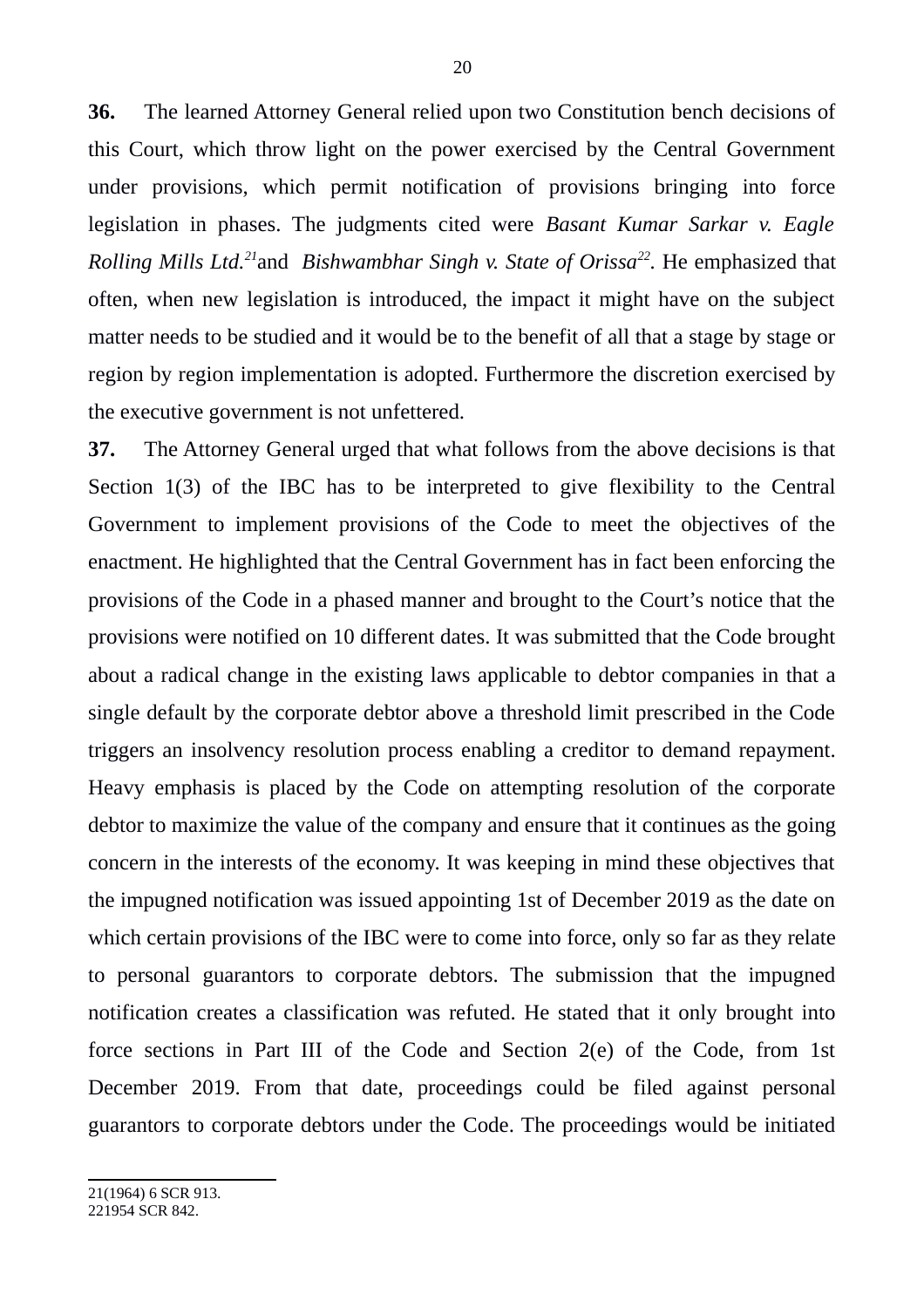**36.** The learned Attorney General relied upon two Constitution bench decisions of this Court, which throw light on the power exercised by the Central Government under provisions, which permit notification of provisions bringing into force legislation in phases. The judgments cited were *Basant Kumar Sarkar v. Eagle Rolling Mills Ltd.*[21] and *Bishwambhar Singh v. State of Orissa*[22]. He emphasized that often, when new legislation is introduced, the impact it might have on the subject matter needs to be studied and it would be to the benefit of all that a stage by stage or region by region implementation is adopted. Furthermore the discretion exercised by the executive government is not unfettered.

**37.** The Attorney General urged that what follows from the above decisions is that Section 1(3) of the IBC has to be interpreted to give flexibility to the Central Government to implement provisions of the Code to meet the objectives of the enactment. He highlighted that the Central Government has in fact been enforcing the provisions of the Code in a phased manner and brought to the Court's notice that the provisions were notified on 10 different dates. It was submitted that the Code brought about a radical change in the existing laws applicable to debtor companies in that a single default by the corporate debtor above a threshold limit prescribed in the Code triggers an insolvency resolution process enabling a creditor to demand repayment. Heavy emphasis is placed by the Code on attempting resolution of the corporate debtor to maximize the value of the company and ensure that it continues as the going concern in the interests of the economy. It was keeping in mind these objectives that the impugned notification was issued appointing 1st of December 2019 as the date on which certain provisions of the IBC were to come into force, only so far as they relate to personal guarantors to corporate debtors. The submission that the impugned notification creates a classification was refuted. He stated that it only brought into force sections in Part III of the Code and Section 2(e) of the Code, from 1st December 2019. From that date, proceedings could be filed against personal guarantors to corporate debtors under the Code. The proceedings would be initiated

---

21 (1964) 6 SCR 913.

22 1954 SCR 842.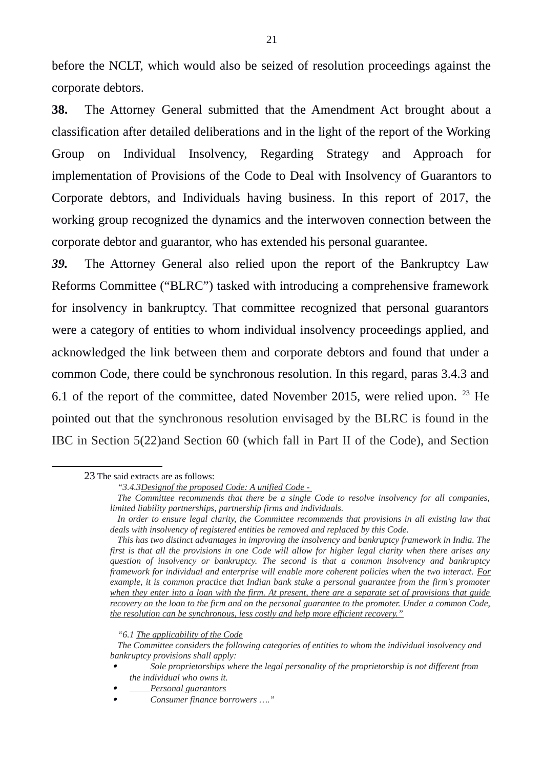before the NCLT, which would also be seized of resolution proceedings against the corporate debtors.

**38.** The Attorney General submitted that the Amendment Act brought about a classification after detailed deliberations and in the light of the report of the Working Group on Individual Insolvency, Regarding Strategy and Approach for implementation of Provisions of the Code to Deal with Insolvency of Guarantors to Corporate debtors, and Individuals having business. In this report of 2017, the working group recognized the dynamics and the interwoven connection between the corporate debtor and guarantor, who has extended his personal guarantee.

***39.*** The Attorney General also relied upon the report of the Bankruptcy Law Reforms Committee ("BLRC") tasked with introducing a comprehensive framework for insolvency in bankruptcy. That committee recognized that personal guarantors were a category of entities to whom individual insolvency proceedings applied, and acknowledged the link between them and corporate debtors and found that under a common Code, there could be synchronous resolution. In this regard, paras 3.4.3 and 6.1 of the report of the committee, dated November 2015, were relied upon. [23] He pointed out that the synchronous resolution envisaged by the BLRC is found in the IBC in Section 5(22)and Section 60 (which fall in Part II of the Code), and Section

---

23 The said extracts are as follows:

*"3.4.3<u>Designof the proposed Code: A unified Code -</u>*

*The Committee recommends that there be a single Code to resolve insolvency for all companies, limited liability partnerships, partnership firms and individuals.*

*In order to ensure legal clarity, the Committee recommends that provisions in all existing law that deals with insolvency of registered entities be removed and replaced by this Code.*

*This has two distinct advantages in improving the insolvency and bankruptcy framework in India. The first is that all the provisions in one Code will allow for higher legal clarity when there arises any question of insolvency or bankruptcy. The second is that a common insolvency and bankruptcy framework for individual and enterprise will enable more coherent policies when the two interact. <u>For example, it is common practice that Indian bank stake a personal guarantee from the firm's promoter when they enter into a loan with the firm. At present, there are a separate set of provisions that guide recovery on the loan to the firm and on the personal guarantee to the promoter. Under a common Code, the resolution can be synchronous, less costly and help more efficient recovery."</u>*

*"6.1 <u>The applicability of the Code</u>*

*The Committee considers the following categories of entities to whom the individual insolvency and bankruptcy provisions shall apply:*

- *Sole proprietorships where the legal personality of the proprietorship is not different from the individual who owns it.*
- *<u>Personal guarantors</u>*
- *Consumer finance borrowers …."*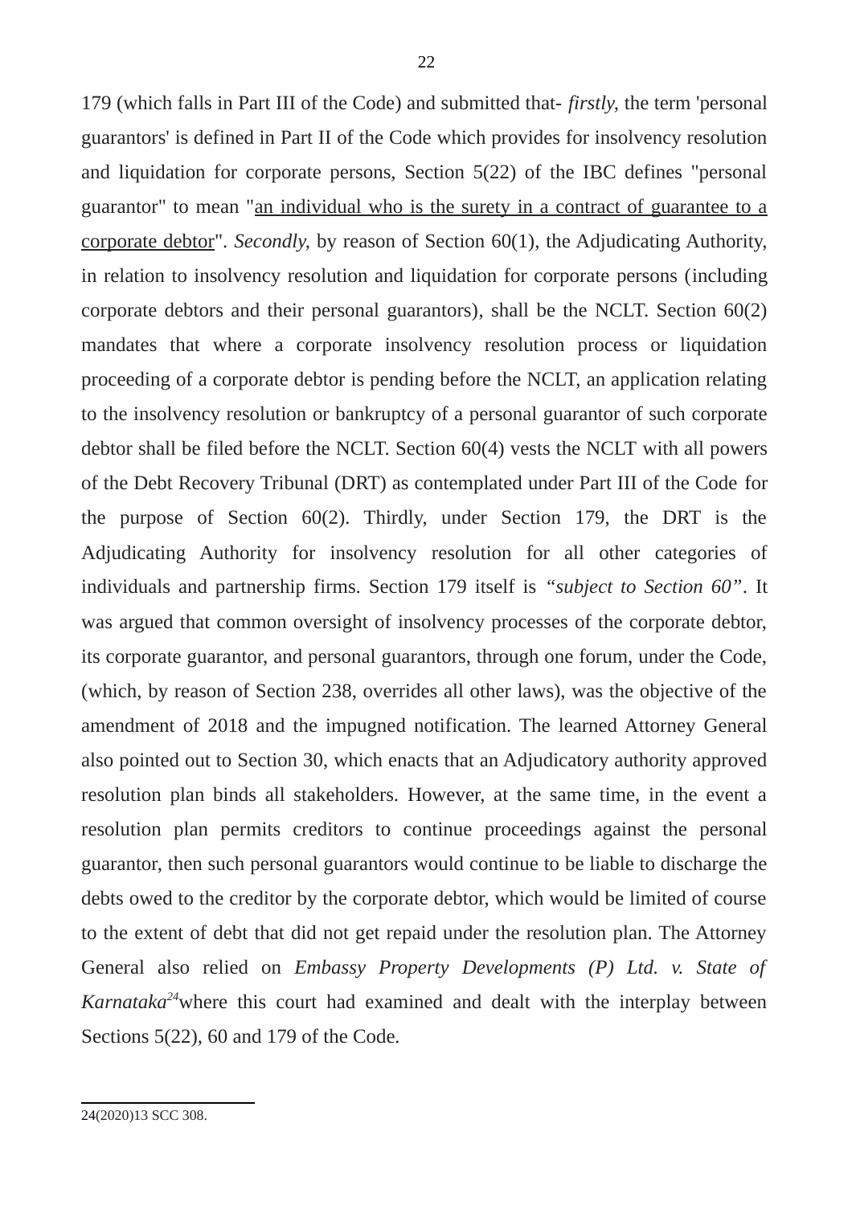179 (which falls in Part III of the Code) and submitted that- *firstly,* the term 'personal guarantors' is defined in Part II of the Code which provides for insolvency resolution and liquidation for corporate persons, Section 5(22) of the IBC defines "personal guarantor" to mean "<u>an individual who is the surety in a contract of guarantee to a corporate debtor</u>". *Secondly,* by reason of Section 60(1), the Adjudicating Authority, in relation to insolvency resolution and liquidation for corporate persons (including corporate debtors and their personal guarantors), shall be the NCLT. Section 60(2) mandates that where a corporate insolvency resolution process or liquidation proceeding of a corporate debtor is pending before the NCLT, an application relating to the insolvency resolution or bankruptcy of a personal guarantor of such corporate debtor shall be filed before the NCLT. Section 60(4) vests the NCLT with all powers of the Debt Recovery Tribunal (DRT) as contemplated under Part III of the Code for the purpose of Section 60(2). Thirdly, under Section 179, the DRT is the Adjudicating Authority for insolvency resolution for all other categories of individuals and partnership firms. Section 179 itself is *"subject to Section 60"*. It was argued that common oversight of insolvency processes of the corporate debtor, its corporate guarantor, and personal guarantors, through one forum, under the Code, (which, by reason of Section 238, overrides all other laws), was the objective of the amendment of 2018 and the impugned notification. The learned Attorney General also pointed out to Section 30, which enacts that an Adjudicatory authority approved resolution plan binds all stakeholders. However, at the same time, in the event a resolution plan permits creditors to continue proceedings against the personal guarantor, then such personal guarantors would continue to be liable to discharge the debts owed to the creditor by the corporate debtor, which would be limited of course to the extent of debt that did not get repaid under the resolution plan. The Attorney General also relied on *Embassy Property Developments (P) Ltd. v. State of Karnataka*[24]where this court had examined and dealt with the interplay between Sections 5(22), 60 and 179 of the Code.

---

24(2020)13 SCC 308.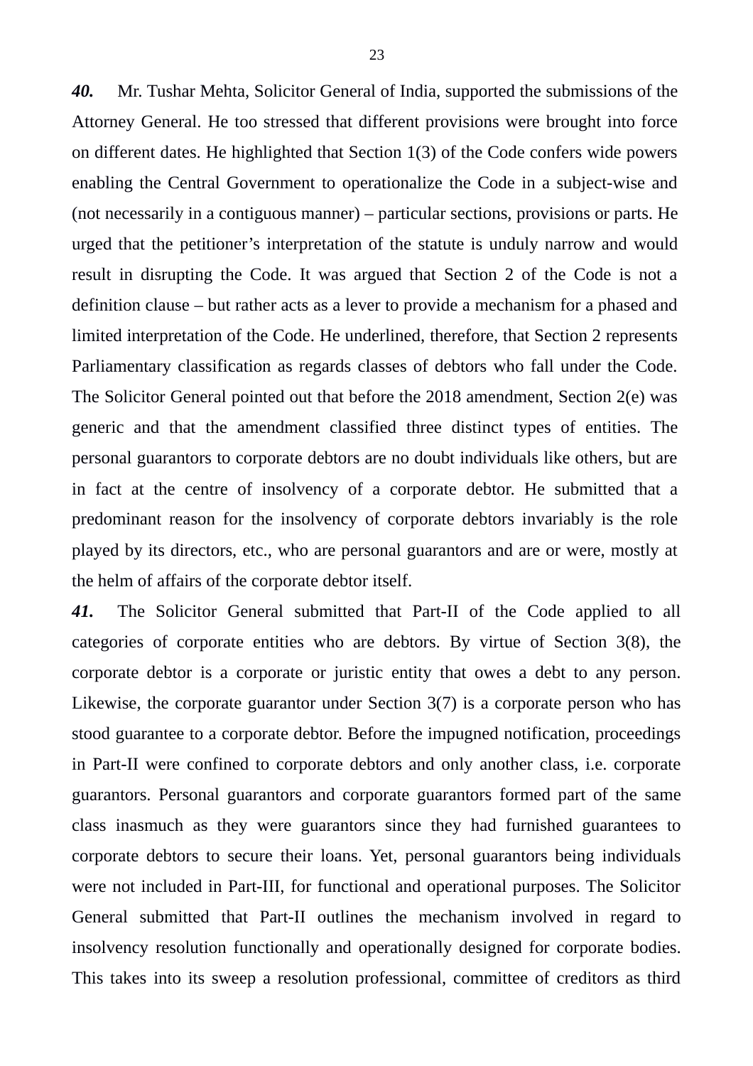***40.*** Mr. Tushar Mehta, Solicitor General of India, supported the submissions of the Attorney General. He too stressed that different provisions were brought into force on different dates. He highlighted that Section 1(3) of the Code confers wide powers enabling the Central Government to operationalize the Code in a subject-wise and (not necessarily in a contiguous manner) – particular sections, provisions or parts. He urged that the petitioner's interpretation of the statute is unduly narrow and would result in disrupting the Code. It was argued that Section 2 of the Code is not a definition clause – but rather acts as a lever to provide a mechanism for a phased and limited interpretation of the Code. He underlined, therefore, that Section 2 represents Parliamentary classification as regards classes of debtors who fall under the Code. The Solicitor General pointed out that before the 2018 amendment, Section 2(e) was generic and that the amendment classified three distinct types of entities. The personal guarantors to corporate debtors are no doubt individuals like others, but are in fact at the centre of insolvency of a corporate debtor. He submitted that a predominant reason for the insolvency of corporate debtors invariably is the role played by its directors, etc., who are personal guarantors and are or were, mostly at the helm of affairs of the corporate debtor itself.

***41.*** The Solicitor General submitted that Part-II of the Code applied to all categories of corporate entities who are debtors. By virtue of Section 3(8), the corporate debtor is a corporate or juristic entity that owes a debt to any person. Likewise, the corporate guarantor under Section 3(7) is a corporate person who has stood guarantee to a corporate debtor. Before the impugned notification, proceedings in Part-II were confined to corporate debtors and only another class, i.e. corporate guarantors. Personal guarantors and corporate guarantors formed part of the same class inasmuch as they were guarantors since they had furnished guarantees to corporate debtors to secure their loans. Yet, personal guarantors being individuals were not included in Part-III, for functional and operational purposes. The Solicitor General submitted that Part-II outlines the mechanism involved in regard to insolvency resolution functionally and operationally designed for corporate bodies. This takes into its sweep a resolution professional, committee of creditors as third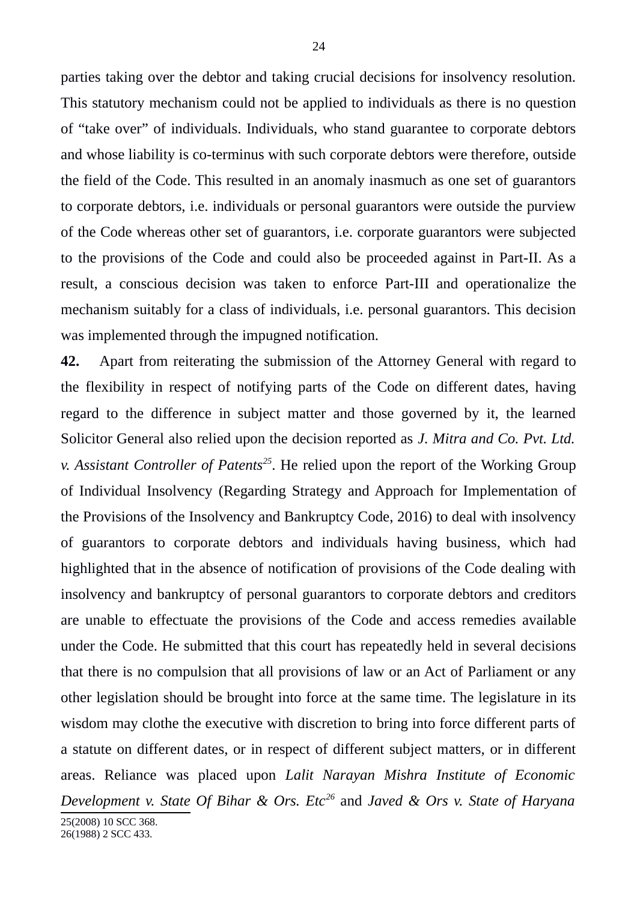parties taking over the debtor and taking crucial decisions for insolvency resolution. This statutory mechanism could not be applied to individuals as there is no question of "take over" of individuals. Individuals, who stand guarantee to corporate debtors and whose liability is co-terminus with such corporate debtors were therefore, outside the field of the Code. This resulted in an anomaly inasmuch as one set of guarantors to corporate debtors, i.e. individuals or personal guarantors were outside the purview of the Code whereas other set of guarantors, i.e. corporate guarantors were subjected to the provisions of the Code and could also be proceeded against in Part-II. As a result, a conscious decision was taken to enforce Part-III and operationalize the mechanism suitably for a class of individuals, i.e. personal guarantors. This decision was implemented through the impugned notification.

**42.** Apart from reiterating the submission of the Attorney General with regard to the flexibility in respect of notifying parts of the Code on different dates, having regard to the difference in subject matter and those governed by it, the learned Solicitor General also relied upon the decision reported as *J. Mitra and Co. Pvt. Ltd. v. Assistant Controller of Patents*[25]. He relied upon the report of the Working Group of Individual Insolvency (Regarding Strategy and Approach for Implementation of the Provisions of the Insolvency and Bankruptcy Code, 2016) to deal with insolvency of guarantors to corporate debtors and individuals having business, which had highlighted that in the absence of notification of provisions of the Code dealing with insolvency and bankruptcy of personal guarantors to corporate debtors and creditors are unable to effectuate the provisions of the Code and access remedies available under the Code. He submitted that this court has repeatedly held in several decisions that there is no compulsion that all provisions of law or an Act of Parliament or any other legislation should be brought into force at the same time. The legislature in its wisdom may clothe the executive with discretion to bring into force different parts of a statute on different dates, or in respect of different subject matters, or in different areas. Reliance was placed upon *Lalit Narayan Mishra Institute of Economic Development v. State Of Bihar & Ors. Etc*[26] and *Javed & Ors v. State of Haryana*

---

25(2008) 10 SCC 368.
26(1988) 2 SCC 433.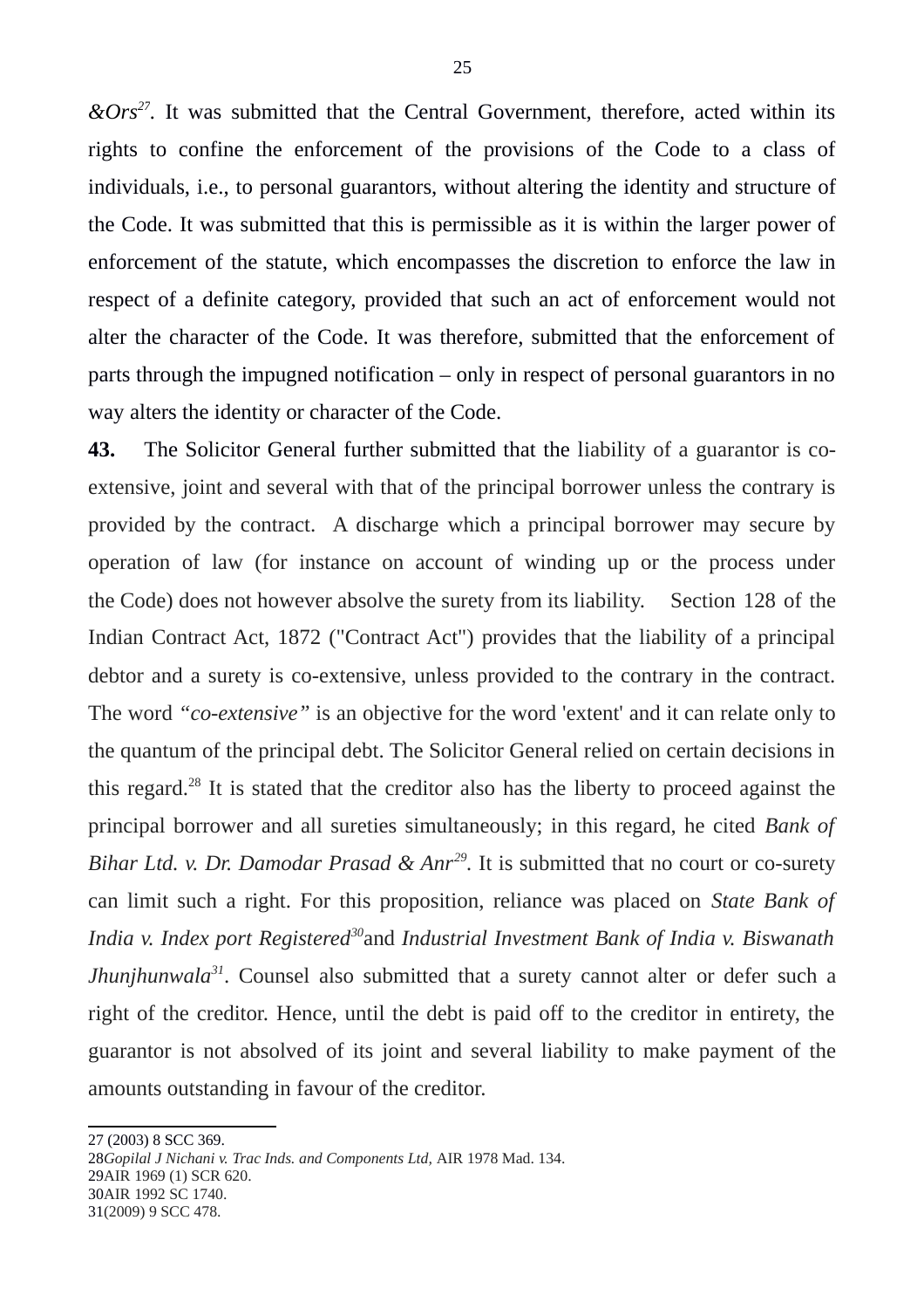*&Ors*[27]. It was submitted that the Central Government, therefore, acted within its rights to confine the enforcement of the provisions of the Code to a class of individuals, i.e., to personal guarantors, without altering the identity and structure of the Code. It was submitted that this is permissible as it is within the larger power of enforcement of the statute, which encompasses the discretion to enforce the law in respect of a definite category, provided that such an act of enforcement would not alter the character of the Code. It was therefore, submitted that the enforcement of parts through the impugned notification – only in respect of personal guarantors in no way alters the identity or character of the Code.

**43.** The Solicitor General further submitted that the liability of a guarantor is co-extensive, joint and several with that of the principal borrower unless the contrary is provided by the contract. A discharge which a principal borrower may secure by operation of law (for instance on account of winding up or the process under the Code) does not however absolve the surety from its liability. Section 128 of the Indian Contract Act, 1872 ("Contract Act") provides that the liability of a principal debtor and a surety is co-extensive, unless provided to the contrary in the contract. The word *"co-extensive"* is an objective for the word 'extent' and it can relate only to the quantum of the principal debt. The Solicitor General relied on certain decisions in this regard.[28] It is stated that the creditor also has the liberty to proceed against the principal borrower and all sureties simultaneously; in this regard, he cited *Bank of Bihar Ltd. v. Dr. Damodar Prasad & Anr*[29]. It is submitted that no court or co-surety can limit such a right. For this proposition, reliance was placed on *State Bank of India v. Index port Registered*[30]and *Industrial Investment Bank of India v. Biswanath Jhunjhunwala*[31]. Counsel also submitted that a surety cannot alter or defer such a right of the creditor. Hence, until the debt is paid off to the creditor in entirety, the guarantor is not absolved of its joint and several liability to make payment of the amounts outstanding in favour of the creditor.

---

27 (2003) 8 SCC 369.
28*Gopilal J Nichani v. Trac Inds. and Components Ltd,* AIR 1978 Mad. 134.
29AIR 1969 (1) SCR 620.
30AIR 1992 SC 1740.
31(2009) 9 SCC 478.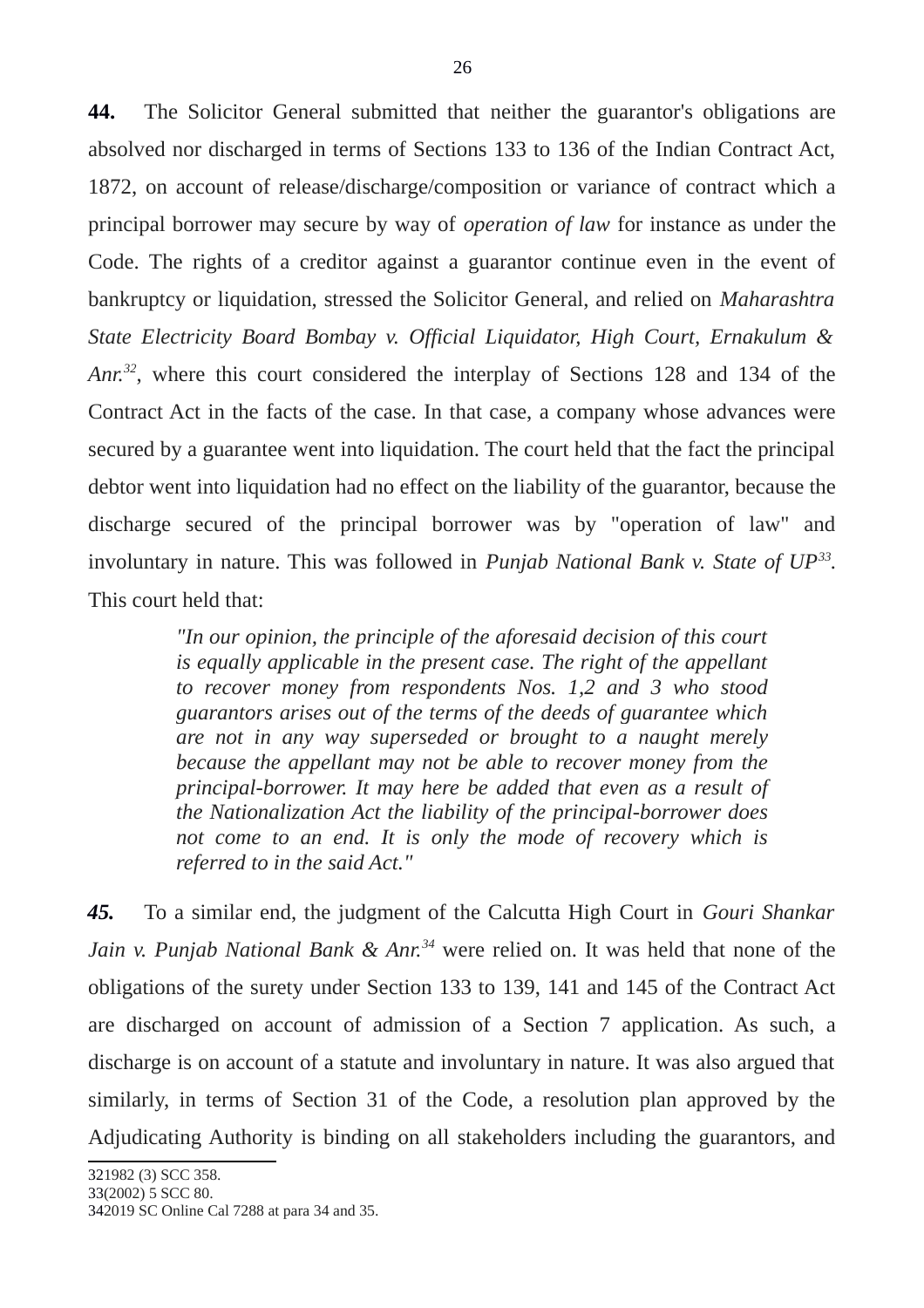**44.** The Solicitor General submitted that neither the guarantor's obligations are absolved nor discharged in terms of Sections 133 to 136 of the Indian Contract Act, 1872, on account of release/discharge/composition or variance of contract which a principal borrower may secure by way of *operation of law* for instance as under the Code. The rights of a creditor against a guarantor continue even in the event of bankruptcy or liquidation, stressed the Solicitor General, and relied on *Maharashtra State Electricity Board Bombay v. Official Liquidator, High Court, Ernakulum & Anr.*[32], where this court considered the interplay of Sections 128 and 134 of the Contract Act in the facts of the case. In that case, a company whose advances were secured by a guarantee went into liquidation. The court held that the fact the principal debtor went into liquidation had no effect on the liability of the guarantor, because the discharge secured of the principal borrower was by "operation of law" and involuntary in nature. This was followed in *Punjab National Bank v. State of UP*[33]. This court held that:

> *"In our opinion, the principle of the aforesaid decision of this court is equally applicable in the present case. The right of the appellant to recover money from respondents Nos. 1,2 and 3 who stood guarantors arises out of the terms of the deeds of guarantee which are not in any way superseded or brought to a naught merely because the appellant may not be able to recover money from the principal-borrower. It may here be added that even as a result of the Nationalization Act the liability of the principal-borrower does not come to an end. It is only the mode of recovery which is referred to in the said Act."*

***45.*** To a similar end, the judgment of the Calcutta High Court in *Gouri Shankar Jain v. Punjab National Bank & Anr.*[34] were relied on. It was held that none of the obligations of the surety under Section 133 to 139, 141 and 145 of the Contract Act are discharged on account of admission of a Section 7 application. As such, a discharge is on account of a statute and involuntary in nature. It was also argued that similarly, in terms of Section 31 of the Code, a resolution plan approved by the Adjudicating Authority is binding on all stakeholders including the guarantors, and

---

32 1982 (3) SCC 358.
33 (2002) 5 SCC 80.
34 2019 SC Online Cal 7288 at para 34 and 35.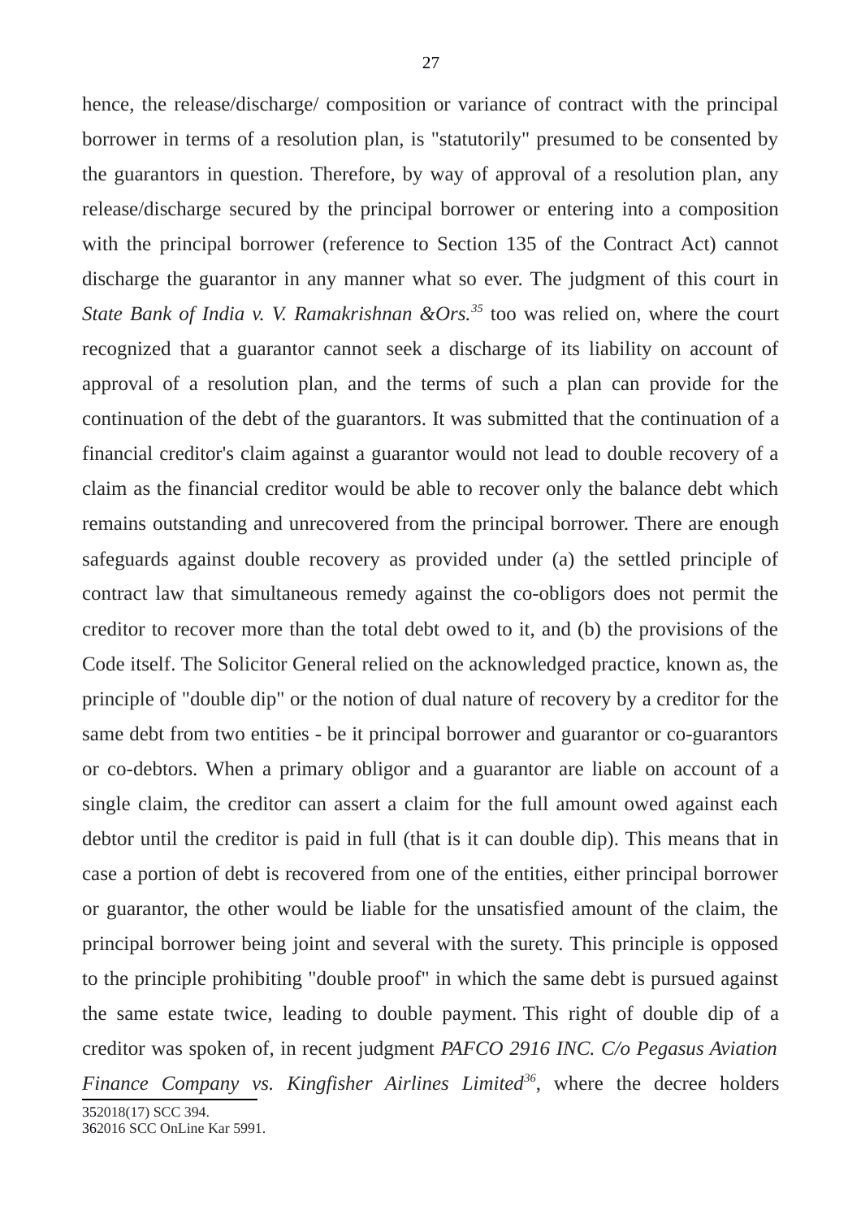hence, the release/discharge/ composition or variance of contract with the principal borrower in terms of a resolution plan, is "statutorily" presumed to be consented by the guarantors in question. Therefore, by way of approval of a resolution plan, any release/discharge secured by the principal borrower or entering into a composition with the principal borrower (reference to Section 135 of the Contract Act) cannot discharge the guarantor in any manner what so ever. The judgment of this court in *State Bank of India v. V. Ramakrishnan &Ors.*[35] too was relied on, where the court recognized that a guarantor cannot seek a discharge of its liability on account of approval of a resolution plan, and the terms of such a plan can provide for the continuation of the debt of the guarantors. It was submitted that the continuation of a financial creditor's claim against a guarantor would not lead to double recovery of a claim as the financial creditor would be able to recover only the balance debt which remains outstanding and unrecovered from the principal borrower. There are enough safeguards against double recovery as provided under (a) the settled principle of contract law that simultaneous remedy against the co-obligors does not permit the creditor to recover more than the total debt owed to it, and (b) the provisions of the Code itself. The Solicitor General relied on the acknowledged practice, known as, the principle of "double dip" or the notion of dual nature of recovery by a creditor for the same debt from two entities - be it principal borrower and guarantor or co-guarantors or co-debtors. When a primary obligor and a guarantor are liable on account of a single claim, the creditor can assert a claim for the full amount owed against each debtor until the creditor is paid in full (that is it can double dip). This means that in case a portion of debt is recovered from one of the entities, either principal borrower or guarantor, the other would be liable for the unsatisfied amount of the claim, the principal borrower being joint and several with the surety. This principle is opposed to the principle prohibiting "double proof" in which the same debt is pursued against the same estate twice, leading to double payment. This right of double dip of a creditor was spoken of, in recent judgment *PAFCO 2916 INC. C/o Pegasus Aviation Finance Company vs. Kingfisher Airlines Limited*[36], where the decree holders

---

[35] 2018(17) SCC 394.

[36] 2016 SCC OnLine Kar 5991.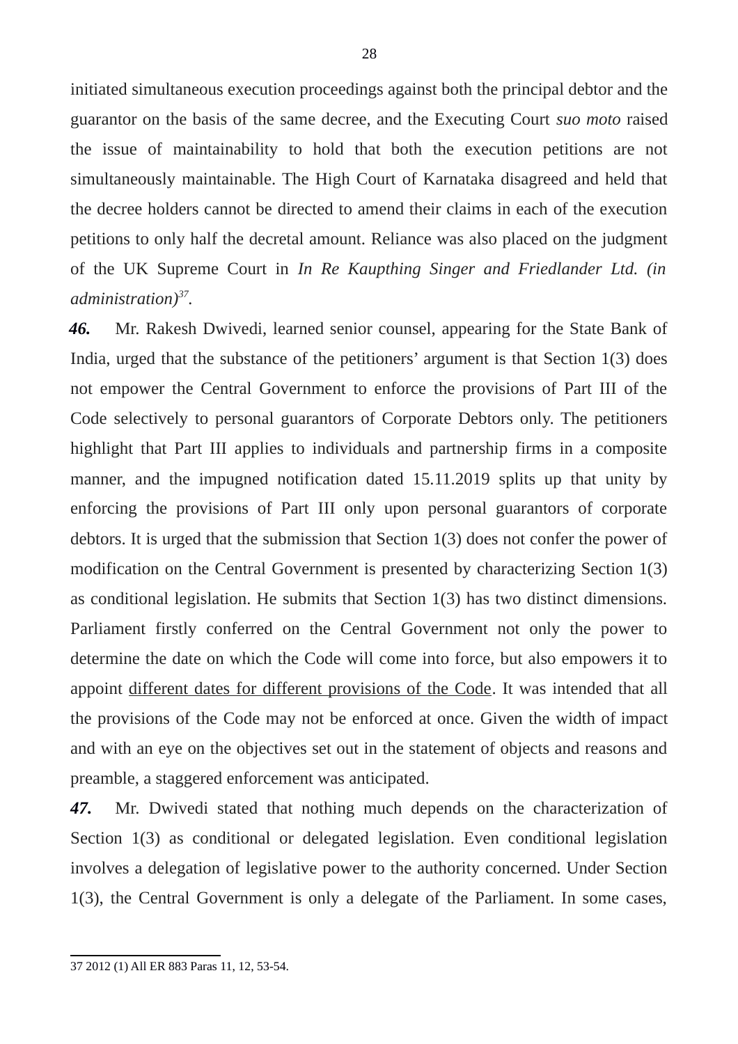initiated simultaneous execution proceedings against both the principal debtor and the guarantor on the basis of the same decree, and the Executing Court *suo moto* raised the issue of maintainability to hold that both the execution petitions are not simultaneously maintainable. The High Court of Karnataka disagreed and held that the decree holders cannot be directed to amend their claims in each of the execution petitions to only half the decretal amount. Reliance was also placed on the judgment of the UK Supreme Court in *In Re Kaupthing Singer and Friedlander Ltd. (in administration)*[37].

***46.*** Mr. Rakesh Dwivedi, learned senior counsel, appearing for the State Bank of India, urged that the substance of the petitioners' argument is that Section 1(3) does not empower the Central Government to enforce the provisions of Part III of the Code selectively to personal guarantors of Corporate Debtors only. The petitioners highlight that Part III applies to individuals and partnership firms in a composite manner, and the impugned notification dated 15.11.2019 splits up that unity by enforcing the provisions of Part III only upon personal guarantors of corporate debtors. It is urged that the submission that Section 1(3) does not confer the power of modification on the Central Government is presented by characterizing Section 1(3) as conditional legislation. He submits that Section 1(3) has two distinct dimensions. Parliament firstly conferred on the Central Government not only the power to determine the date on which the Code will come into force, but also empowers it to appoint <u>different dates for different provisions of the Code</u>. It was intended that all the provisions of the Code may not be enforced at once. Given the width of impact and with an eye on the objectives set out in the statement of objects and reasons and preamble, a staggered enforcement was anticipated.

***47.*** Mr. Dwivedi stated that nothing much depends on the characterization of Section 1(3) as conditional or delegated legislation. Even conditional legislation involves a delegation of legislative power to the authority concerned. Under Section 1(3), the Central Government is only a delegate of the Parliament. In some cases,

---

37 2012 (1) All ER 883 Paras 11, 12, 53-54.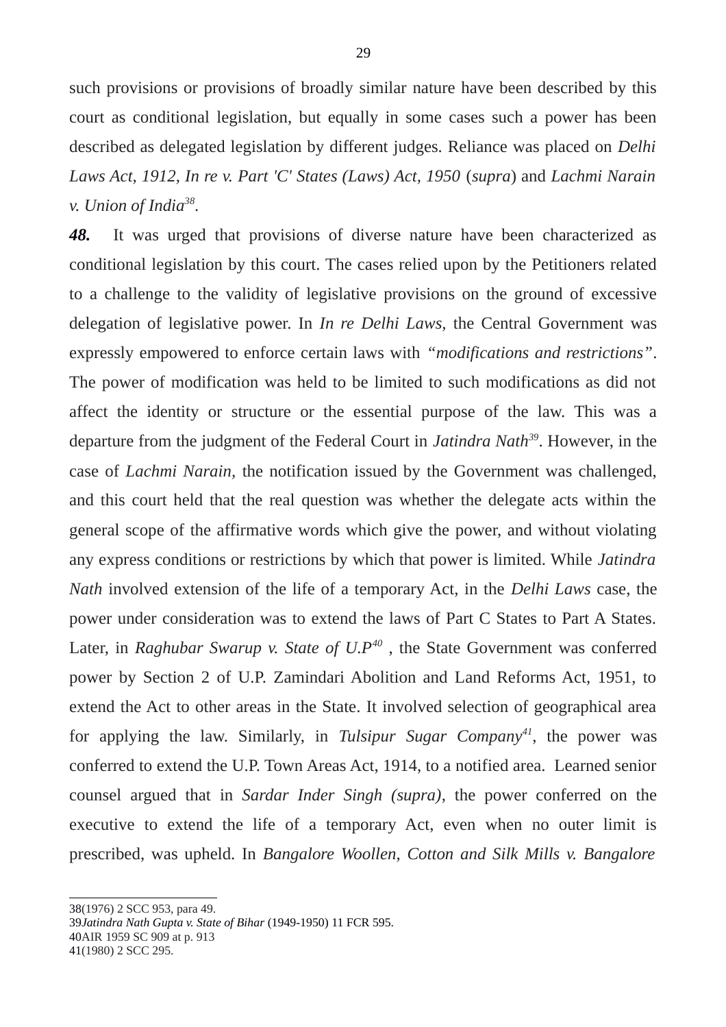such provisions or provisions of broadly similar nature have been described by this court as conditional legislation, but equally in some cases such a power has been described as delegated legislation by different judges. Reliance was placed on *Delhi Laws Act, 1912, In re v. Part 'C' States (Laws) Act, 1950* (*supra*) and *Lachmi Narain v. Union of India*[38].

***48.*** It was urged that provisions of diverse nature have been characterized as conditional legislation by this court. The cases relied upon by the Petitioners related to a challenge to the validity of legislative provisions on the ground of excessive delegation of legislative power. In *In re Delhi Laws,* the Central Government was expressly empowered to enforce certain laws with *"modifications and restrictions"*. The power of modification was held to be limited to such modifications as did not affect the identity or structure or the essential purpose of the law. This was a departure from the judgment of the Federal Court in *Jatindra Nath*[39]. However, in the case of *Lachmi Narain*, the notification issued by the Government was challenged, and this court held that the real question was whether the delegate acts within the general scope of the affirmative words which give the power, and without violating any express conditions or restrictions by which that power is limited. While *Jatindra Nath* involved extension of the life of a temporary Act, in the *Delhi Laws* case, the power under consideration was to extend the laws of Part C States to Part A States. Later, in *Raghubar Swarup v. State of U.P*[40] , the State Government was conferred power by Section 2 of U.P. Zamindari Abolition and Land Reforms Act, 1951, to extend the Act to other areas in the State. It involved selection of geographical area for applying the law. Similarly, in *Tulsipur Sugar Company*[41], the power was conferred to extend the U.P. Town Areas Act, 1914, to a notified area. Learned senior counsel argued that in *Sardar Inder Singh (supra)*, the power conferred on the executive to extend the life of a temporary Act, even when no outer limit is prescribed, was upheld. In *Bangalore Woollen, Cotton and Silk Mills v. Bangalore*

---

38(1976) 2 SCC 953, para 49.

39*Jatindra Nath Gupta v. State of Bihar* (1949-1950) 11 FCR 595.

40AIR 1959 SC 909 at p. 913

41(1980) 2 SCC 295.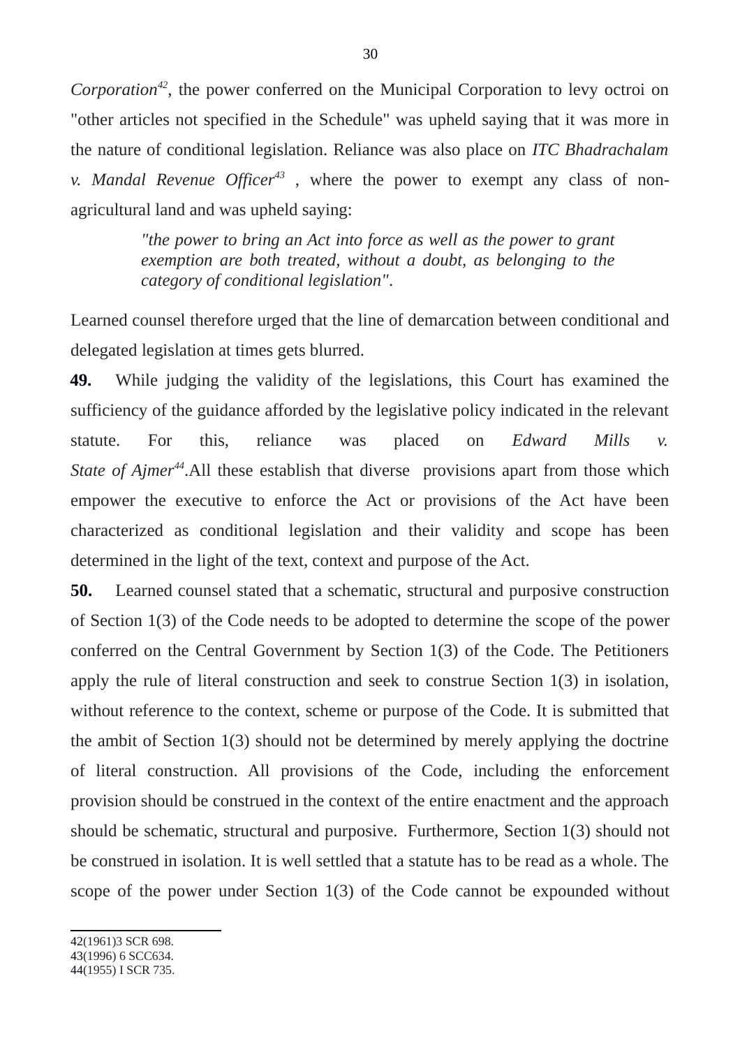*Corporation*[42], the power conferred on the Municipal Corporation to levy octroi on "other articles not specified in the Schedule" was upheld saying that it was more in the nature of conditional legislation. Reliance was also place on *ITC Bhadrachalam v. Mandal Revenue Officer*[43] , where the power to exempt any class of non-agricultural land and was upheld saying:

> *"the power to bring an Act into force as well as the power to grant exemption are both treated, without a doubt, as belonging to the category of conditional legislation".*

Learned counsel therefore urged that the line of demarcation between conditional and delegated legislation at times gets blurred.

**49.** While judging the validity of the legislations, this Court has examined the sufficiency of the guidance afforded by the legislative policy indicated in the relevant statute. For this, reliance was placed on *Edward Mills v. State of Ajmer*[44].All these establish that diverse provisions apart from those which empower the executive to enforce the Act or provisions of the Act have been characterized as conditional legislation and their validity and scope has been determined in the light of the text, context and purpose of the Act.

**50.** Learned counsel stated that a schematic, structural and purposive construction of Section 1(3) of the Code needs to be adopted to determine the scope of the power conferred on the Central Government by Section 1(3) of the Code. The Petitioners apply the rule of literal construction and seek to construe Section 1(3) in isolation, without reference to the context, scheme or purpose of the Code. It is submitted that the ambit of Section 1(3) should not be determined by merely applying the doctrine of literal construction. All provisions of the Code, including the enforcement provision should be construed in the context of the entire enactment and the approach should be schematic, structural and purposive. Furthermore, Section 1(3) should not be construed in isolation. It is well settled that a statute has to be read as a whole. The scope of the power under Section 1(3) of the Code cannot be expounded without

---

42(1961)3 SCR 698.
43(1996) 6 SCC634.
44(1955) I SCR 735.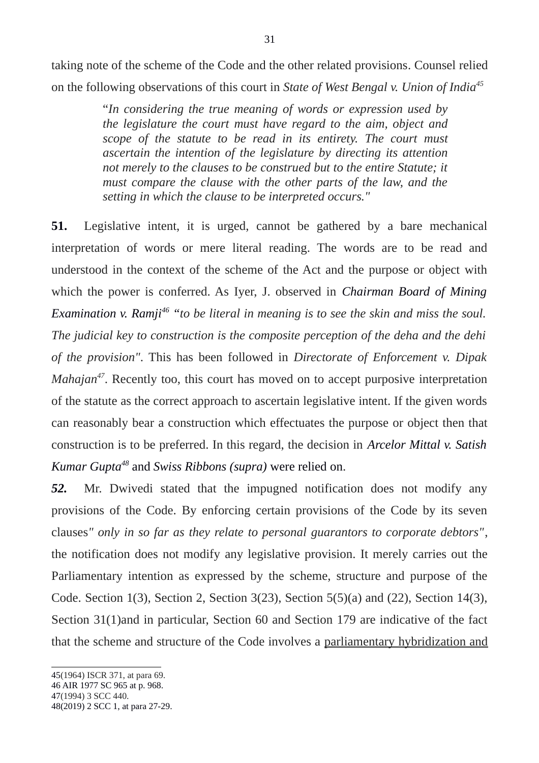taking note of the scheme of the Code and the other related provisions. Counsel relied on the following observations of this court in *State of West Bengal v. Union of India*[45]

> "*In considering the true meaning of words or expression used by the legislature the court must have regard to the aim, object and scope of the statute to be read in its entirety. The court must ascertain the intention of the legislature by directing its attention not merely to the clauses to be construed but to the entire Statute; it must compare the clause with the other parts of the law, and the setting in which the clause to be interpreted occurs."*

**51.** Legislative intent, it is urged, cannot be gathered by a bare mechanical interpretation of words or mere literal reading. The words are to be read and understood in the context of the scheme of the Act and the purpose or object with which the power is conferred. As Iyer, J. observed in *Chairman Board of Mining Examination v. Ramji*[46] *"to be literal in meaning is to see the skin and miss the soul. The judicial key to construction is the composite perception of the deha and the dehi of the provision"*. This has been followed in *Directorate of Enforcement v. Dipak Mahajan*[47]. Recently too, this court has moved on to accept purposive interpretation of the statute as the correct approach to ascertain legislative intent. If the given words can reasonably bear a construction which effectuates the purpose or object then that construction is to be preferred. In this regard, the decision in *Arcelor Mittal v. Satish Kumar Gupta*[48] and *Swiss Ribbons (supra)* were relied on.

***52.*** Mr. Dwivedi stated that the impugned notification does not modify any provisions of the Code. By enforcing certain provisions of the Code by its seven clauses*" only in so far as they relate to personal guarantors to corporate debtors"*, the notification does not modify any legislative provision. It merely carries out the Parliamentary intention as expressed by the scheme, structure and purpose of the Code. Section 1(3), Section 2, Section 3(23), Section 5(5)(a) and (22), Section 14(3), Section 31(1)and in particular, Section 60 and Section 179 are indicative of the fact that the scheme and structure of the Code involves a <u>parliamentary hybridization and</u>

---

45(1964) ISCR 371, at para 69.
46 AIR 1977 SC 965 at p. 968.
47(1994) 3 SCC 440.
48(2019) 2 SCC 1, at para 27-29.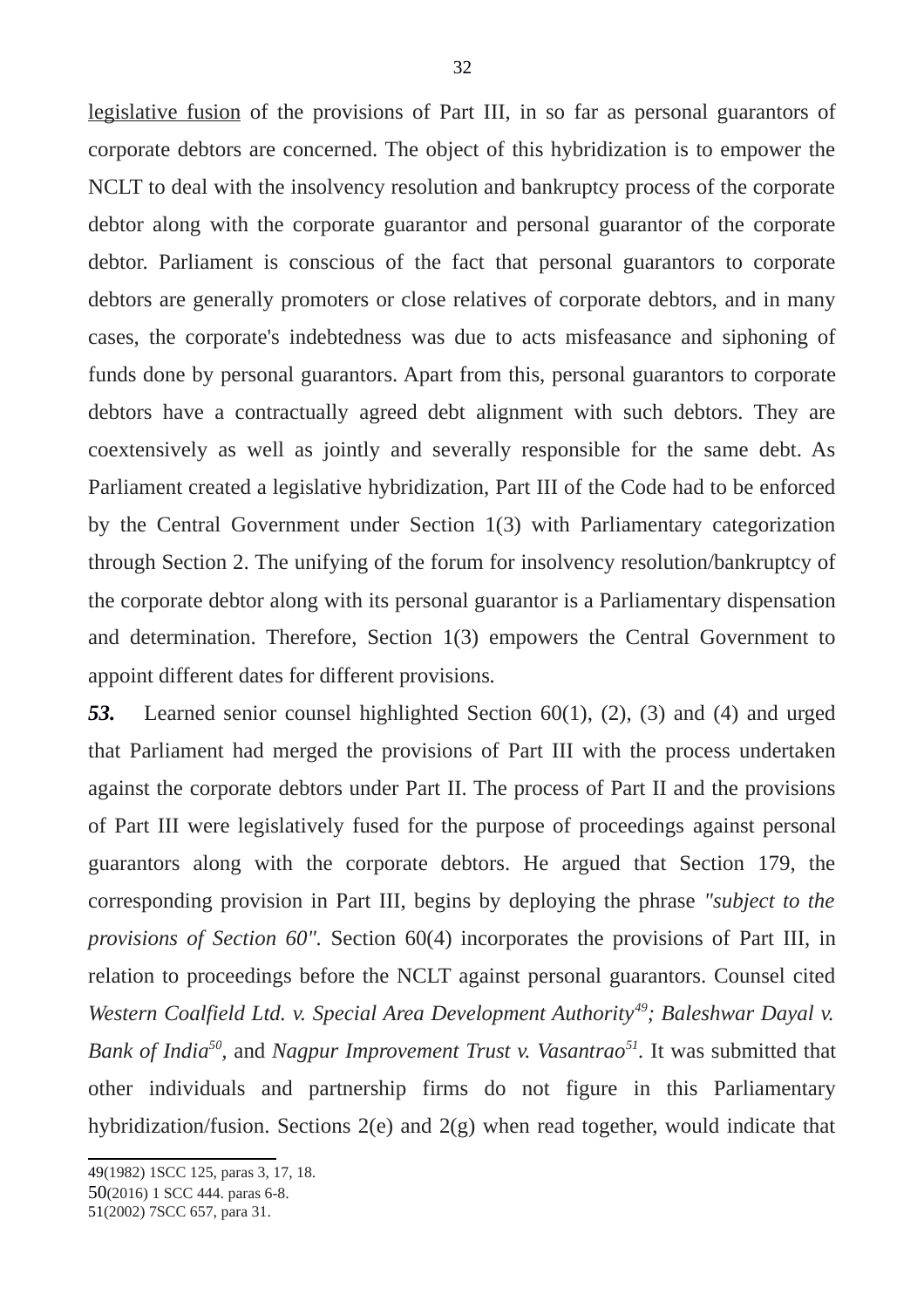<u>legislative fusion</u> of the provisions of Part III, in so far as personal guarantors of corporate debtors are concerned. The object of this hybridization is to empower the NCLT to deal with the insolvency resolution and bankruptcy process of the corporate debtor along with the corporate guarantor and personal guarantor of the corporate debtor. Parliament is conscious of the fact that personal guarantors to corporate debtors are generally promoters or close relatives of corporate debtors, and in many cases, the corporate's indebtedness was due to acts misfeasance and siphoning of funds done by personal guarantors. Apart from this, personal guarantors to corporate debtors have a contractually agreed debt alignment with such debtors. They are coextensively as well as jointly and severally responsible for the same debt. As Parliament created a legislative hybridization, Part III of the Code had to be enforced by the Central Government under Section 1(3) with Parliamentary categorization through Section 2. The unifying of the forum for insolvency resolution/bankruptcy of the corporate debtor along with its personal guarantor is a Parliamentary dispensation and determination. Therefore, Section 1(3) empowers the Central Government to appoint different dates for different provisions.

***53.*** Learned senior counsel highlighted Section 60(1), (2), (3) and (4) and urged that Parliament had merged the provisions of Part III with the process undertaken against the corporate debtors under Part II. The process of Part II and the provisions of Part III were legislatively fused for the purpose of proceedings against personal guarantors along with the corporate debtors. He argued that Section 179, the corresponding provision in Part III, begins by deploying the phrase *"subject to the provisions of Section 60"*. Section 60(4) incorporates the provisions of Part III, in relation to proceedings before the NCLT against personal guarantors. Counsel cited *Western Coalfield Ltd. v. Special Area Development Authority*[49]*; Baleshwar Dayal v. Bank of India*[50], and *Nagpur Improvement Trust v. Vasantrao*[51]. It was submitted that other individuals and partnership firms do not figure in this Parliamentary hybridization/fusion. Sections 2(e) and 2(g) when read together, would indicate that

---

49(1982) 1SCC 125, paras 3, 17, 18.

50(2016) 1 SCC 444. paras 6-8.

51(2002) 7SCC 657, para 31.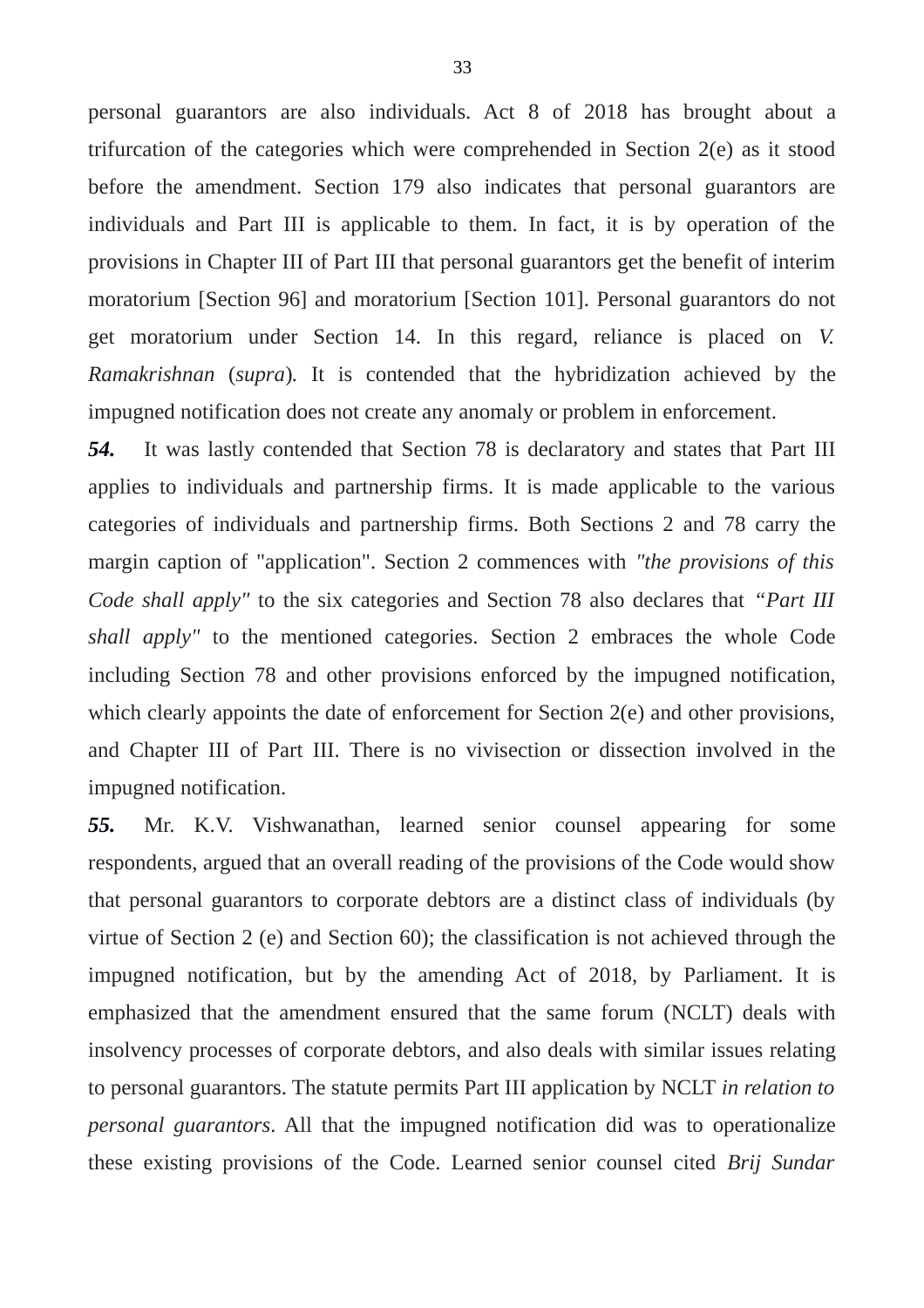personal guarantors are also individuals. Act 8 of 2018 has brought about a trifurcation of the categories which were comprehended in Section 2(e) as it stood before the amendment. Section 179 also indicates that personal guarantors are individuals and Part III is applicable to them. In fact, it is by operation of the provisions in Chapter III of Part III that personal guarantors get the benefit of interim moratorium [Section 96] and moratorium [Section 101]. Personal guarantors do not get moratorium under Section 14. In this regard, reliance is placed on *V. Ramakrishnan* (*supra*). It is contended that the hybridization achieved by the impugned notification does not create any anomaly or problem in enforcement.

***54.*** It was lastly contended that Section 78 is declaratory and states that Part III applies to individuals and partnership firms. It is made applicable to the various categories of individuals and partnership firms. Both Sections 2 and 78 carry the margin caption of "application". Section 2 commences with *"the provisions of this Code shall apply"* to the six categories and Section 78 also declares that *"Part III shall apply"* to the mentioned categories. Section 2 embraces the whole Code including Section 78 and other provisions enforced by the impugned notification, which clearly appoints the date of enforcement for Section 2(e) and other provisions, and Chapter III of Part III. There is no vivisection or dissection involved in the impugned notification.

***55.*** Mr. K.V. Vishwanathan, learned senior counsel appearing for some respondents, argued that an overall reading of the provisions of the Code would show that personal guarantors to corporate debtors are a distinct class of individuals (by virtue of Section 2 (e) and Section 60); the classification is not achieved through the impugned notification, but by the amending Act of 2018, by Parliament. It is emphasized that the amendment ensured that the same forum (NCLT) deals with insolvency processes of corporate debtors, and also deals with similar issues relating to personal guarantors. The statute permits Part III application by NCLT *in relation to personal guarantors*. All that the impugned notification did was to operationalize these existing provisions of the Code. Learned senior counsel cited *Brij Sundar*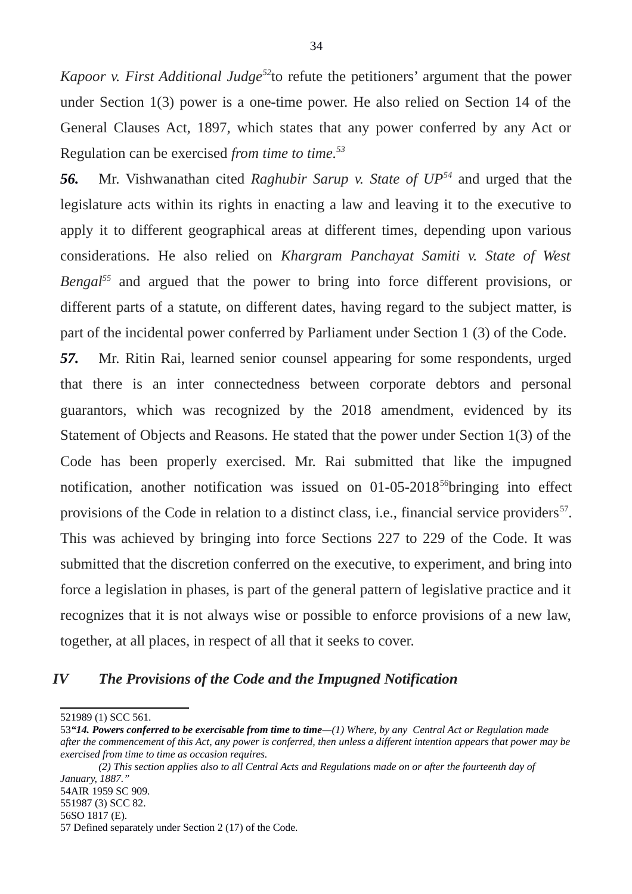*Kapoor v. First Additional Judge*[52]to refute the petitioners' argument that the power under Section 1(3) power is a one-time power. He also relied on Section 14 of the General Clauses Act, 1897, which states that any power conferred by any Act or Regulation can be exercised *from time to time*.[53]

***56.*** Mr. Vishwanathan cited *Raghubir Sarup v. State of UP*[54] and urged that the legislature acts within its rights in enacting a law and leaving it to the executive to apply it to different geographical areas at different times, depending upon various considerations. He also relied on *Khargram Panchayat Samiti v. State of West Bengal*[55] and argued that the power to bring into force different provisions, or different parts of a statute, on different dates, having regard to the subject matter, is part of the incidental power conferred by Parliament under Section 1 (3) of the Code.

***57.*** Mr. Ritin Rai, learned senior counsel appearing for some respondents, urged that there is an inter connectedness between corporate debtors and personal guarantors, which was recognized by the 2018 amendment, evidenced by its Statement of Objects and Reasons. He stated that the power under Section 1(3) of the Code has been properly exercised. Mr. Rai submitted that like the impugned notification, another notification was issued on 01-05-2018[56]bringing into effect provisions of the Code in relation to a distinct class, i.e., financial service providers[57]. This was achieved by bringing into force Sections 227 to 229 of the Code. It was submitted that the discretion conferred on the executive, to experiment, and bring into force a legislation in phases, is part of the general pattern of legislative practice and it recognizes that it is not always wise or possible to enforce provisions of a new law, together, at all places, in respect of all that it seeks to cover.

## *IV The Provisions of the Code and the Impugned Notification*

---

52 1989 (1) SCC 561.

53 ***"14. Powers conferred to be exercisable from time to time****—(1) Where, by any Central Act or Regulation made after the commencement of this Act, any power is conferred, then unless a different intention appears that power may be exercised from time to time as occasion requires.*

*(2) This section applies also to all Central Acts and Regulations made on or after the fourteenth day of January, 1887."*

54 AIR 1959 SC 909.

55 1987 (3) SCC 82.

56 SO 1817 (E).

57 Defined separately under Section 2 (17) of the Code.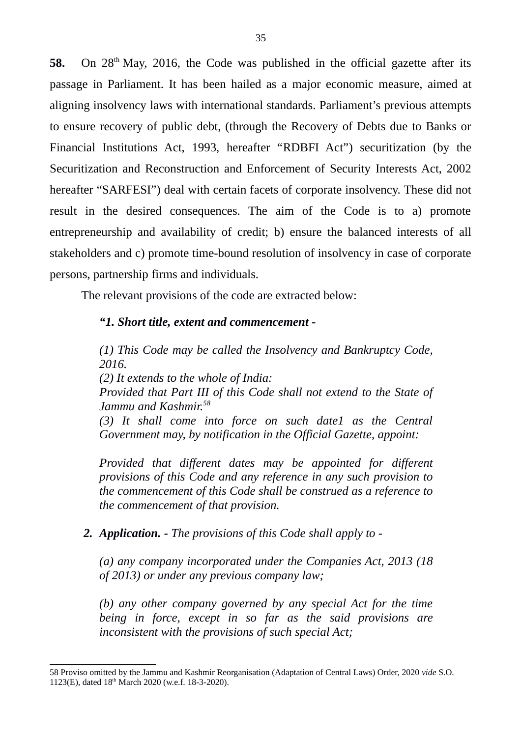**58.** On 28th May, 2016, the Code was published in the official gazette after its passage in Parliament. It has been hailed as a major economic measure, aimed at aligning insolvency laws with international standards. Parliament's previous attempts to ensure recovery of public debt, (through the Recovery of Debts due to Banks or Financial Institutions Act, 1993, hereafter "RDBFI Act") securitization (by the Securitization and Reconstruction and Enforcement of Security Interests Act, 2002 hereafter "SARFESI") deal with certain facets of corporate insolvency. These did not result in the desired consequences. The aim of the Code is to a) promote entrepreneurship and availability of credit; b) ensure the balanced interests of all stakeholders and c) promote time-bound resolution of insolvency in case of corporate persons, partnership firms and individuals.

The relevant provisions of the code are extracted below:

> ***"1. Short title, extent and commencement -***
>
> *(1) This Code may be called the Insolvency and Bankruptcy Code, 2016.*
> *(2) It extends to the whole of India:*
> *Provided that Part III of this Code shall not extend to the State of Jammu and Kashmir.*[58]
> *(3) It shall come into force on such date1 as the Central Government may, by notification in the Official Gazette, appoint:*
>
> *Provided that different dates may be appointed for different provisions of this Code and any reference in any such provision to the commencement of this Code shall be construed as a reference to the commencement of that provision.*
>
> ***2. Application. -** The provisions of this Code shall apply to -*
>
> *(a) any company incorporated under the Companies Act, 2013 (18 of 2013) or under any previous company law;*
>
> *(b) any other company governed by any special Act for the time being in force, except in so far as the said provisions are inconsistent with the provisions of such special Act;*

---

58 Proviso omitted by the Jammu and Kashmir Reorganisation (Adaptation of Central Laws) Order, 2020 *vide* S.O. 1123(E), dated 18th March 2020 (w.e.f. 18-3-2020).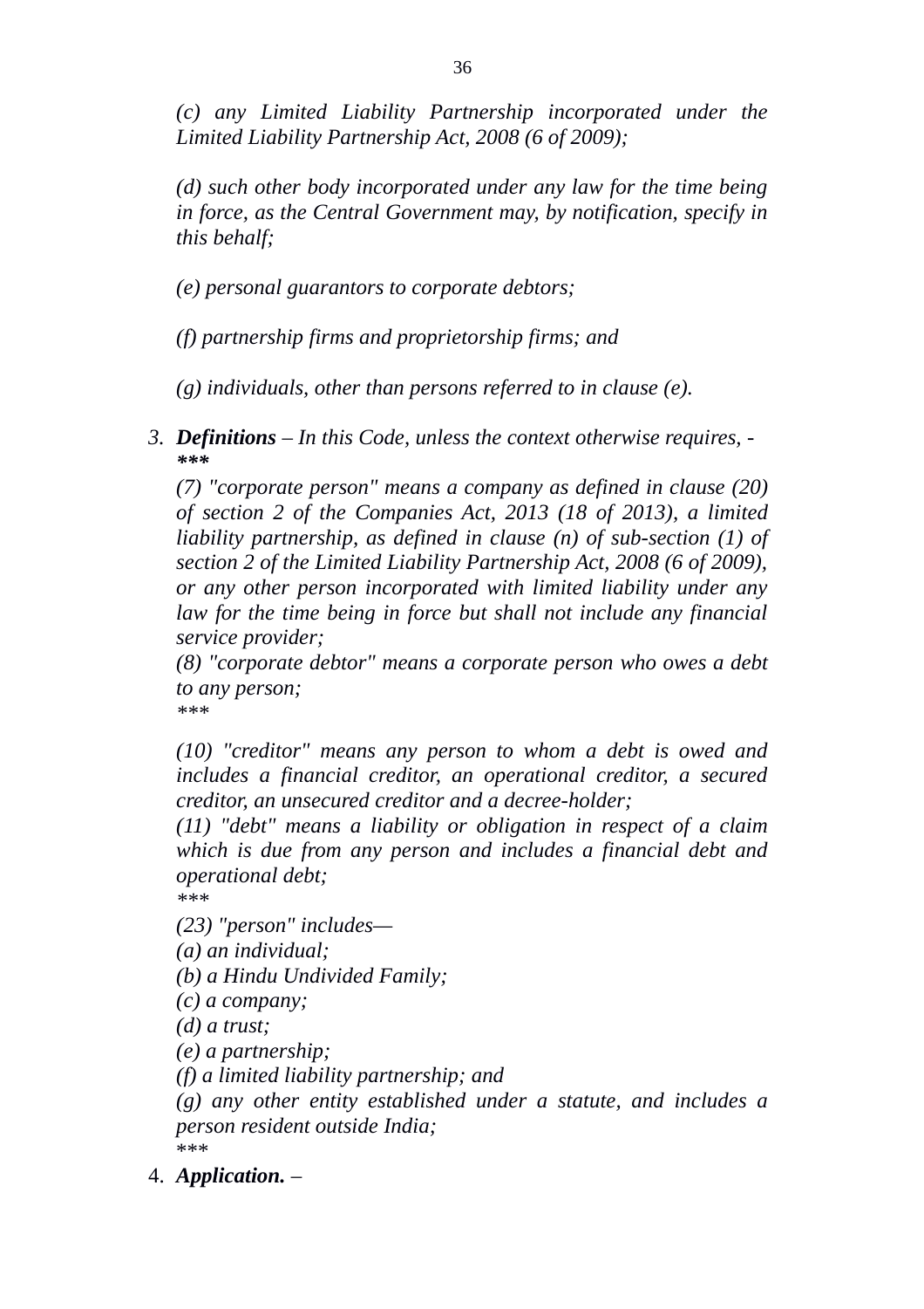*(c) any Limited Liability Partnership incorporated under the Limited Liability Partnership Act, 2008 (6 of 2009);*

*(d) such other body incorporated under any law for the time being in force, as the Central Government may, by notification, specify in this behalf;*

*(e) personal guarantors to corporate debtors;*

*(f) partnership firms and proprietorship firms; and*

*(g) individuals, other than persons referred to in clause (e).*

3. ***Definitions** – In this Code, unless the context otherwise requires, -*
   ***\*\*\****

   *(7) "corporate person" means a company as defined in clause (20) of section 2 of the Companies Act, 2013 (18 of 2013), a limited liability partnership, as defined in clause (n) of sub-section (1) of section 2 of the Limited Liability Partnership Act, 2008 (6 of 2009), or any other person incorporated with limited liability under any law for the time being in force but shall not include any financial service provider;*

   *(8) "corporate debtor" means a corporate person who owes a debt to any person;*

   *\*\*\**

   *(10) "creditor" means any person to whom a debt is owed and includes a financial creditor, an operational creditor, a secured creditor, an unsecured creditor and a decree-holder;*

   *(11) "debt" means a liability or obligation in respect of a claim which is due from any person and includes a financial debt and operational debt;*

   *\*\*\**

   *(23) "person" includes—*

   *(a) an individual;*

   *(b) a Hindu Undivided Family;*

   *(c) a company;*

   *(d) a trust;*

   *(e) a partnership;*

   *(f) a limited liability partnership; and*

   *(g) any other entity established under a statute, and includes a person resident outside India;*

   *\*\*\**

4. ***Application.** –*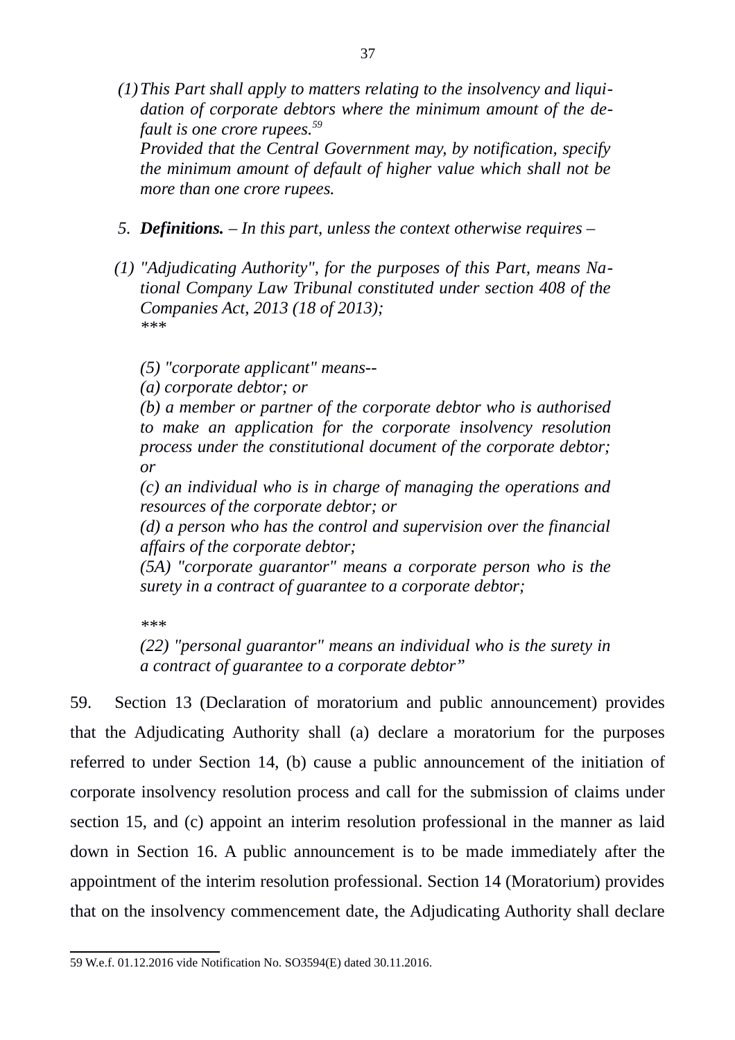*(1) This Part shall apply to matters relating to the insolvency and liquidation of corporate debtors where the minimum amount of the default is one crore rupees.*[59]
*Provided that the Central Government may, by notification, specify the minimum amount of default of higher value which shall not be more than one crore rupees.*

*5. **Definitions.** – In this part, unless the context otherwise requires –*

*(1) "Adjudicating Authority", for the purposes of this Part, means National Company Law Tribunal constituted under section 408 of the Companies Act, 2013 (18 of 2013);*
*\*\*\**

*(5) "corporate applicant" means--*
*(a) corporate debtor; or*
*(b) a member or partner of the corporate debtor who is authorised to make an application for the corporate insolvency resolution process under the constitutional document of the corporate debtor; or*
*(c) an individual who is in charge of managing the operations and resources of the corporate debtor; or*
*(d) a person who has the control and supervision over the financial affairs of the corporate debtor;*
*(5A) "corporate guarantor" means a corporate person who is the surety in a contract of guarantee to a corporate debtor;*

*\*\*\**
*(22) "personal guarantor" means an individual who is the surety in a contract of guarantee to a corporate debtor"*

59. Section 13 (Declaration of moratorium and public announcement) provides that the Adjudicating Authority shall (a) declare a moratorium for the purposes referred to under Section 14, (b) cause a public announcement of the initiation of corporate insolvency resolution process and call for the submission of claims under section 15, and (c) appoint an interim resolution professional in the manner as laid down in Section 16. A public announcement is to be made immediately after the appointment of the interim resolution professional. Section 14 (Moratorium) provides that on the insolvency commencement date, the Adjudicating Authority shall declare

---

59 W.e.f. 01.12.2016 vide Notification No. SO3594(E) dated 30.11.2016.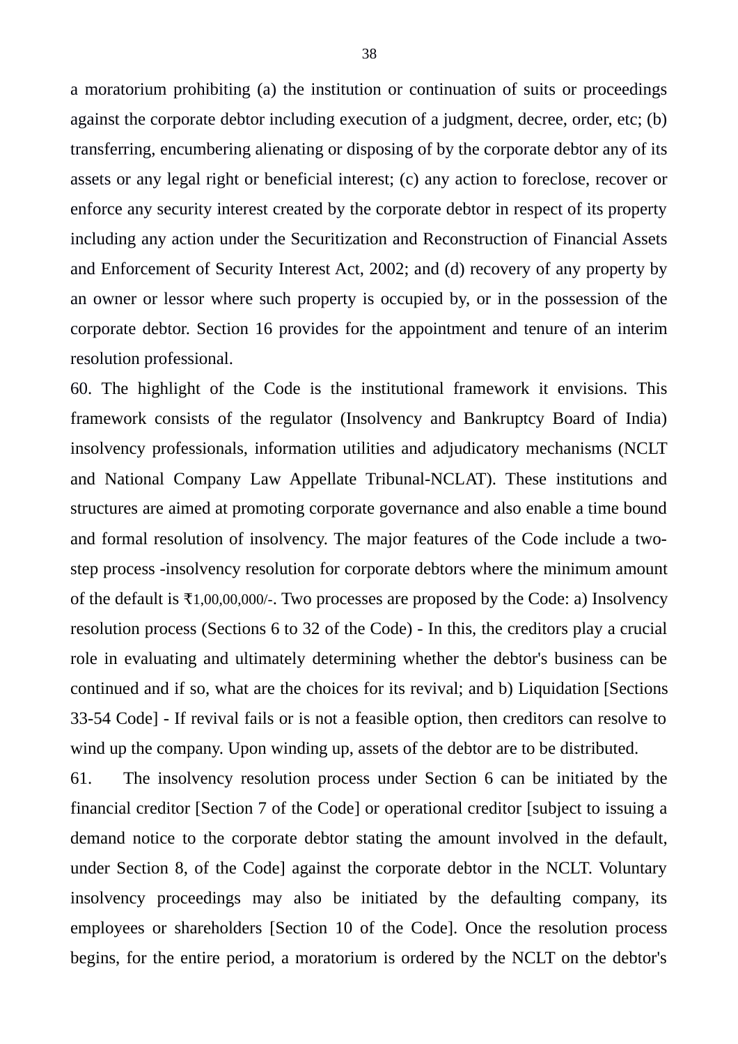a moratorium prohibiting (a) the institution or continuation of suits or proceedings against the corporate debtor including execution of a judgment, decree, order, etc; (b) transferring, encumbering alienating or disposing of by the corporate debtor any of its assets or any legal right or beneficial interest; (c) any action to foreclose, recover or enforce any security interest created by the corporate debtor in respect of its property including any action under the Securitization and Reconstruction of Financial Assets and Enforcement of Security Interest Act, 2002; and (d) recovery of any property by an owner or lessor where such property is occupied by, or in the possession of the corporate debtor. Section 16 provides for the appointment and tenure of an interim resolution professional.

60. The highlight of the Code is the institutional framework it envisions. This framework consists of the regulator (Insolvency and Bankruptcy Board of India) insolvency professionals, information utilities and adjudicatory mechanisms (NCLT and National Company Law Appellate Tribunal-NCLAT). These institutions and structures are aimed at promoting corporate governance and also enable a time bound and formal resolution of insolvency. The major features of the Code include a two-step process -insolvency resolution for corporate debtors where the minimum amount of the default is ₹1,00,00,000/-. Two processes are proposed by the Code: a) Insolvency resolution process (Sections 6 to 32 of the Code) - In this, the creditors play a crucial role in evaluating and ultimately determining whether the debtor's business can be continued and if so, what are the choices for its revival; and b) Liquidation [Sections 33-54 Code] - If revival fails or is not a feasible option, then creditors can resolve to wind up the company. Upon winding up, assets of the debtor are to be distributed.

61. The insolvency resolution process under Section 6 can be initiated by the financial creditor [Section 7 of the Code] or operational creditor [subject to issuing a demand notice to the corporate debtor stating the amount involved in the default, under Section 8, of the Code] against the corporate debtor in the NCLT. Voluntary insolvency proceedings may also be initiated by the defaulting company, its employees or shareholders [Section 10 of the Code]. Once the resolution process begins, for the entire period, a moratorium is ordered by the NCLT on the debtor's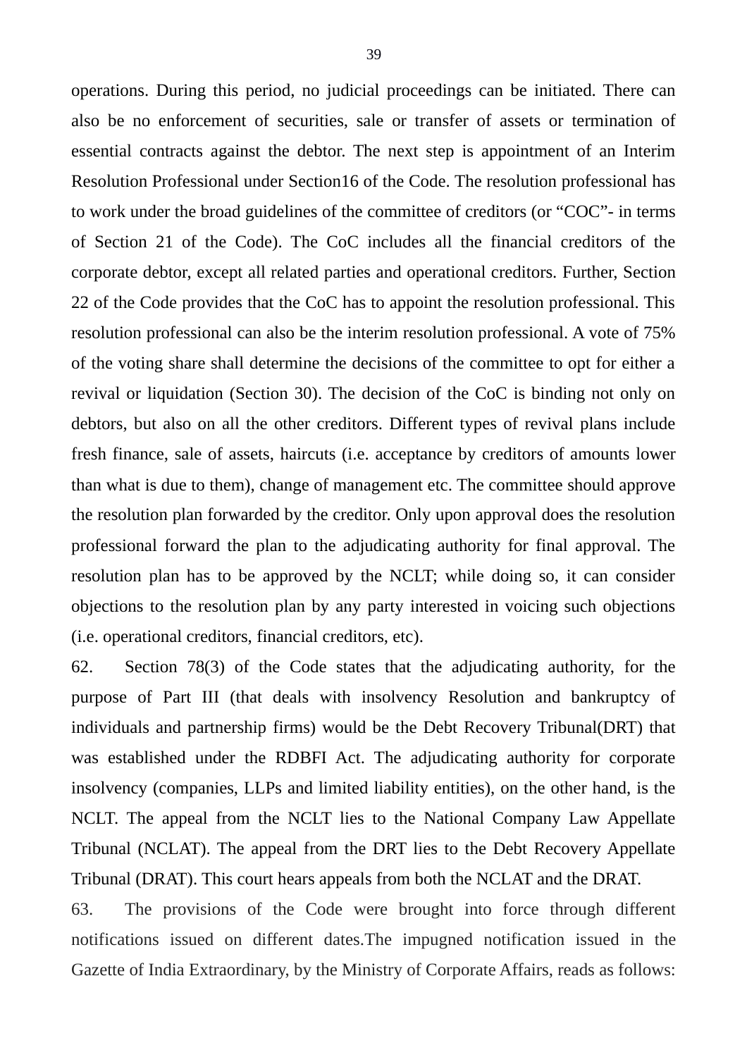operations. During this period, no judicial proceedings can be initiated. There can also be no enforcement of securities, sale or transfer of assets or termination of essential contracts against the debtor. The next step is appointment of an Interim Resolution Professional under Section16 of the Code. The resolution professional has to work under the broad guidelines of the committee of creditors (or "COC"- in terms of Section 21 of the Code). The CoC includes all the financial creditors of the corporate debtor, except all related parties and operational creditors. Further, Section 22 of the Code provides that the CoC has to appoint the resolution professional. This resolution professional can also be the interim resolution professional. A vote of 75% of the voting share shall determine the decisions of the committee to opt for either a revival or liquidation (Section 30). The decision of the CoC is binding not only on debtors, but also on all the other creditors. Different types of revival plans include fresh finance, sale of assets, haircuts (i.e. acceptance by creditors of amounts lower than what is due to them), change of management etc. The committee should approve the resolution plan forwarded by the creditor. Only upon approval does the resolution professional forward the plan to the adjudicating authority for final approval. The resolution plan has to be approved by the NCLT; while doing so, it can consider objections to the resolution plan by any party interested in voicing such objections (i.e. operational creditors, financial creditors, etc).

62. Section 78(3) of the Code states that the adjudicating authority, for the purpose of Part III (that deals with insolvency Resolution and bankruptcy of individuals and partnership firms) would be the Debt Recovery Tribunal(DRT) that was established under the RDBFI Act. The adjudicating authority for corporate insolvency (companies, LLPs and limited liability entities), on the other hand, is the NCLT. The appeal from the NCLT lies to the National Company Law Appellate Tribunal (NCLAT). The appeal from the DRT lies to the Debt Recovery Appellate Tribunal (DRAT). This court hears appeals from both the NCLAT and the DRAT.

63. The provisions of the Code were brought into force through different notifications issued on different dates.The impugned notification issued in the Gazette of India Extraordinary, by the Ministry of Corporate Affairs, reads as follows: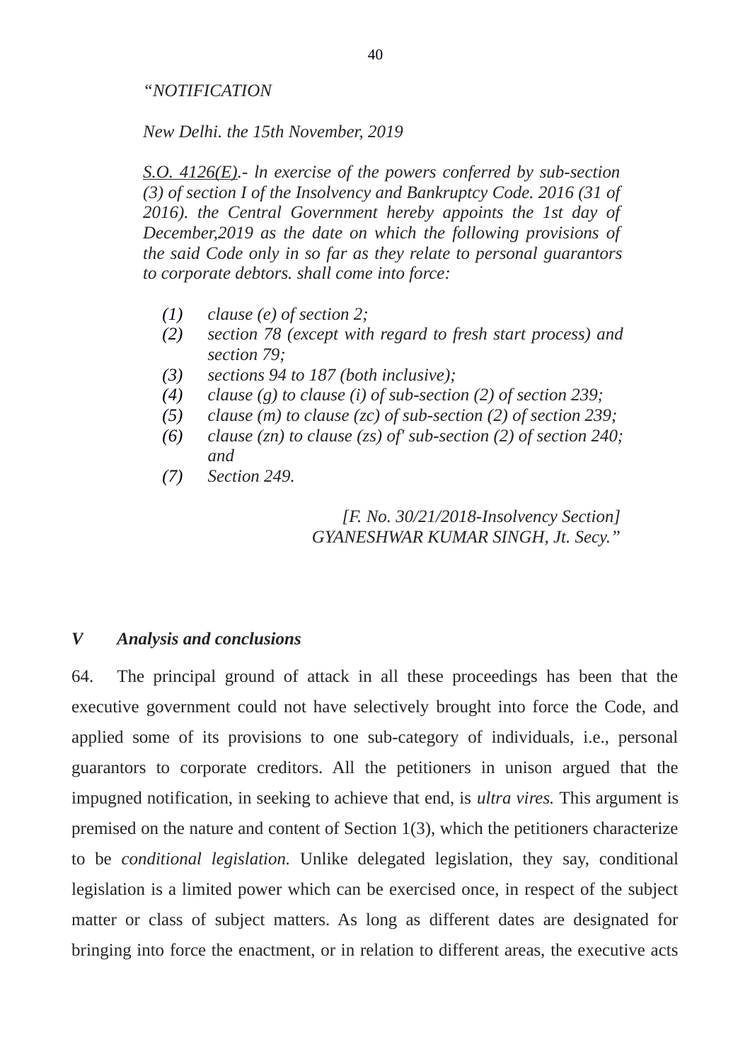*“NOTIFICATION*

*New Delhi. the 15th November, 2019*

*S.O. 4126(E).- ln exercise of the powers conferred by sub-section (3) of section I of the Insolvency and Bankruptcy Code. 2016 (31 of 2016). the Central Government hereby appoints the 1st day of December,2019 as the date on which the following provisions of the said Code only in so far as they relate to personal guarantors to corporate debtors. shall come into force:*

*(1) clause (e) of section 2;*
*(2) section 78 (except with regard to fresh start process) and section 79;*
*(3) sections 94 to 187 (both inclusive);*
*(4) clause (g) to clause (i) of sub-section (2) of section 239;*
*(5) clause (m) to clause (zc) of sub-section (2) of section 239;*
*(6) clause (zn) to clause (zs) of' sub-section (2) of section 240; and*
*(7) Section 249.*

*[F. No. 30/21/2018-Insolvency Section]*
*GYANESHWAR KUMAR SINGH, Jt. Secy.”*

## *V Analysis and conclusions*

64. The principal ground of attack in all these proceedings has been that the executive government could not have selectively brought into force the Code, and applied some of its provisions to one sub-category of individuals, i.e., personal guarantors to corporate creditors. All the petitioners in unison argued that the impugned notification, in seeking to achieve that end, is *ultra vires.* This argument is premised on the nature and content of Section 1(3), which the petitioners characterize to be *conditional legislation.* Unlike delegated legislation, they say, conditional legislation is a limited power which can be exercised once, in respect of the subject matter or class of subject matters. As long as different dates are designated for bringing into force the enactment, or in relation to different areas, the executive acts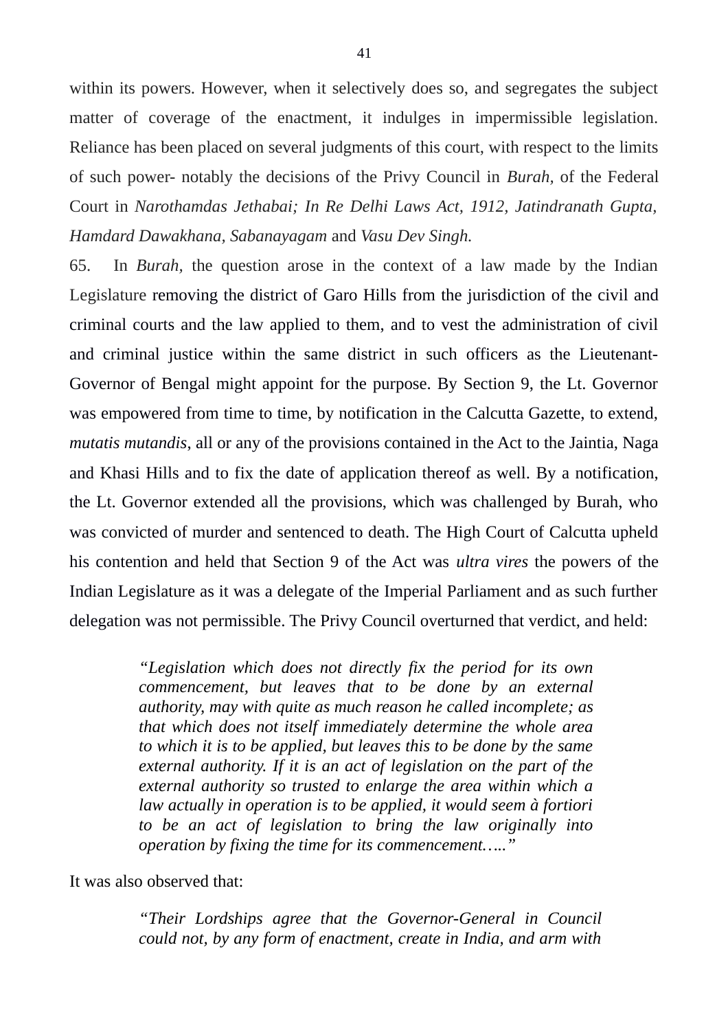within its powers. However, when it selectively does so, and segregates the subject matter of coverage of the enactment, it indulges in impermissible legislation. Reliance has been placed on several judgments of this court, with respect to the limits of such power- notably the decisions of the Privy Council in *Burah*, of the Federal Court in *Narothamdas Jethabai; In Re Delhi Laws Act, 1912, Jatindranath Gupta, Hamdard Dawakhana, Sabanayagam* and *Vasu Dev Singh.*

65. In *Burah*, the question arose in the context of a law made by the Indian Legislature removing the district of Garo Hills from the jurisdiction of the civil and criminal courts and the law applied to them, and to vest the administration of civil and criminal justice within the same district in such officers as the Lieutenant-Governor of Bengal might appoint for the purpose. By Section 9, the Lt. Governor was empowered from time to time, by notification in the Calcutta Gazette, to extend, *mutatis mutandis*, all or any of the provisions contained in the Act to the Jaintia, Naga and Khasi Hills and to fix the date of application thereof as well. By a notification, the Lt. Governor extended all the provisions, which was challenged by Burah, who was convicted of murder and sentenced to death. The High Court of Calcutta upheld his contention and held that Section 9 of the Act was *ultra vires* the powers of the Indian Legislature as it was a delegate of the Imperial Parliament and as such further delegation was not permissible. The Privy Council overturned that verdict, and held:

> *"Legislation which does not directly fix the period for its own commencement, but leaves that to be done by an external authority, may with quite as much reason he called incomplete; as that which does not itself immediately determine the whole area to which it is to be applied, but leaves this to be done by the same external authority. If it is an act of legislation on the part of the external authority so trusted to enlarge the area within which a law actually in operation is to be applied, it would seem à fortiori to be an act of legislation to bring the law originally into operation by fixing the time for its commencement….."*

It was also observed that:

> *"Their Lordships agree that the Governor-General in Council could not, by any form of enactment, create in India, and arm with*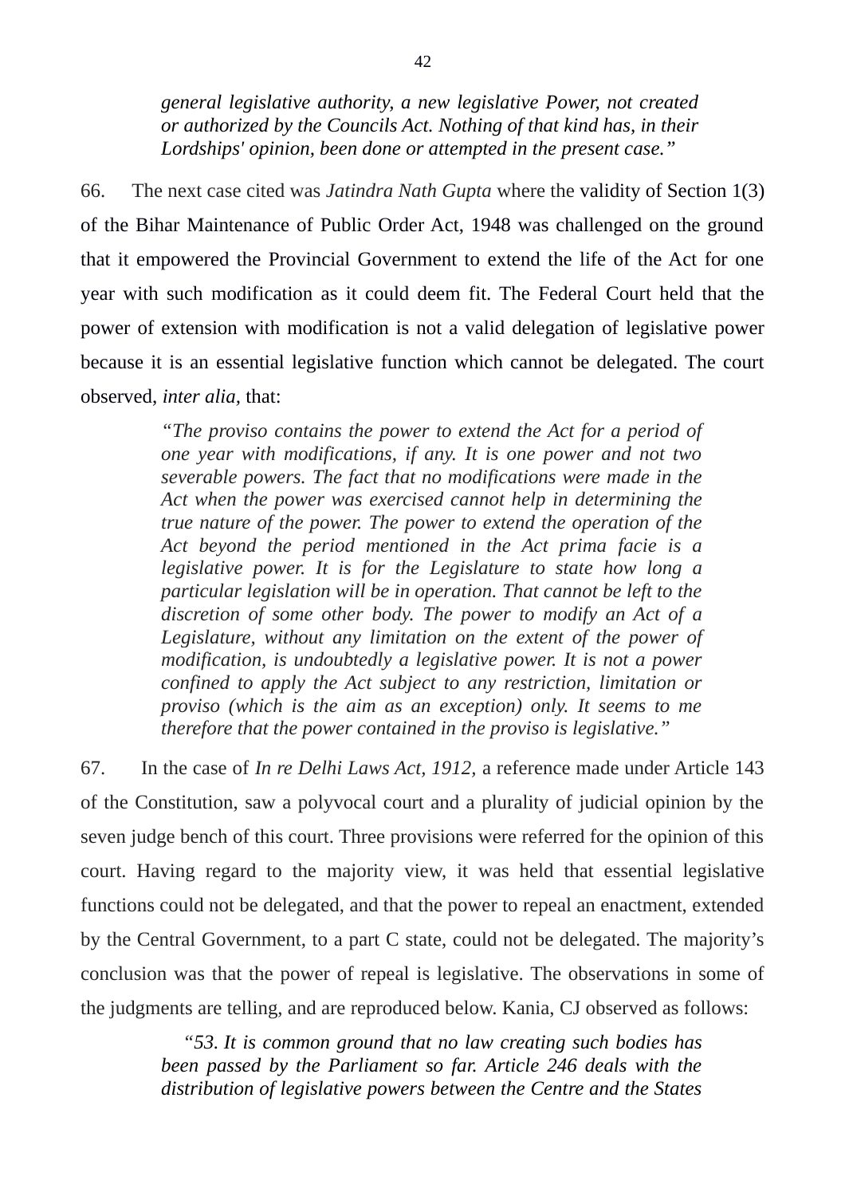> *general legislative authority, a new legislative Power, not created or authorized by the Councils Act. Nothing of that kind has, in their Lordships' opinion, been done or attempted in the present case."*

66. The next case cited was *Jatindra Nath Gupta* where the validity of Section 1(3) of the Bihar Maintenance of Public Order Act, 1948 was challenged on the ground that it empowered the Provincial Government to extend the life of the Act for one year with such modification as it could deem fit. The Federal Court held that the power of extension with modification is not a valid delegation of legislative power because it is an essential legislative function which cannot be delegated. The court observed, *inter alia,* that:

> *"The proviso contains the power to extend the Act for a period of one year with modifications, if any. It is one power and not two severable powers. The fact that no modifications were made in the Act when the power was exercised cannot help in determining the true nature of the power. The power to extend the operation of the Act beyond the period mentioned in the Act prima facie is a legislative power. It is for the Legislature to state how long a particular legislation will be in operation. That cannot be left to the discretion of some other body. The power to modify an Act of a Legislature, without any limitation on the extent of the power of modification, is undoubtedly a legislative power. It is not a power confined to apply the Act subject to any restriction, limitation or proviso (which is the aim as an exception) only. It seems to me therefore that the power contained in the proviso is legislative."*

67. In the case of *In re Delhi Laws Act, 1912,* a reference made under Article 143 of the Constitution, saw a polyvocal court and a plurality of judicial opinion by the seven judge bench of this court. Three provisions were referred for the opinion of this court. Having regard to the majority view, it was held that essential legislative functions could not be delegated, and that the power to repeal an enactment, extended by the Central Government, to a part C state, could not be delegated. The majority's conclusion was that the power of repeal is legislative. The observations in some of the judgments are telling, and are reproduced below. Kania, CJ observed as follows:

> *"53. It is common ground that no law creating such bodies has been passed by the Parliament so far. Article 246 deals with the distribution of legislative powers between the Centre and the States*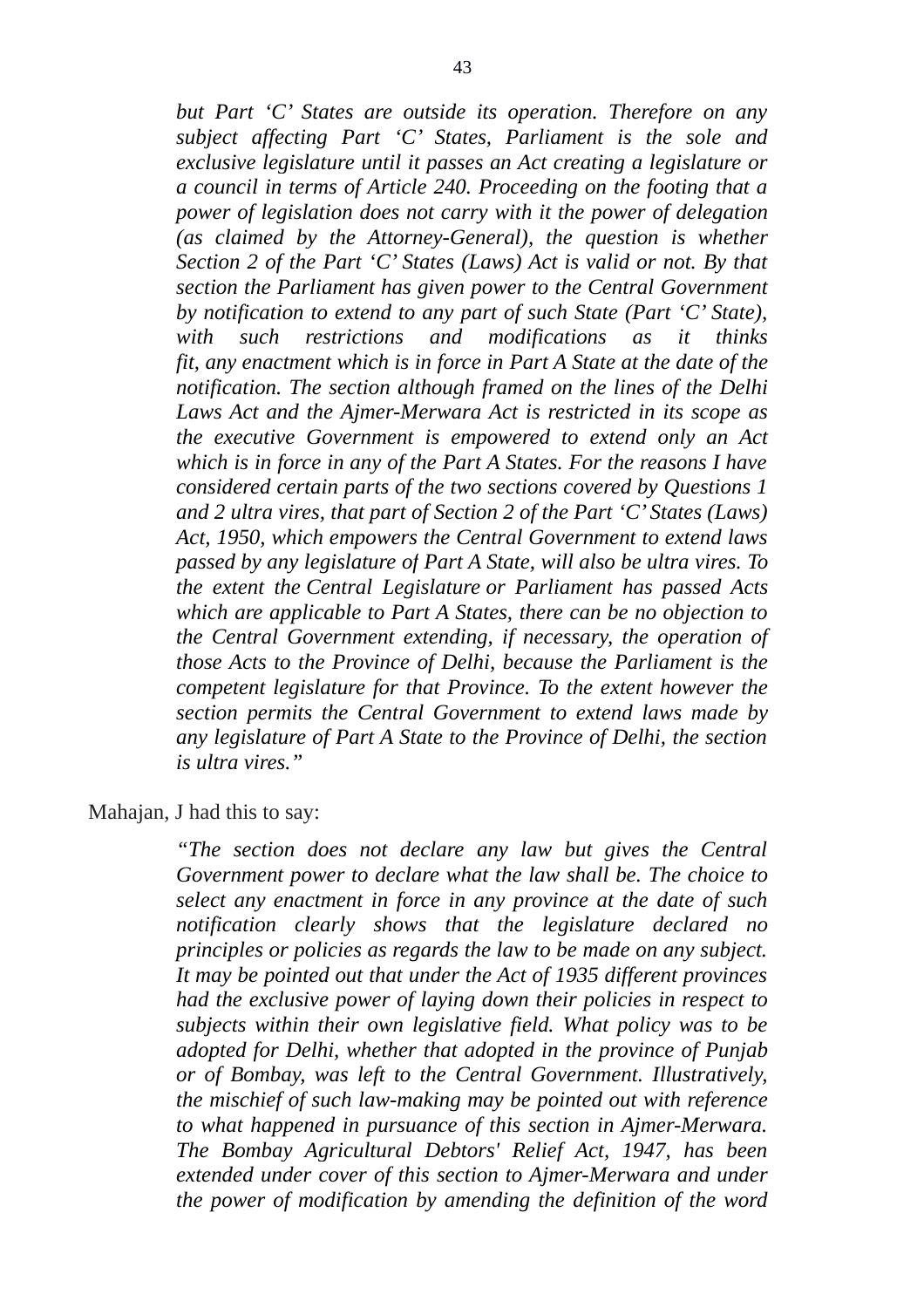> *but Part 'C' States are outside its operation. Therefore on any subject affecting Part 'C' States, Parliament is the sole and exclusive legislature until it passes an Act creating a legislature or a council in terms of Article 240. Proceeding on the footing that a power of legislation does not carry with it the power of delegation (as claimed by the Attorney-General), the question is whether Section 2 of the Part 'C' States (Laws) Act is valid or not. By that section the Parliament has given power to the Central Government by notification to extend to any part of such State (Part 'C' State), with such restrictions and modifications as it thinks fit, any enactment which is in force in Part A State at the date of the notification. The section although framed on the lines of the Delhi Laws Act and the Ajmer-Merwara Act is restricted in its scope as the executive Government is empowered to extend only an Act which is in force in any of the Part A States. For the reasons I have considered certain parts of the two sections covered by Questions 1 and 2 ultra vires, that part of Section 2 of the Part 'C' States (Laws) Act, 1950, which empowers the Central Government to extend laws passed by any legislature of Part A State, will also be ultra vires. To the extent the Central Legislature or Parliament has passed Acts which are applicable to Part A States, there can be no objection to the Central Government extending, if necessary, the operation of those Acts to the Province of Delhi, because the Parliament is the competent legislature for that Province. To the extent however the section permits the Central Government to extend laws made by any legislature of Part A State to the Province of Delhi, the section is ultra vires."*

Mahajan, J had this to say:

> *"The section does not declare any law but gives the Central Government power to declare what the law shall be. The choice to select any enactment in force in any province at the date of such notification clearly shows that the legislature declared no principles or policies as regards the law to be made on any subject. It may be pointed out that under the Act of 1935 different provinces had the exclusive power of laying down their policies in respect to subjects within their own legislative field. What policy was to be adopted for Delhi, whether that adopted in the province of Punjab or of Bombay, was left to the Central Government. Illustratively, the mischief of such law-making may be pointed out with reference to what happened in pursuance of this section in Ajmer-Merwara. The Bombay Agricultural Debtors' Relief Act, 1947, has been extended under cover of this section to Ajmer-Merwara and under the power of modification by amending the definition of the word*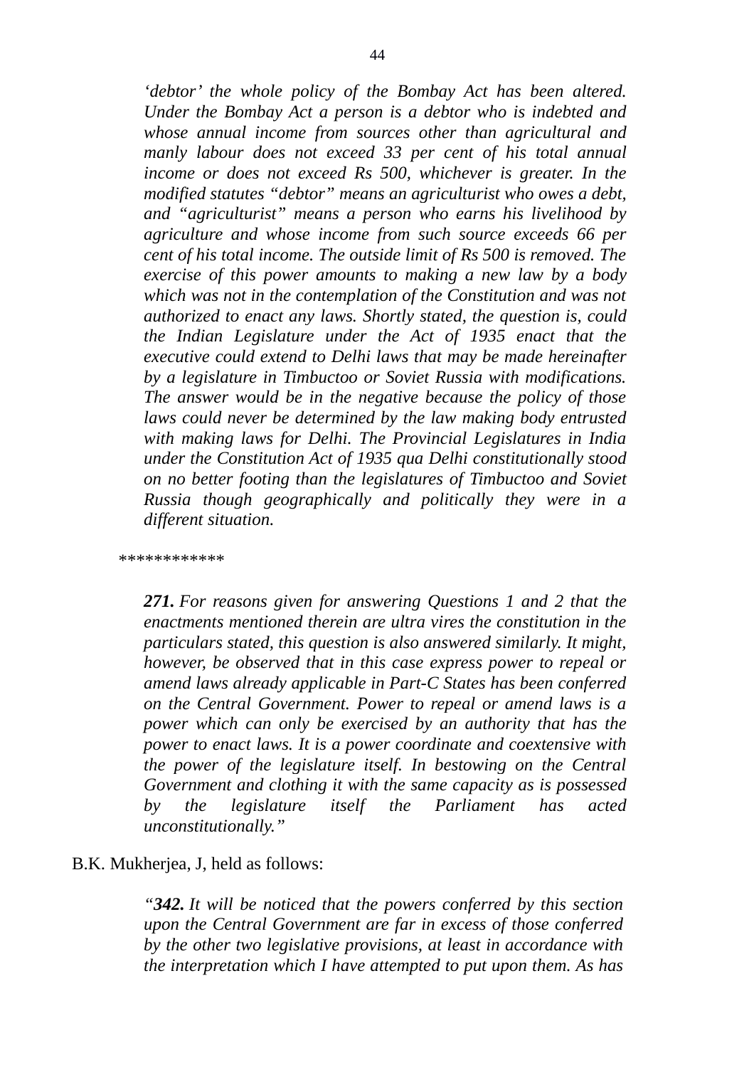*'debtor' the whole policy of the Bombay Act has been altered. Under the Bombay Act a person is a debtor who is indebted and whose annual income from sources other than agricultural and manly labour does not exceed 33 per cent of his total annual income or does not exceed Rs 500, whichever is greater. In the modified statutes "debtor" means an agriculturist who owes a debt, and "agriculturist" means a person who earns his livelihood by agriculture and whose income from such source exceeds 66 per cent of his total income. The outside limit of Rs 500 is removed. The exercise of this power amounts to making a new law by a body which was not in the contemplation of the Constitution and was not authorized to enact any laws. Shortly stated, the question is, could the Indian Legislature under the Act of 1935 enact that the executive could extend to Delhi laws that may be made hereinafter by a legislature in Timbuctoo or Soviet Russia with modifications. The answer would be in the negative because the policy of those laws could never be determined by the law making body entrusted with making laws for Delhi. The Provincial Legislatures in India under the Constitution Act of 1935 qua Delhi constitutionally stood on no better footing than the legislatures of Timbuctoo and Soviet Russia though geographically and politically they were in a different situation.*

************

***271.** For reasons given for answering Questions 1 and 2 that the enactments mentioned therein are ultra vires the constitution in the particulars stated, this question is also answered similarly. It might, however, be observed that in this case express power to repeal or amend laws already applicable in Part-C States has been conferred on the Central Government. Power to repeal or amend laws is a power which can only be exercised by an authority that has the power to enact laws. It is a power coordinate and coextensive with the power of the legislature itself. In bestowing on the Central Government and clothing it with the same capacity as is possessed by the legislature itself the Parliament has acted unconstitutionally."*

B.K. Mukherjea, J, held as follows:

*"**342.** It will be noticed that the powers conferred by this section upon the Central Government are far in excess of those conferred by the other two legislative provisions, at least in accordance with the interpretation which I have attempted to put upon them. As has*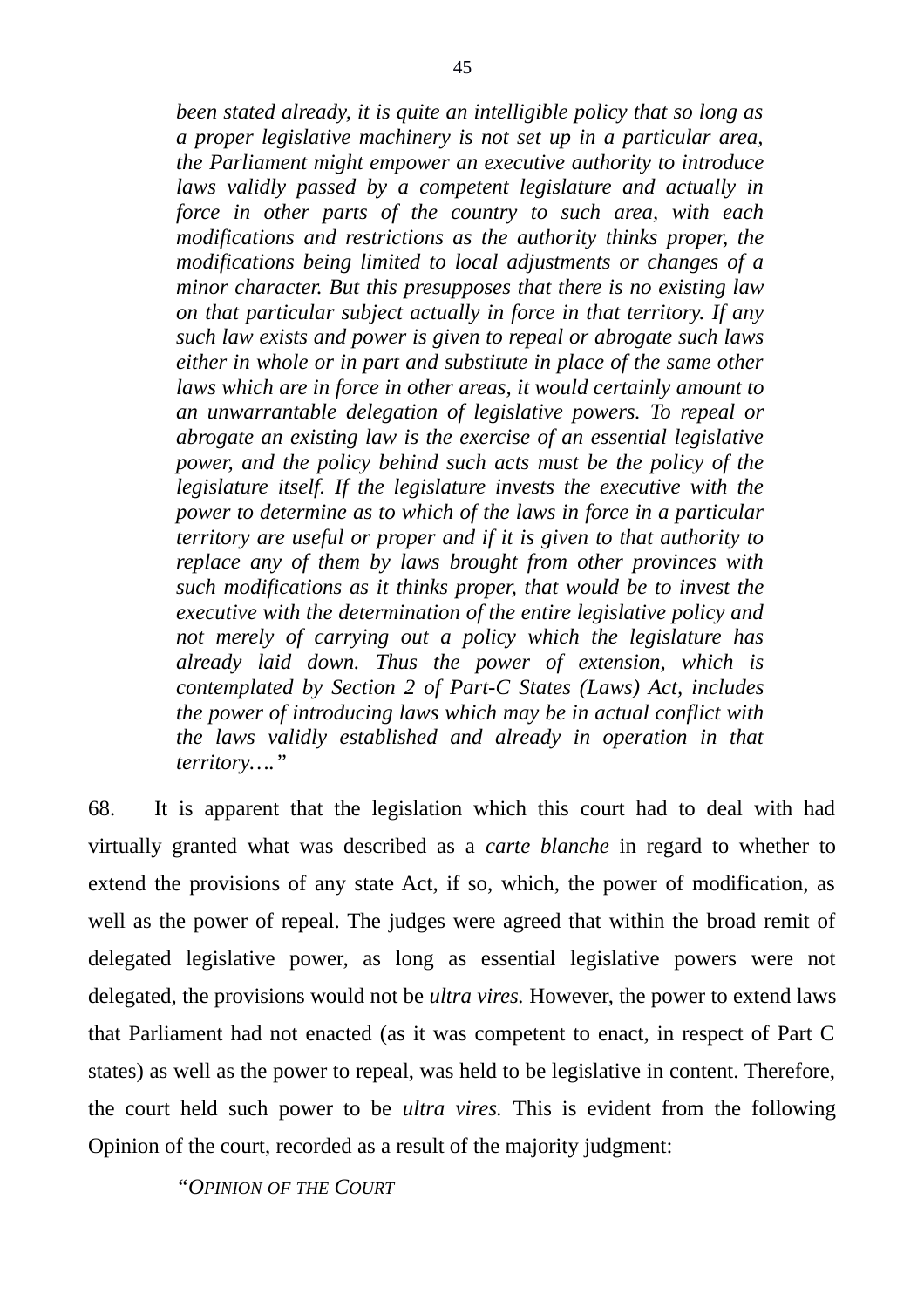> *been stated already, it is quite an intelligible policy that so long as a proper legislative machinery is not set up in a particular area, the Parliament might empower an executive authority to introduce laws validly passed by a competent legislature and actually in force in other parts of the country to such area, with each modifications and restrictions as the authority thinks proper, the modifications being limited to local adjustments or changes of a minor character. But this presupposes that there is no existing law on that particular subject actually in force in that territory. If any such law exists and power is given to repeal or abrogate such laws either in whole or in part and substitute in place of the same other laws which are in force in other areas, it would certainly amount to an unwarrantable delegation of legislative powers. To repeal or abrogate an existing law is the exercise of an essential legislative power, and the policy behind such acts must be the policy of the legislature itself. If the legislature invests the executive with the power to determine as to which of the laws in force in a particular territory are useful or proper and if it is given to that authority to replace any of them by laws brought from other provinces with such modifications as it thinks proper, that would be to invest the executive with the determination of the entire legislative policy and not merely of carrying out a policy which the legislature has already laid down. Thus the power of extension, which is contemplated by Section 2 of Part-C States (Laws) Act, includes the power of introducing laws which may be in actual conflict with the laws validly established and already in operation in that territory…."*

68. It is apparent that the legislation which this court had to deal with had virtually granted what was described as a *carte blanche* in regard to whether to extend the provisions of any state Act, if so, which, the power of modification, as well as the power of repeal. The judges were agreed that within the broad remit of delegated legislative power, as long as essential legislative powers were not delegated, the provisions would not be *ultra vires.* However, the power to extend laws that Parliament had not enacted (as it was competent to enact, in respect of Part C states) as well as the power to repeal, was held to be legislative in content. Therefore, the court held such power to be *ultra vires.* This is evident from the following Opinion of the court, recorded as a result of the majority judgment:

> *"OPINION OF THE COURT*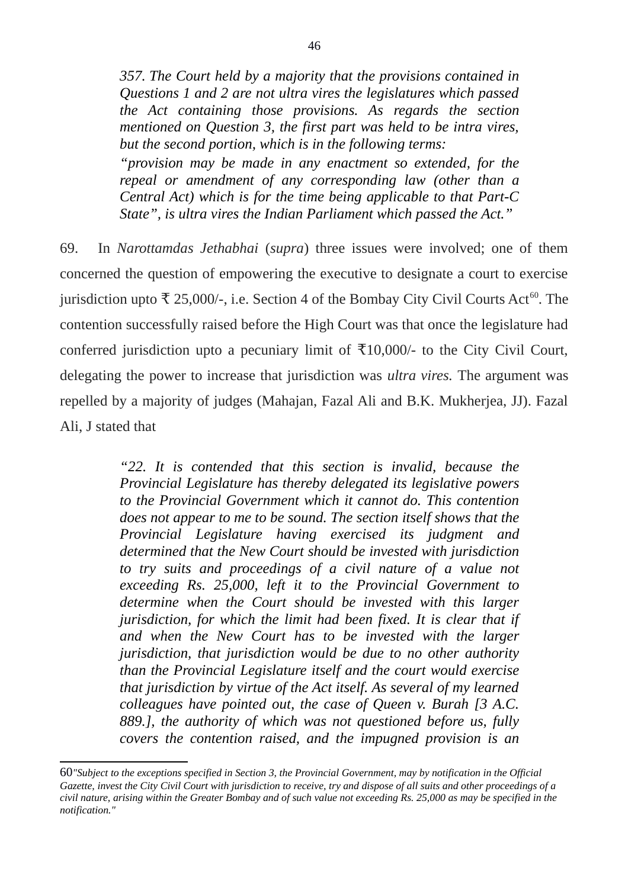> *357. The Court held by a majority that the provisions contained in Questions 1 and 2 are not ultra vires the legislatures which passed the Act containing those provisions. As regards the section mentioned on Question 3, the first part was held to be intra vires, but the second portion, which is in the following terms:*
>
> *"provision may be made in any enactment so extended, for the repeal or amendment of any corresponding law (other than a Central Act) which is for the time being applicable to that Part-C State", is ultra vires the Indian Parliament which passed the Act."*

69. In *Narottamdas Jethabhai* (*supra*) three issues were involved; one of them concerned the question of empowering the executive to designate a court to exercise jurisdiction upto ₹ 25,000/-, i.e. Section 4 of the Bombay City Civil Courts Act[60]. The contention successfully raised before the High Court was that once the legislature had conferred jurisdiction upto a pecuniary limit of ₹10,000/- to the City Civil Court, delegating the power to increase that jurisdiction was *ultra vires.* The argument was repelled by a majority of judges (Mahajan, Fazal Ali and B.K. Mukherjea, JJ). Fazal Ali, J stated that

> *"22. It is contended that this section is invalid, because the Provincial Legislature has thereby delegated its legislative powers to the Provincial Government which it cannot do. This contention does not appear to me to be sound. The section itself shows that the Provincial Legislature having exercised its judgment and determined that the New Court should be invested with jurisdiction to try suits and proceedings of a civil nature of a value not exceeding Rs. 25,000, left it to the Provincial Government to determine when the Court should be invested with this larger jurisdiction, for which the limit had been fixed. It is clear that if and when the New Court has to be invested with the larger jurisdiction, that jurisdiction would be due to no other authority than the Provincial Legislature itself and the court would exercise that jurisdiction by virtue of the Act itself. As several of my learned colleagues have pointed out, the case of Queen v. Burah [3 A.C. 889.], the authority of which was not questioned before us, fully covers the contention raised, and the impugned provision is an*

---

60*"Subject to the exceptions specified in Section 3, the Provincial Government, may by notification in the Official Gazette, invest the City Civil Court with jurisdiction to receive, try and dispose of all suits and other proceedings of a civil nature, arising within the Greater Bombay and of such value not exceeding Rs. 25,000 as may be specified in the notification."*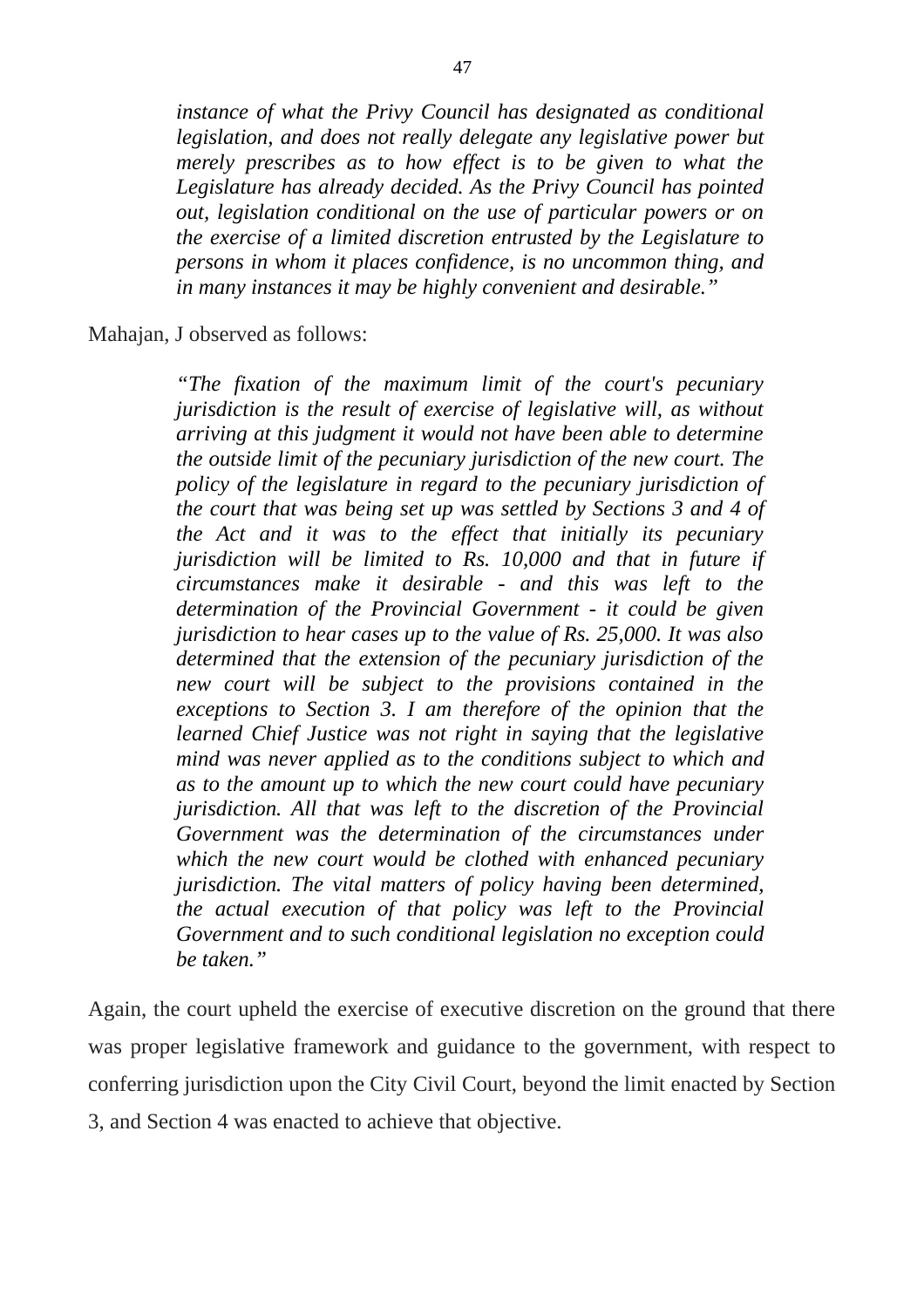> *instance of what the Privy Council has designated as conditional legislation, and does not really delegate any legislative power but merely prescribes as to how effect is to be given to what the Legislature has already decided. As the Privy Council has pointed out, legislation conditional on the use of particular powers or on the exercise of a limited discretion entrusted by the Legislature to persons in whom it places confidence, is no uncommon thing, and in many instances it may be highly convenient and desirable."*

Mahajan, J observed as follows:

> *"The fixation of the maximum limit of the court's pecuniary jurisdiction is the result of exercise of legislative will, as without arriving at this judgment it would not have been able to determine the outside limit of the pecuniary jurisdiction of the new court. The policy of the legislature in regard to the pecuniary jurisdiction of the court that was being set up was settled by Sections 3 and 4 of the Act and it was to the effect that initially its pecuniary jurisdiction will be limited to Rs. 10,000 and that in future if circumstances make it desirable - and this was left to the determination of the Provincial Government - it could be given jurisdiction to hear cases up to the value of Rs. 25,000. It was also determined that the extension of the pecuniary jurisdiction of the new court will be subject to the provisions contained in the exceptions to Section 3. I am therefore of the opinion that the learned Chief Justice was not right in saying that the legislative mind was never applied as to the conditions subject to which and as to the amount up to which the new court could have pecuniary jurisdiction. All that was left to the discretion of the Provincial Government was the determination of the circumstances under which the new court would be clothed with enhanced pecuniary jurisdiction. The vital matters of policy having been determined, the actual execution of that policy was left to the Provincial Government and to such conditional legislation no exception could be taken."*

Again, the court upheld the exercise of executive discretion on the ground that there was proper legislative framework and guidance to the government, with respect to conferring jurisdiction upon the City Civil Court, beyond the limit enacted by Section 3, and Section 4 was enacted to achieve that objective.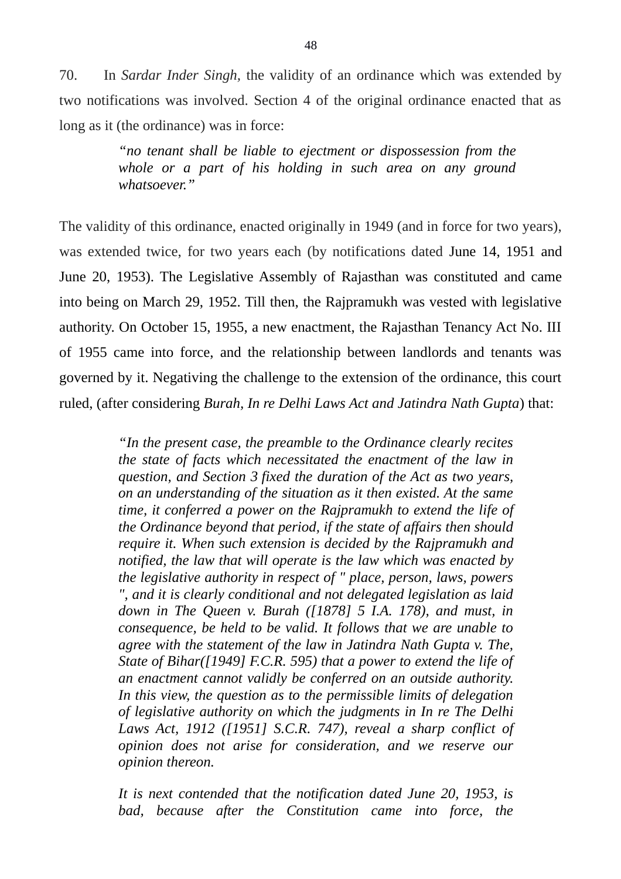70. In *Sardar Inder Singh*, the validity of an ordinance which was extended by two notifications was involved. Section 4 of the original ordinance enacted that as long as it (the ordinance) was in force:

> *"no tenant shall be liable to ejectment or dispossession from the whole or a part of his holding in such area on any ground whatsoever."*

The validity of this ordinance, enacted originally in 1949 (and in force for two years), was extended twice, for two years each (by notifications dated June 14, 1951 and June 20, 1953). The Legislative Assembly of Rajasthan was constituted and came into being on March 29, 1952. Till then, the Rajpramukh was vested with legislative authority. On October 15, 1955, a new enactment, the Rajasthan Tenancy Act No. III of 1955 came into force, and the relationship between landlords and tenants was governed by it. Negativing the challenge to the extension of the ordinance, this court ruled, (after considering *Burah, In re Delhi Laws Act and Jatindra Nath Gupta*) that:

> *"In the present case, the preamble to the Ordinance clearly recites the state of facts which necessitated the enactment of the law in question, and Section 3 fixed the duration of the Act as two years, on an understanding of the situation as it then existed. At the same time, it conferred a power on the Rajpramukh to extend the life of the Ordinance beyond that period, if the state of affairs then should require it. When such extension is decided by the Rajpramukh and notified, the law that will operate is the law which was enacted by the legislative authority in respect of " place, person, laws, powers ", and it is clearly conditional and not delegated legislation as laid down in The Queen v. Burah ([1878] 5 I.A. 178), and must, in consequence, be held to be valid. It follows that we are unable to agree with the statement of the law in Jatindra Nath Gupta v. The, State of Bihar([1949] F.C.R. 595) that a power to extend the life of an enactment cannot validly be conferred on an outside authority. In this view, the question as to the permissible limits of delegation of legislative authority on which the judgments in In re The Delhi Laws Act, 1912 ([1951] S.C.R. 747), reveal a sharp conflict of opinion does not arise for consideration, and we reserve our opinion thereon.*
>
> *It is next contended that the notification dated June 20, 1953, is bad, because after the Constitution came into force, the*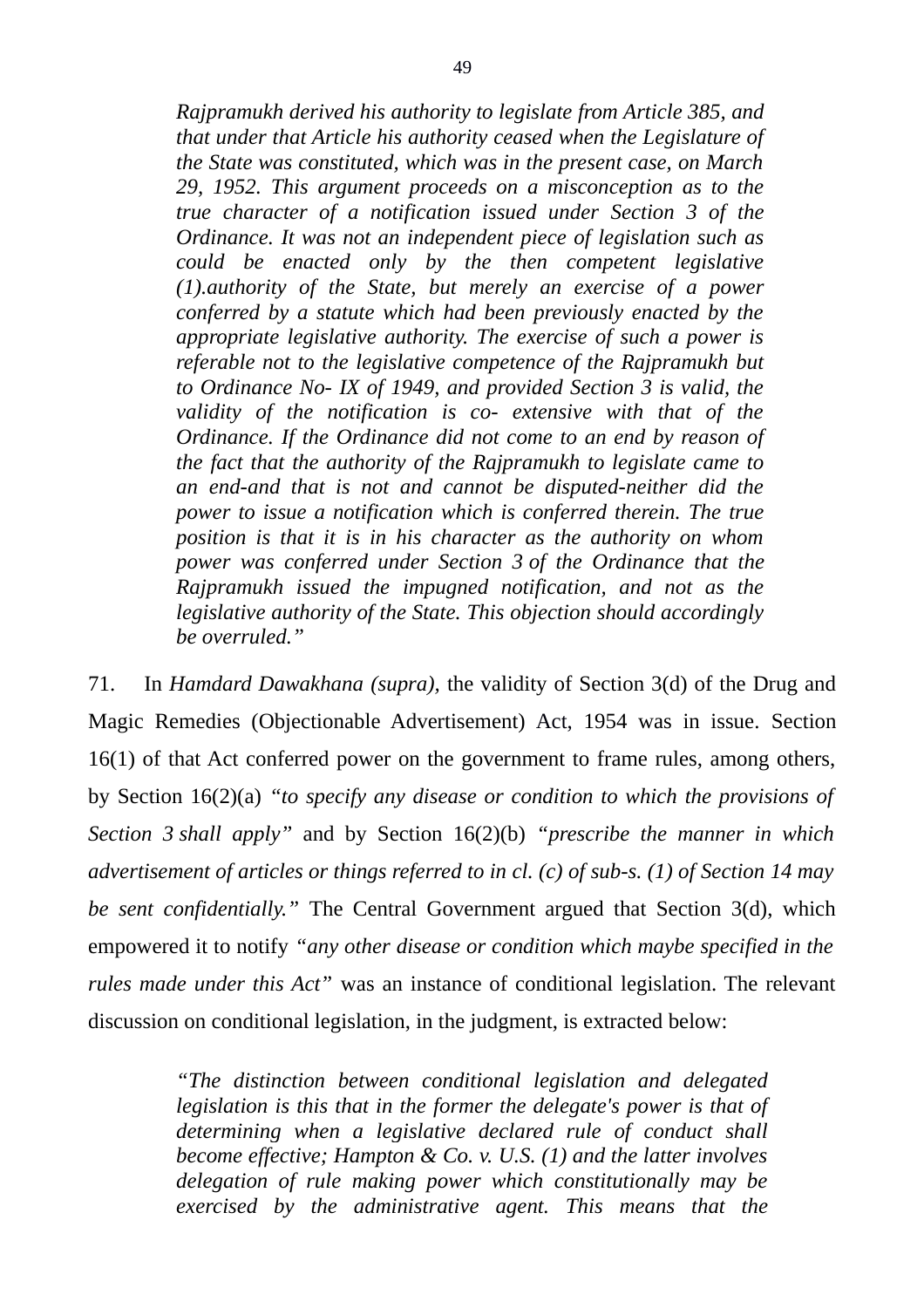> *Rajpramukh derived his authority to legislate from Article 385, and that under that Article his authority ceased when the Legislature of the State was constituted, which was in the present case, on March 29, 1952. This argument proceeds on a misconception as to the true character of a notification issued under Section 3 of the Ordinance. It was not an independent piece of legislation such as could be enacted only by the then competent legislative (1).authority of the State, but merely an exercise of a power conferred by a statute which had been previously enacted by the appropriate legislative authority. The exercise of such a power is referable not to the legislative competence of the Rajpramukh but to Ordinance No- IX of 1949, and provided Section 3 is valid, the validity of the notification is co- extensive with that of the Ordinance. If the Ordinance did not come to an end by reason of the fact that the authority of the Rajpramukh to legislate came to an end-and that is not and cannot be disputed-neither did the power to issue a notification which is conferred therein. The true position is that it is in his character as the authority on whom power was conferred under Section 3 of the Ordinance that the Rajpramukh issued the impugned notification, and not as the legislative authority of the State. This objection should accordingly be overruled."*

71. In *Hamdard Dawakhana (supra),* the validity of Section 3(d) of the Drug and Magic Remedies (Objectionable Advertisement) Act, 1954 was in issue. Section 16(1) of that Act conferred power on the government to frame rules, among others, by Section 16(2)(a) *"to specify any disease or condition to which the provisions of Section 3 shall apply"* and by Section 16(2)(b) *"prescribe the manner in which advertisement of articles or things referred to in cl. (c) of sub-s. (1) of Section 14 may be sent confidentially."* The Central Government argued that Section 3(d), which empowered it to notify *"any other disease or condition which maybe specified in the rules made under this Act"* was an instance of conditional legislation. The relevant discussion on conditional legislation, in the judgment, is extracted below:

> *"The distinction between conditional legislation and delegated legislation is this that in the former the delegate's power is that of determining when a legislative declared rule of conduct shall become effective; Hampton & Co. v. U.S. (1) and the latter involves delegation of rule making power which constitutionally may be exercised by the administrative agent. This means that the*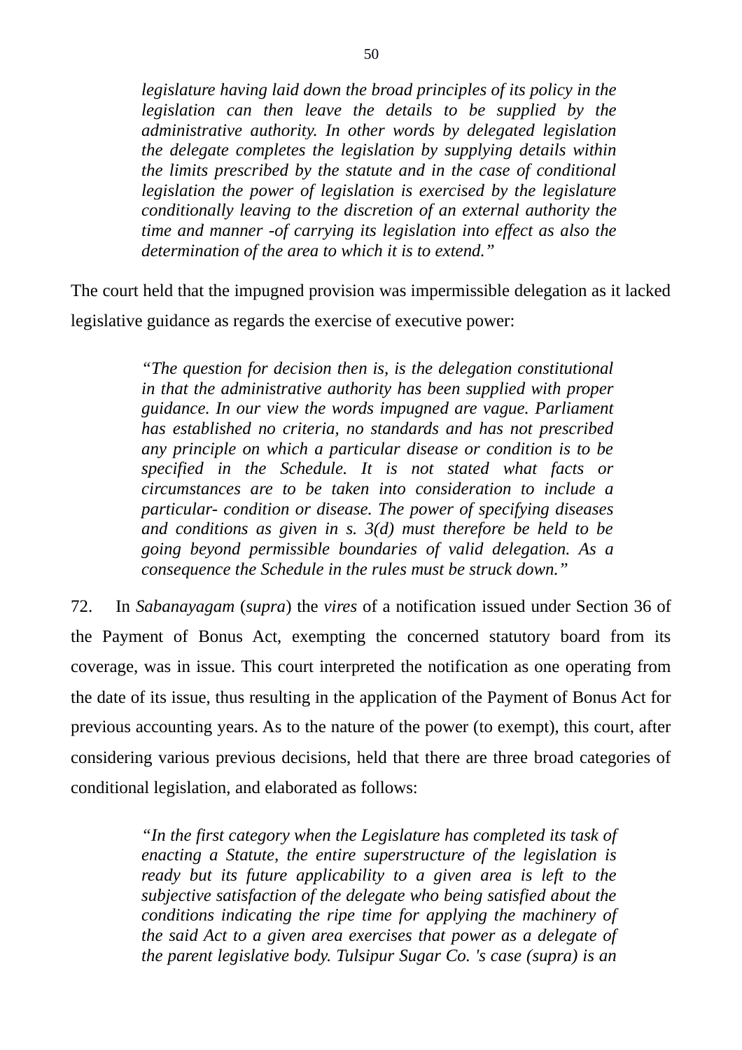> *legislature having laid down the broad principles of its policy in the legislation can then leave the details to be supplied by the administrative authority. In other words by delegated legislation the delegate completes the legislation by supplying details within the limits prescribed by the statute and in the case of conditional legislation the power of legislation is exercised by the legislature conditionally leaving to the discretion of an external authority the time and manner -of carrying its legislation into effect as also the determination of the area to which it is to extend."*

The court held that the impugned provision was impermissible delegation as it lacked legislative guidance as regards the exercise of executive power:

> *"The question for decision then is, is the delegation constitutional in that the administrative authority has been supplied with proper guidance. In our view the words impugned are vague. Parliament has established no criteria, no standards and has not prescribed any principle on which a particular disease or condition is to be specified in the Schedule. It is not stated what facts or circumstances are to be taken into consideration to include a particular- condition or disease. The power of specifying diseases and conditions as given in s. 3(d) must therefore be held to be going beyond permissible boundaries of valid delegation. As a consequence the Schedule in the rules must be struck down."*

72. In *Sabanayagam* (*supra*) the *vires* of a notification issued under Section 36 of the Payment of Bonus Act, exempting the concerned statutory board from its coverage, was in issue. This court interpreted the notification as one operating from the date of its issue, thus resulting in the application of the Payment of Bonus Act for previous accounting years. As to the nature of the power (to exempt), this court, after considering various previous decisions, held that there are three broad categories of conditional legislation, and elaborated as follows:

> *"In the first category when the Legislature has completed its task of enacting a Statute, the entire superstructure of the legislation is ready but its future applicability to a given area is left to the subjective satisfaction of the delegate who being satisfied about the conditions indicating the ripe time for applying the machinery of the said Act to a given area exercises that power as a delegate of the parent legislative body. Tulsipur Sugar Co. 's case (supra) is an*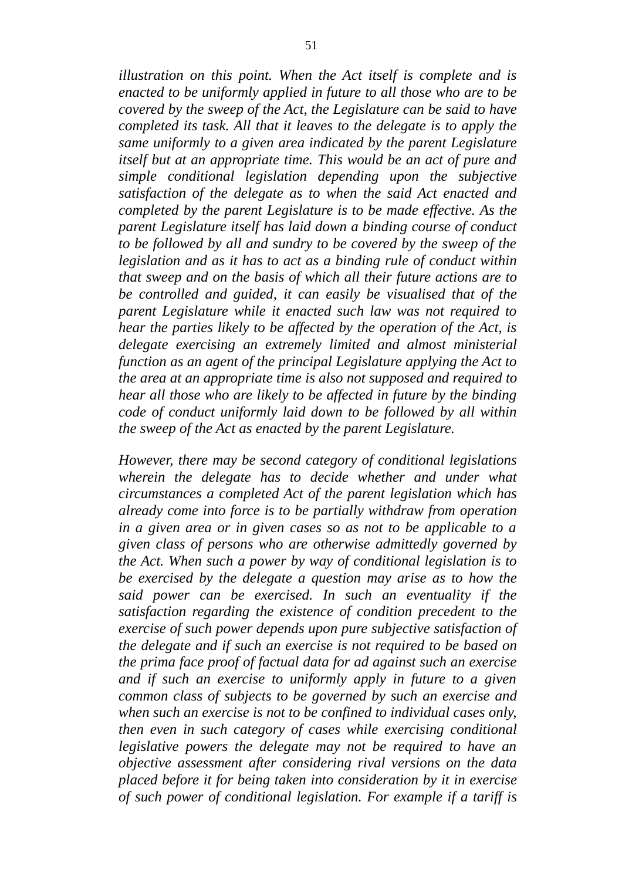*illustration on this point. When the Act itself is complete and is enacted to be uniformly applied in future to all those who are to be covered by the sweep of the Act, the Legislature can be said to have completed its task. All that it leaves to the delegate is to apply the same uniformly to a given area indicated by the parent Legislature itself but at an appropriate time. This would be an act of pure and simple conditional legislation depending upon the subjective satisfaction of the delegate as to when the said Act enacted and completed by the parent Legislature is to be made effective. As the parent Legislature itself has laid down a binding course of conduct to be followed by all and sundry to be covered by the sweep of the legislation and as it has to act as a binding rule of conduct within that sweep and on the basis of which all their future actions are to be controlled and guided, it can easily be visualised that of the parent Legislature while it enacted such law was not required to hear the parties likely to be affected by the operation of the Act, is delegate exercising an extremely limited and almost ministerial function as an agent of the principal Legislature applying the Act to the area at an appropriate time is also not supposed and required to hear all those who are likely to be affected in future by the binding code of conduct uniformly laid down to be followed by all within the sweep of the Act as enacted by the parent Legislature.*

*However, there may be second category of conditional legislations wherein the delegate has to decide whether and under what circumstances a completed Act of the parent legislation which has already come into force is to be partially withdraw from operation in a given area or in given cases so as not to be applicable to a given class of persons who are otherwise admittedly governed by the Act. When such a power by way of conditional legislation is to be exercised by the delegate a question may arise as to how the said power can be exercised. In such an eventuality if the satisfaction regarding the existence of condition precedent to the exercise of such power depends upon pure subjective satisfaction of the delegate and if such an exercise is not required to be based on the prima face proof of factual data for ad against such an exercise and if such an exercise to uniformly apply in future to a given common class of subjects to be governed by such an exercise and when such an exercise is not to be confined to individual cases only, then even in such category of cases while exercising conditional legislative powers the delegate may not be required to have an objective assessment after considering rival versions on the data placed before it for being taken into consideration by it in exercise of such power of conditional legislation. For example if a tariff is*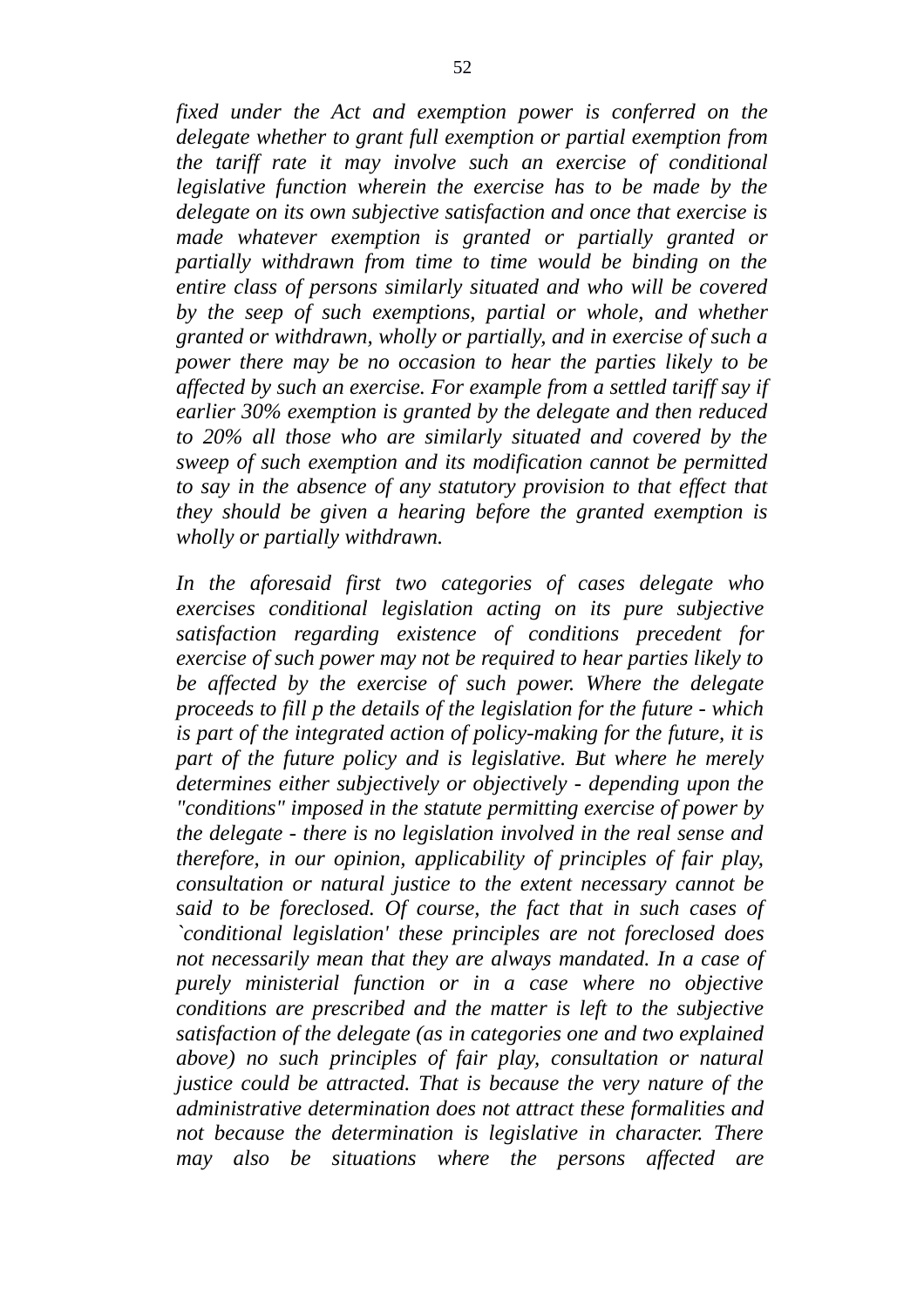*fixed under the Act and exemption power is conferred on the delegate whether to grant full exemption or partial exemption from the tariff rate it may involve such an exercise of conditional legislative function wherein the exercise has to be made by the delegate on its own subjective satisfaction and once that exercise is made whatever exemption is granted or partially granted or partially withdrawn from time to time would be binding on the entire class of persons similarly situated and who will be covered by the seep of such exemptions, partial or whole, and whether granted or withdrawn, wholly or partially, and in exercise of such a power there may be no occasion to hear the parties likely to be affected by such an exercise. For example from a settled tariff say if earlier 30% exemption is granted by the delegate and then reduced to 20% all those who are similarly situated and covered by the sweep of such exemption and its modification cannot be permitted to say in the absence of any statutory provision to that effect that they should be given a hearing before the granted exemption is wholly or partially withdrawn.*

*In the aforesaid first two categories of cases delegate who exercises conditional legislation acting on its pure subjective satisfaction regarding existence of conditions precedent for exercise of such power may not be required to hear parties likely to be affected by the exercise of such power. Where the delegate proceeds to fill p the details of the legislation for the future - which is part of the integrated action of policy-making for the future, it is part of the future policy and is legislative. But where he merely determines either subjectively or objectively - depending upon the "conditions" imposed in the statute permitting exercise of power by the delegate - there is no legislation involved in the real sense and therefore, in our opinion, applicability of principles of fair play, consultation or natural justice to the extent necessary cannot be said to be foreclosed. Of course, the fact that in such cases of `conditional legislation' these principles are not foreclosed does not necessarily mean that they are always mandated. In a case of purely ministerial function or in a case where no objective conditions are prescribed and the matter is left to the subjective satisfaction of the delegate (as in categories one and two explained above) no such principles of fair play, consultation or natural justice could be attracted. That is because the very nature of the administrative determination does not attract these formalities and not because the determination is legislative in character. There may also be situations where the persons affected are*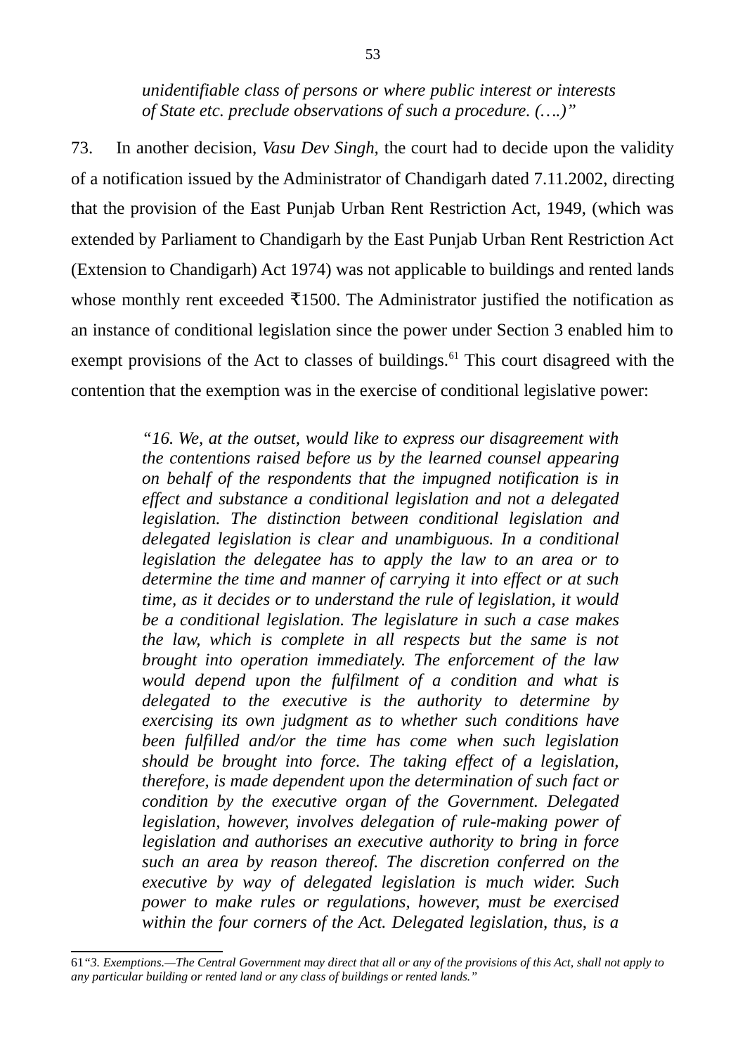*unidentifiable class of persons or where public interest or interests of State etc. preclude observations of such a procedure. (….)"*

73. In another decision, *Vasu Dev Singh,* the court had to decide upon the validity of a notification issued by the Administrator of Chandigarh dated 7.11.2002, directing that the provision of the East Punjab Urban Rent Restriction Act, 1949, (which was extended by Parliament to Chandigarh by the East Punjab Urban Rent Restriction Act (Extension to Chandigarh) Act 1974) was not applicable to buildings and rented lands whose monthly rent exceeded ₹1500. The Administrator justified the notification as an instance of conditional legislation since the power under Section 3 enabled him to exempt provisions of the Act to classes of buildings.[61] This court disagreed with the contention that the exemption was in the exercise of conditional legislative power:

> *"16. We, at the outset, would like to express our disagreement with the contentions raised before us by the learned counsel appearing on behalf of the respondents that the impugned notification is in effect and substance a conditional legislation and not a delegated legislation. The distinction between conditional legislation and delegated legislation is clear and unambiguous. In a conditional legislation the delegatee has to apply the law to an area or to determine the time and manner of carrying it into effect or at such time, as it decides or to understand the rule of legislation, it would be a conditional legislation. The legislature in such a case makes the law, which is complete in all respects but the same is not brought into operation immediately. The enforcement of the law would depend upon the fulfilment of a condition and what is delegated to the executive is the authority to determine by exercising its own judgment as to whether such conditions have been fulfilled and/or the time has come when such legislation should be brought into force. The taking effect of a legislation, therefore, is made dependent upon the determination of such fact or condition by the executive organ of the Government. Delegated legislation, however, involves delegation of rule-making power of legislation and authorises an executive authority to bring in force such an area by reason thereof. The discretion conferred on the executive by way of delegated legislation is much wider. Such power to make rules or regulations, however, must be exercised within the four corners of the Act. Delegated legislation, thus, is a*

---

61 *"3. Exemptions.—The Central Government may direct that all or any of the provisions of this Act, shall not apply to any particular building or rented land or any class of buildings or rented lands."*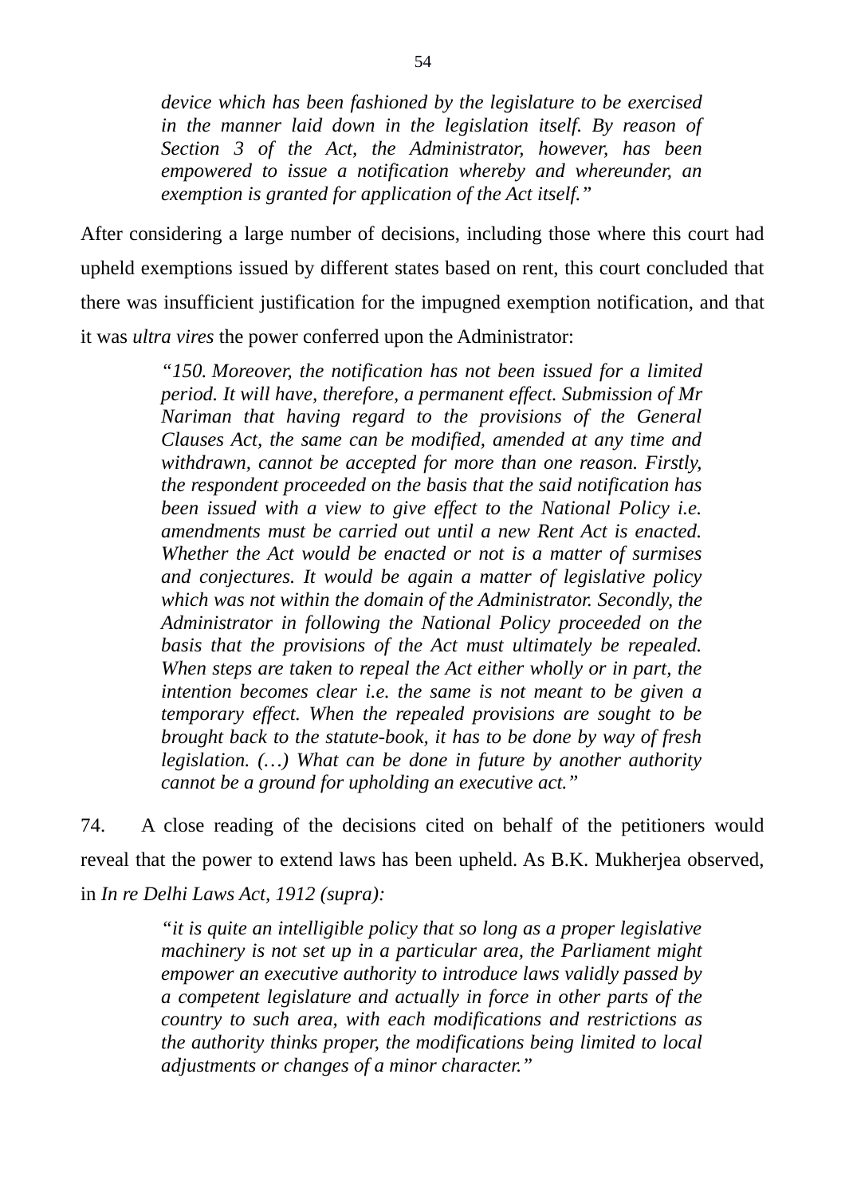> *device which has been fashioned by the legislature to be exercised in the manner laid down in the legislation itself. By reason of Section 3 of the Act, the Administrator, however, has been empowered to issue a notification whereby and whereunder, an exemption is granted for application of the Act itself."*

After considering a large number of decisions, including those where this court had upheld exemptions issued by different states based on rent, this court concluded that there was insufficient justification for the impugned exemption notification, and that it was *ultra vires* the power conferred upon the Administrator:

> *"150. Moreover, the notification has not been issued for a limited period. It will have, therefore, a permanent effect. Submission of Mr Nariman that having regard to the provisions of the General Clauses Act, the same can be modified, amended at any time and withdrawn, cannot be accepted for more than one reason. Firstly, the respondent proceeded on the basis that the said notification has been issued with a view to give effect to the National Policy i.e. amendments must be carried out until a new Rent Act is enacted. Whether the Act would be enacted or not is a matter of surmises and conjectures. It would be again a matter of legislative policy which was not within the domain of the Administrator. Secondly, the Administrator in following the National Policy proceeded on the basis that the provisions of the Act must ultimately be repealed. When steps are taken to repeal the Act either wholly or in part, the intention becomes clear i.e. the same is not meant to be given a temporary effect. When the repealed provisions are sought to be brought back to the statute-book, it has to be done by way of fresh legislation. (…) What can be done in future by another authority cannot be a ground for upholding an executive act."*

74. A close reading of the decisions cited on behalf of the petitioners would reveal that the power to extend laws has been upheld. As B.K. Mukherjea observed, in *In re Delhi Laws Act, 1912 (supra):*

> *"it is quite an intelligible policy that so long as a proper legislative machinery is not set up in a particular area, the Parliament might empower an executive authority to introduce laws validly passed by a competent legislature and actually in force in other parts of the country to such area, with each modifications and restrictions as the authority thinks proper, the modifications being limited to local adjustments or changes of a minor character."*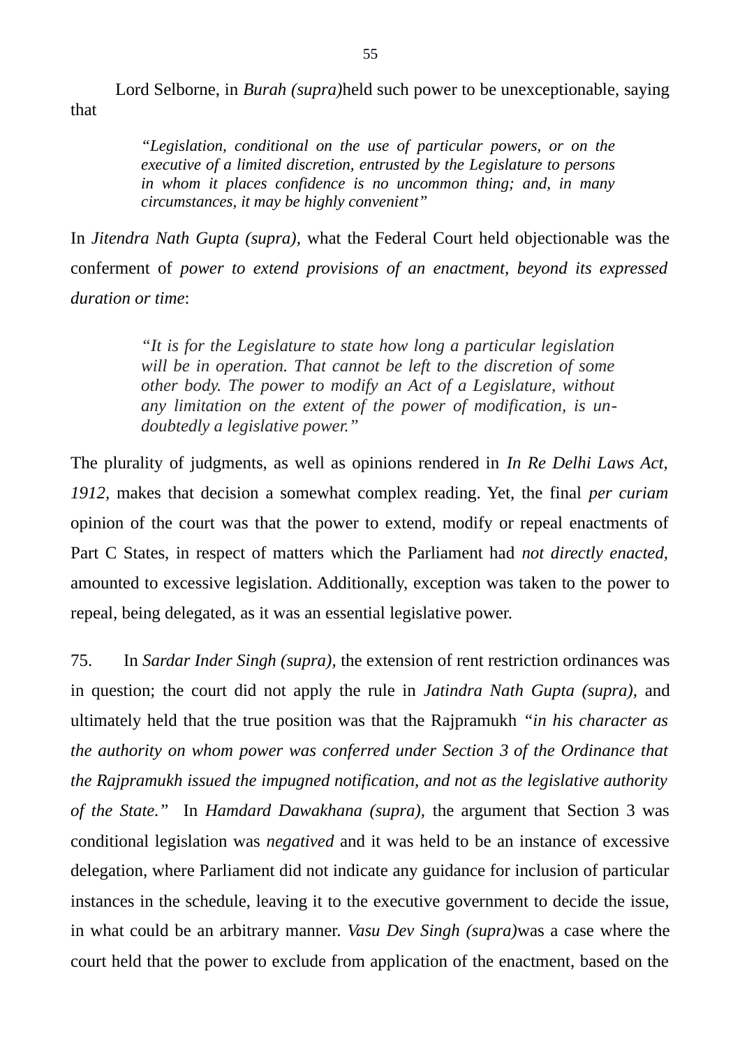Lord Selborne, in *Burah (supra)*held such power to be unexceptionable, saying that

> *"Legislation, conditional on the use of particular powers, or on the executive of a limited discretion, entrusted by the Legislature to persons in whom it places confidence is no uncommon thing; and, in many circumstances, it may be highly convenient"*

In *Jitendra Nath Gupta (supra),* what the Federal Court held objectionable was the conferment of *power to extend provisions of an enactment, beyond its expressed duration or time*:

> *"It is for the Legislature to state how long a particular legislation will be in operation. That cannot be left to the discretion of some other body. The power to modify an Act of a Legislature, without any limitation on the extent of the power of modification, is undoubtedly a legislative power."*

The plurality of judgments, as well as opinions rendered in *In Re Delhi Laws Act, 1912,* makes that decision a somewhat complex reading. Yet, the final *per curiam* opinion of the court was that the power to extend, modify or repeal enactments of Part C States, in respect of matters which the Parliament had *not directly enacted,* amounted to excessive legislation. Additionally, exception was taken to the power to repeal, being delegated, as it was an essential legislative power.

75. In *Sardar Inder Singh (supra),* the extension of rent restriction ordinances was in question; the court did not apply the rule in *Jatindra Nath Gupta (supra),* and ultimately held that the true position was that the Rajpramukh *"in his character as the authority on whom power was conferred under Section 3 of the Ordinance that the Rajpramukh issued the impugned notification, and not as the legislative authority of the State."* In *Hamdard Dawakhana (supra),* the argument that Section 3 was conditional legislation was *negatived* and it was held to be an instance of excessive delegation, where Parliament did not indicate any guidance for inclusion of particular instances in the schedule, leaving it to the executive government to decide the issue, in what could be an arbitrary manner. *Vasu Dev Singh (supra)*was a case where the court held that the power to exclude from application of the enactment, based on the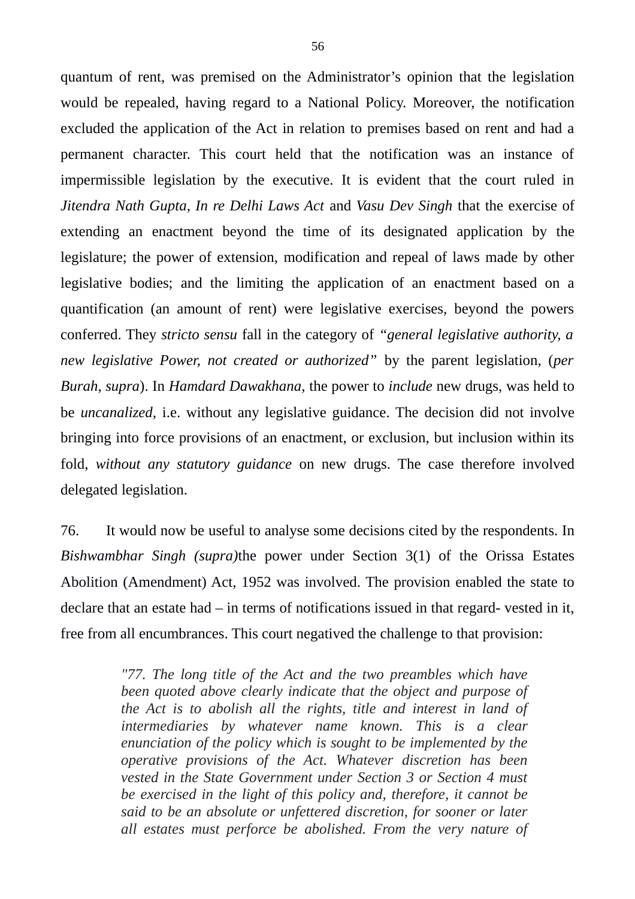quantum of rent, was premised on the Administrator's opinion that the legislation would be repealed, having regard to a National Policy. Moreover, the notification excluded the application of the Act in relation to premises based on rent and had a permanent character. This court held that the notification was an instance of impermissible legislation by the executive. It is evident that the court ruled in *Jitendra Nath Gupta, In re Delhi Laws Act* and *Vasu Dev Singh* that the exercise of extending an enactment beyond the time of its designated application by the legislature; the power of extension, modification and repeal of laws made by other legislative bodies; and the limiting the application of an enactment based on a quantification (an amount of rent) were legislative exercises, beyond the powers conferred. They *stricto sensu* fall in the category of *"general legislative authority, a new legislative Power, not created or authorized"* by the parent legislation, (*per Burah, supra*). In *Hamdard Dawakhana,* the power to *include* new drugs, was held to be *uncanalized,* i.e. without any legislative guidance. The decision did not involve bringing into force provisions of an enactment, or exclusion, but inclusion within its fold, *without any statutory guidance* on new drugs. The case therefore involved delegated legislation.

76. It would now be useful to analyse some decisions cited by the respondents. In *Bishwambhar Singh (supra)*the power under Section 3(1) of the Orissa Estates Abolition (Amendment) Act, 1952 was involved. The provision enabled the state to declare that an estate had – in terms of notifications issued in that regard- vested in it, free from all encumbrances. This court negatived the challenge to that provision:

> *"77. The long title of the Act and the two preambles which have been quoted above clearly indicate that the object and purpose of the Act is to abolish all the rights, title and interest in land of intermediaries by whatever name known. This is a clear enunciation of the policy which is sought to be implemented by the operative provisions of the Act. Whatever discretion has been vested in the State Government under Section 3 or Section 4 must be exercised in the light of this policy and, therefore, it cannot be said to be an absolute or unfettered discretion, for sooner or later all estates must perforce be abolished. From the very nature of*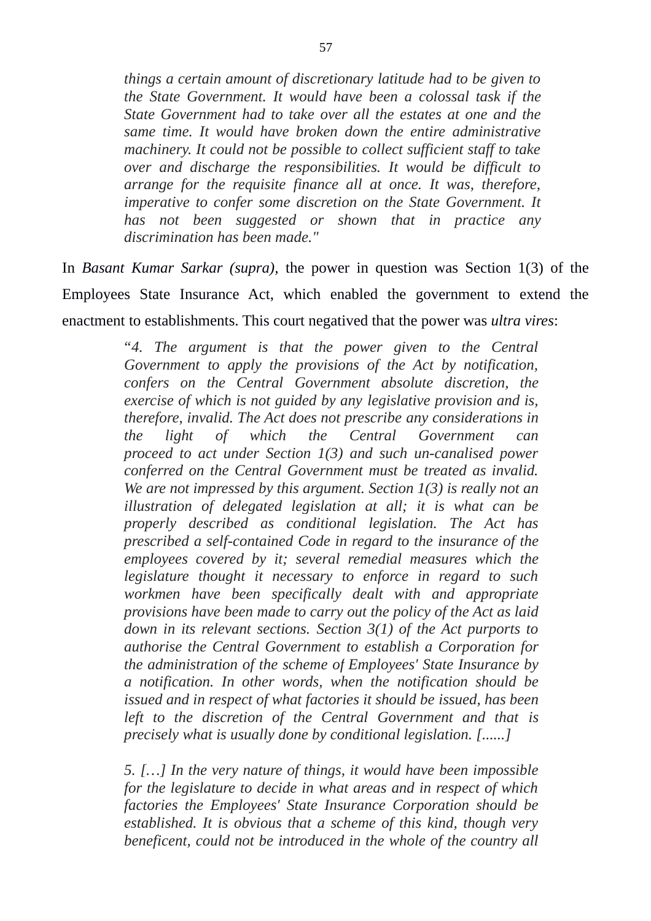> *things a certain amount of discretionary latitude had to be given to the State Government. It would have been a colossal task if the State Government had to take over all the estates at one and the same time. It would have broken down the entire administrative machinery. It could not be possible to collect sufficient staff to take over and discharge the responsibilities. It would be difficult to arrange for the requisite finance all at once. It was, therefore, imperative to confer some discretion on the State Government. It has not been suggested or shown that in practice any discrimination has been made."*

In *Basant Kumar Sarkar (supra)*, the power in question was Section 1(3) of the Employees State Insurance Act, which enabled the government to extend the enactment to establishments. This court negatived that the power was *ultra vires*:

> "*4. The argument is that the power given to the Central Government to apply the provisions of the Act by notification, confers on the Central Government absolute discretion, the exercise of which is not guided by any legislative provision and is, therefore, invalid. The Act does not prescribe any considerations in the light of which the Central Government can proceed to act under Section 1(3) and such un-canalised power conferred on the Central Government must be treated as invalid. We are not impressed by this argument. Section 1(3) is really not an illustration of delegated legislation at all; it is what can be properly described as conditional legislation. The Act has prescribed a self-contained Code in regard to the insurance of the employees covered by it; several remedial measures which the legislature thought it necessary to enforce in regard to such workmen have been specifically dealt with and appropriate provisions have been made to carry out the policy of the Act as laid down in its relevant sections. Section 3(1) of the Act purports to authorise the Central Government to establish a Corporation for the administration of the scheme of Employees' State Insurance by a notification. In other words, when the notification should be issued and in respect of what factories it should be issued, has been left to the discretion of the Central Government and that is precisely what is usually done by conditional legislation. [......]*
>
> *5. […] In the very nature of things, it would have been impossible for the legislature to decide in what areas and in respect of which factories the Employees' State Insurance Corporation should be established. It is obvious that a scheme of this kind, though very beneficent, could not be introduced in the whole of the country all*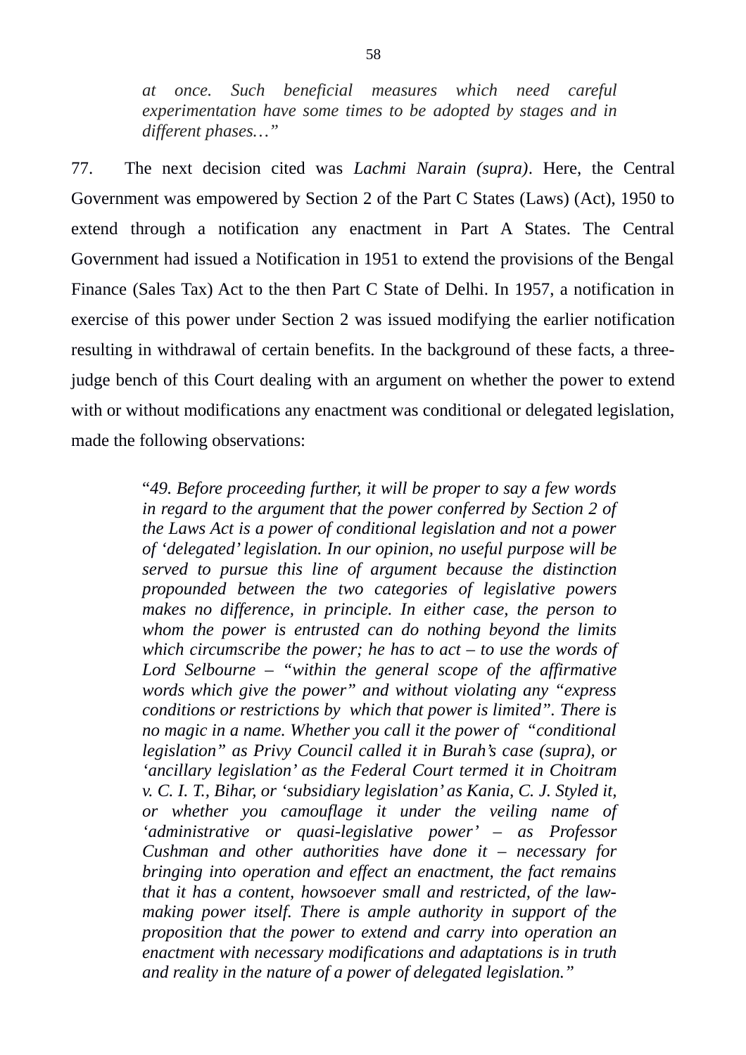> *at once. Such beneficial measures which need careful experimentation have some times to be adopted by stages and in different phases…"*

77. The next decision cited was *Lachmi Narain (supra)*. Here, the Central Government was empowered by Section 2 of the Part C States (Laws) (Act), 1950 to extend through a notification any enactment in Part A States. The Central Government had issued a Notification in 1951 to extend the provisions of the Bengal Finance (Sales Tax) Act to the then Part C State of Delhi. In 1957, a notification in exercise of this power under Section 2 was issued modifying the earlier notification resulting in withdrawal of certain benefits. In the background of these facts, a three-judge bench of this Court dealing with an argument on whether the power to extend with or without modifications any enactment was conditional or delegated legislation, made the following observations:

> "*49. Before proceeding further, it will be proper to say a few words in regard to the argument that the power conferred by Section 2 of the Laws Act is a power of conditional legislation and not a power of 'delegated' legislation. In our opinion, no useful purpose will be served to pursue this line of argument because the distinction propounded between the two categories of legislative powers makes no difference, in principle. In either case, the person to whom the power is entrusted can do nothing beyond the limits which circumscribe the power; he has to act – to use the words of Lord Selbourne – "within the general scope of the affirmative words which give the power" and without violating any "express conditions or restrictions by which that power is limited". There is no magic in a name. Whether you call it the power of "conditional legislation" as Privy Council called it in Burah's case (supra), or 'ancillary legislation' as the Federal Court termed it in Choitram v. C. I. T., Bihar, or 'subsidiary legislation' as Kania, C. J. Styled it, or whether you camouflage it under the veiling name of 'administrative or quasi-legislative power' – as Professor Cushman and other authorities have done it – necessary for bringing into operation and effect an enactment, the fact remains that it has a content, howsoever small and restricted, of the law-making power itself. There is ample authority in support of the proposition that the power to extend and carry into operation an enactment with necessary modifications and adaptations is in truth and reality in the nature of a power of delegated legislation."*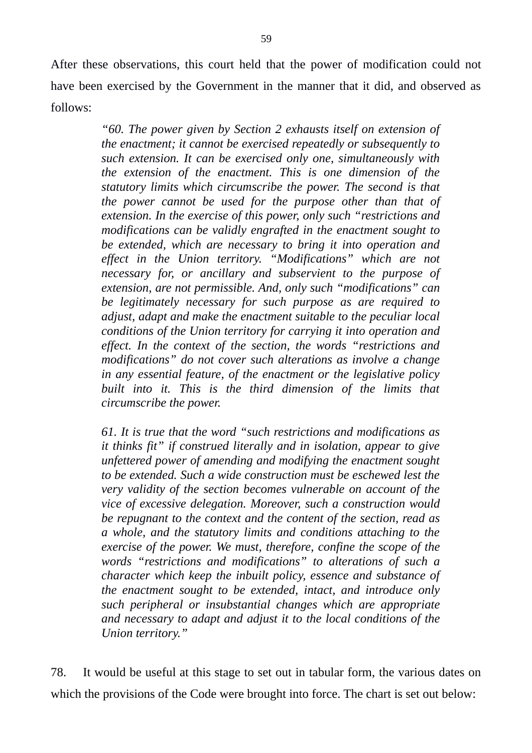After these observations, this court held that the power of modification could not have been exercised by the Government in the manner that it did, and observed as follows:

> *"60. The power given by Section 2 exhausts itself on extension of the enactment; it cannot be exercised repeatedly or subsequently to such extension. It can be exercised only one, simultaneously with the extension of the enactment. This is one dimension of the statutory limits which circumscribe the power. The second is that the power cannot be used for the purpose other than that of extension. In the exercise of this power, only such "restrictions and modifications can be validly engrafted in the enactment sought to be extended, which are necessary to bring it into operation and effect in the Union territory. "Modifications" which are not necessary for, or ancillary and subservient to the purpose of extension, are not permissible. And, only such "modifications" can be legitimately necessary for such purpose as are required to adjust, adapt and make the enactment suitable to the peculiar local conditions of the Union territory for carrying it into operation and effect. In the context of the section, the words "restrictions and modifications" do not cover such alterations as involve a change in any essential feature, of the enactment or the legislative policy built into it. This is the third dimension of the limits that circumscribe the power.*
>
> *61. It is true that the word "such restrictions and modifications as it thinks fit" if construed literally and in isolation, appear to give unfettered power of amending and modifying the enactment sought to be extended. Such a wide construction must be eschewed lest the very validity of the section becomes vulnerable on account of the vice of excessive delegation. Moreover, such a construction would be repugnant to the context and the content of the section, read as a whole, and the statutory limits and conditions attaching to the exercise of the power. We must, therefore, confine the scope of the words "restrictions and modifications" to alterations of such a character which keep the inbuilt policy, essence and substance of the enactment sought to be extended, intact, and introduce only such peripheral or insubstantial changes which are appropriate and necessary to adapt and adjust it to the local conditions of the Union territory."*

78. It would be useful at this stage to set out in tabular form, the various dates on which the provisions of the Code were brought into force. The chart is set out below: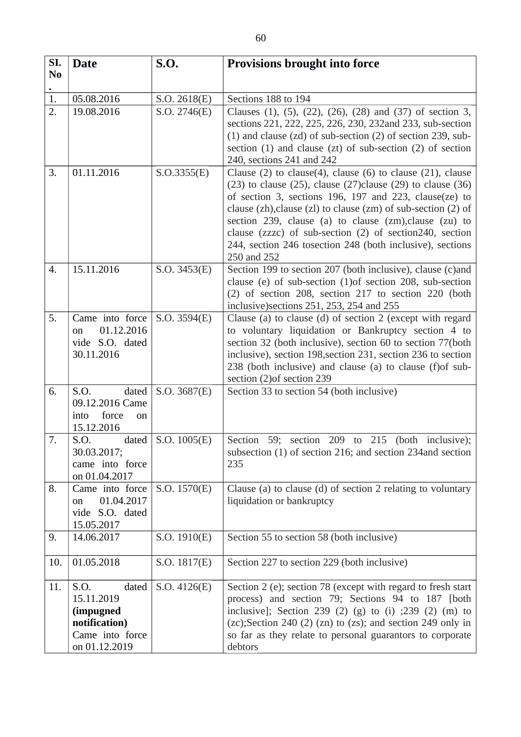| Sl. No. | Date | S.O. | Provisions brought into force |
|---|---|---|---|
| 1. | 05.08.2016 | S.O. 2618(E) | Sections 188 to 194 |
| 2. | 19.08.2016 | S.O. 2746(E) | Clauses (1), (5), (22), (26), (28) and (37) of section 3, sections 221, 222, 225, 226, 230, 232and 233, sub-section (1) and clause (zd) of sub-section (2) of section 239, sub-section (1) and clause (zt) of sub-section (2) of section 240, sections 241 and 242 |
| 3. | 01.11.2016 | S.O.3355(E) | Clause (2) to clause(4), clause (6) to clause (21), clause (23) to clause (25), clause (27)clause (29) to clause (36) of section 3, sections 196, 197 and 223, clause(ze) to clause (zh),clause (zl) to clause (zm) of sub-section (2) of section 239, clause (a) to clause (zm),clause (zu) to clause (zzzc) of sub-section (2) of section240, section 244, section 246 tosection 248 (both inclusive), sections 250 and 252 |
| 4. | 15.11.2016 | S.O. 3453(E) | Section 199 to section 207 (both inclusive), clause (c)and clause (e) of sub-section (1)of section 208, sub-section (2) of section 208, section 217 to section 220 (both inclusive)sections 251, 253, 254 and 255 |
| 5. | Came into force on 01.12.2016 vide S.O. dated 30.11.2016 | S.O. 3594(E) | Clause (a) to clause (d) of section 2 (except with regard to voluntary liquidation or Bankruptcy section 4 to section 32 (both inclusive), section 60 to section 77(both inclusive), section 198,section 231, section 236 to section 238 (both inclusive) and clause (a) to clause (f)of sub-section (2)of section 239 |
| 6. | S.O. dated 09.12.2016 Came into force on 15.12.2016 | S.O. 3687(E) | Section 33 to section 54 (both inclusive) |
| 7. | S.O. dated 30.03.2017; came into force on 01.04.2017 | S.O. 1005(E) | Section 59; section 209 to 215 (both inclusive); subsection (1) of section 216; and section 234and section 235 |
| 8. | Came into force on 01.04.2017 vide S.O. dated 15.05.2017 | S.O. 1570(E) | Clause (a) to clause (d) of section 2 relating to voluntary liquidation or bankruptcy |
| 9. | 14.06.2017 | S.O. 1910(E) | Section 55 to section 58 (both inclusive) |
| 10. | 01.05.2018 | S.O. 1817(E) | Section 227 to section 229 (both inclusive) |
| 11. | S.O. dated 15.11.2019 **(impugned notification)** Came into force on 01.12.2019 | S.O. 4126(E) | Section 2 (e); section 78 (except with regard to fresh start process) and section 79; Sections 94 to 187 [both inclusive]; Section 239 (2) (g) to (i) ;239 (2) (m) to (zc);Section 240 (2) (zn) to (zs); and section 249 only in so far as they relate to personal guarantors to corporate debtors |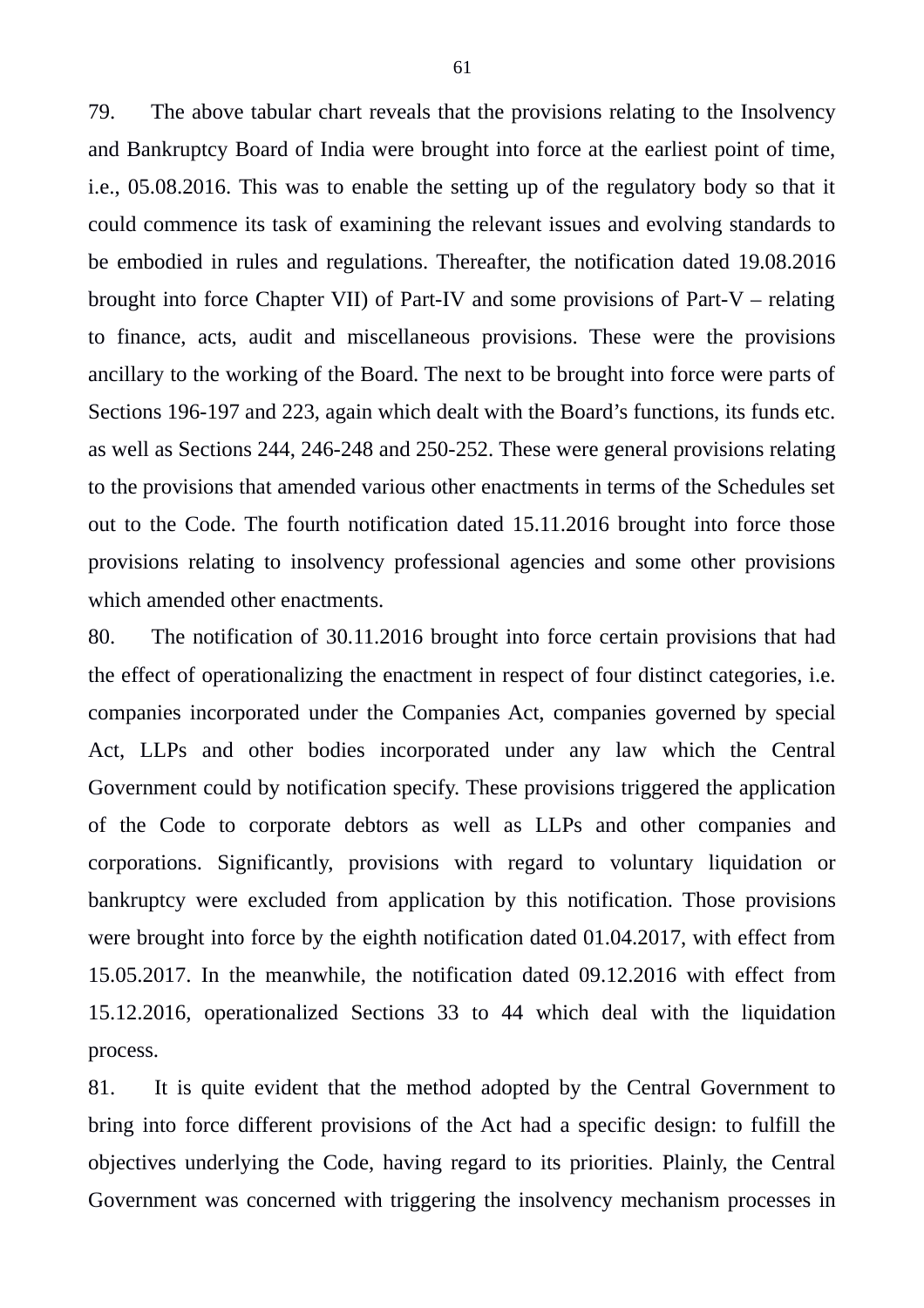79. The above tabular chart reveals that the provisions relating to the Insolvency and Bankruptcy Board of India were brought into force at the earliest point of time, i.e., 05.08.2016. This was to enable the setting up of the regulatory body so that it could commence its task of examining the relevant issues and evolving standards to be embodied in rules and regulations. Thereafter, the notification dated 19.08.2016 brought into force Chapter VII) of Part-IV and some provisions of Part-V – relating to finance, acts, audit and miscellaneous provisions. These were the provisions ancillary to the working of the Board. The next to be brought into force were parts of Sections 196-197 and 223, again which dealt with the Board's functions, its funds etc. as well as Sections 244, 246-248 and 250-252. These were general provisions relating to the provisions that amended various other enactments in terms of the Schedules set out to the Code. The fourth notification dated 15.11.2016 brought into force those provisions relating to insolvency professional agencies and some other provisions which amended other enactments.

80. The notification of 30.11.2016 brought into force certain provisions that had the effect of operationalizing the enactment in respect of four distinct categories, i.e. companies incorporated under the Companies Act, companies governed by special Act, LLPs and other bodies incorporated under any law which the Central Government could by notification specify. These provisions triggered the application of the Code to corporate debtors as well as LLPs and other companies and corporations. Significantly, provisions with regard to voluntary liquidation or bankruptcy were excluded from application by this notification. Those provisions were brought into force by the eighth notification dated 01.04.2017, with effect from 15.05.2017. In the meanwhile, the notification dated 09.12.2016 with effect from 15.12.2016, operationalized Sections 33 to 44 which deal with the liquidation process.

81. It is quite evident that the method adopted by the Central Government to bring into force different provisions of the Act had a specific design: to fulfill the objectives underlying the Code, having regard to its priorities. Plainly, the Central Government was concerned with triggering the insolvency mechanism processes in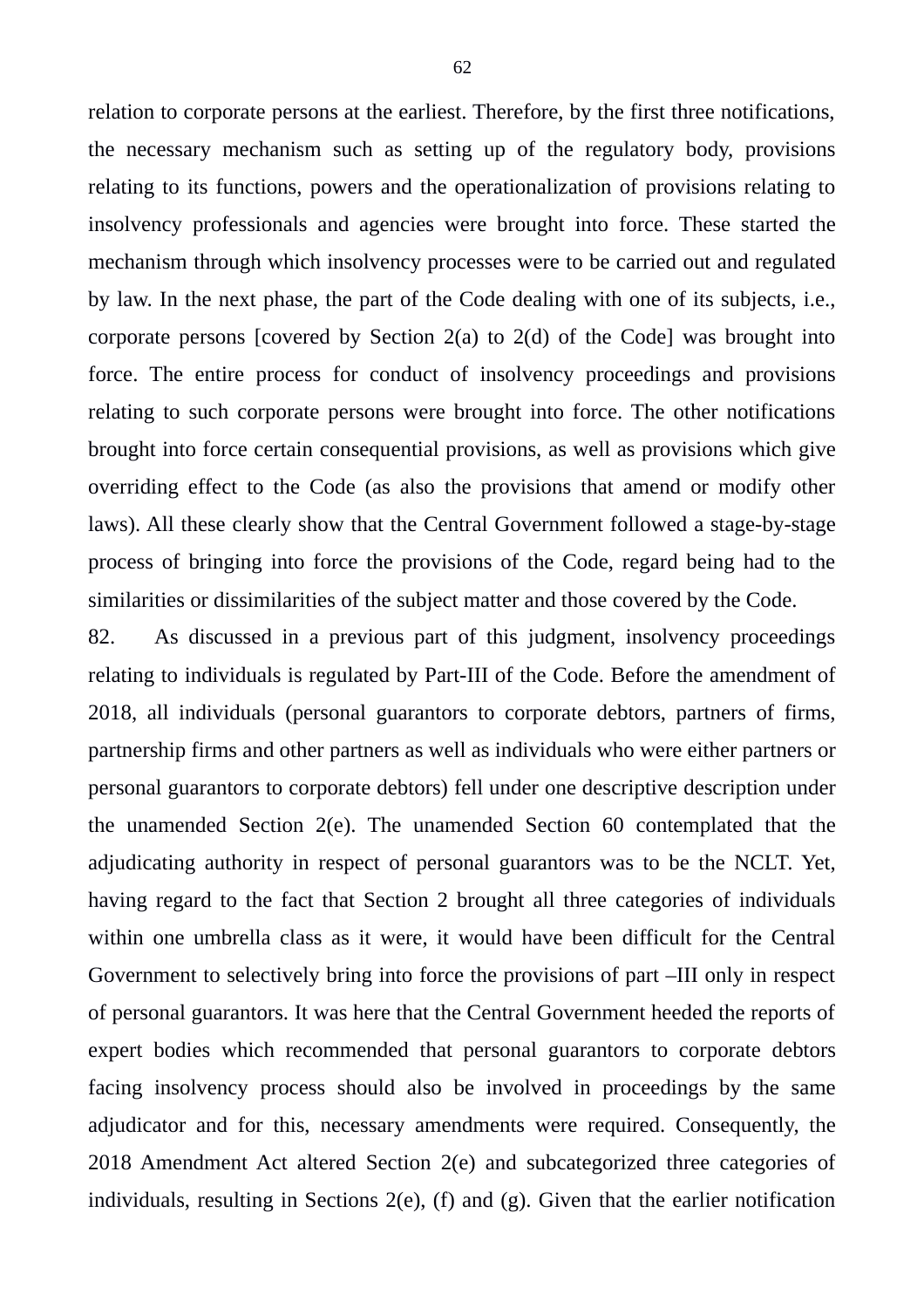relation to corporate persons at the earliest. Therefore, by the first three notifications, the necessary mechanism such as setting up of the regulatory body, provisions relating to its functions, powers and the operationalization of provisions relating to insolvency professionals and agencies were brought into force. These started the mechanism through which insolvency processes were to be carried out and regulated by law. In the next phase, the part of the Code dealing with one of its subjects, i.e., corporate persons [covered by Section 2(a) to 2(d) of the Code] was brought into force. The entire process for conduct of insolvency proceedings and provisions relating to such corporate persons were brought into force. The other notifications brought into force certain consequential provisions, as well as provisions which give overriding effect to the Code (as also the provisions that amend or modify other laws). All these clearly show that the Central Government followed a stage-by-stage process of bringing into force the provisions of the Code, regard being had to the similarities or dissimilarities of the subject matter and those covered by the Code.

82. As discussed in a previous part of this judgment, insolvency proceedings relating to individuals is regulated by Part-III of the Code. Before the amendment of 2018, all individuals (personal guarantors to corporate debtors, partners of firms, partnership firms and other partners as well as individuals who were either partners or personal guarantors to corporate debtors) fell under one descriptive description under the unamended Section 2(e). The unamended Section 60 contemplated that the adjudicating authority in respect of personal guarantors was to be the NCLT. Yet, having regard to the fact that Section 2 brought all three categories of individuals within one umbrella class as it were, it would have been difficult for the Central Government to selectively bring into force the provisions of part –III only in respect of personal guarantors. It was here that the Central Government heeded the reports of expert bodies which recommended that personal guarantors to corporate debtors facing insolvency process should also be involved in proceedings by the same adjudicator and for this, necessary amendments were required. Consequently, the 2018 Amendment Act altered Section 2(e) and subcategorized three categories of individuals, resulting in Sections 2(e), (f) and (g). Given that the earlier notification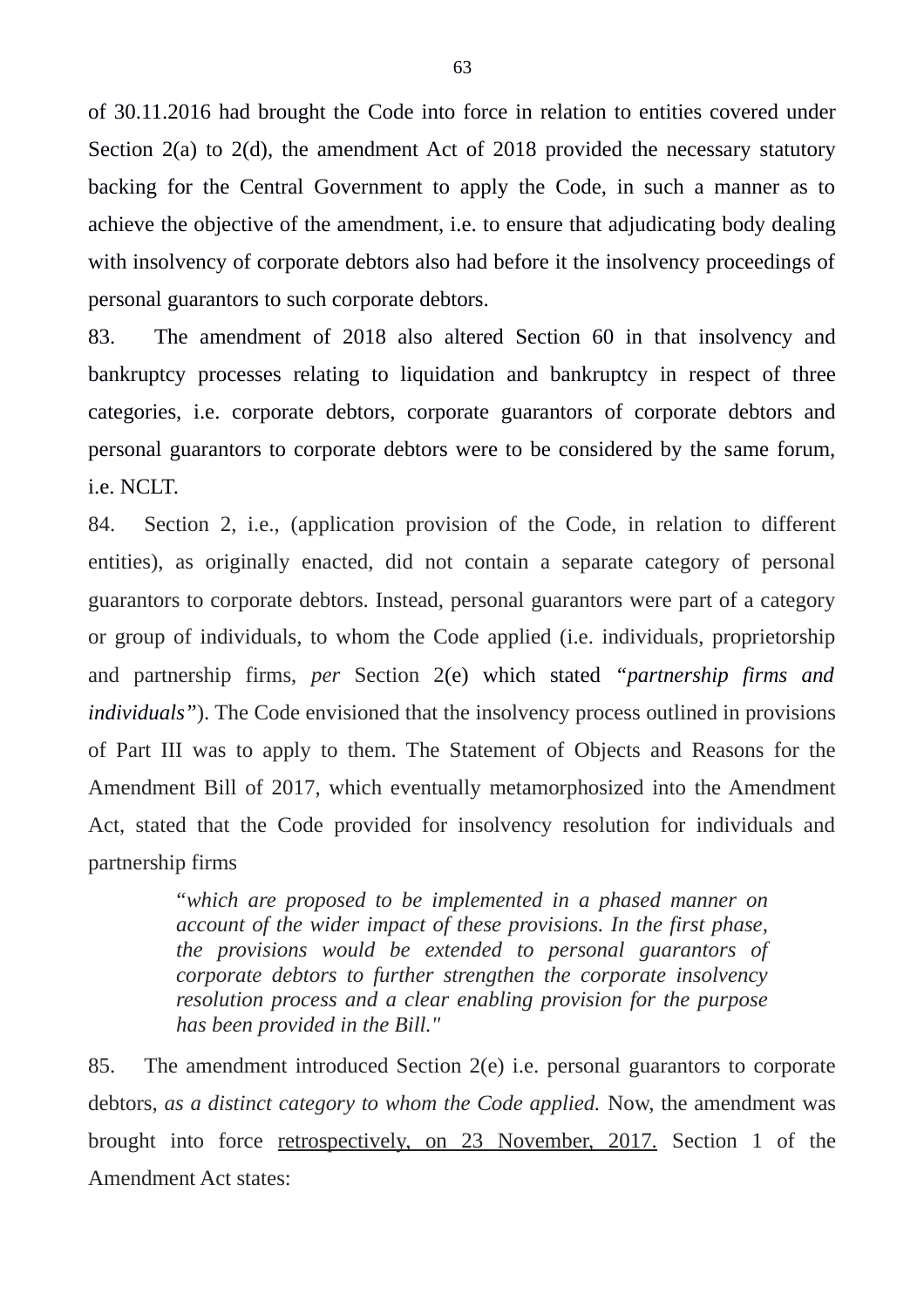of 30.11.2016 had brought the Code into force in relation to entities covered under Section 2(a) to 2(d), the amendment Act of 2018 provided the necessary statutory backing for the Central Government to apply the Code, in such a manner as to achieve the objective of the amendment, i.e. to ensure that adjudicating body dealing with insolvency of corporate debtors also had before it the insolvency proceedings of personal guarantors to such corporate debtors.

83. The amendment of 2018 also altered Section 60 in that insolvency and bankruptcy processes relating to liquidation and bankruptcy in respect of three categories, i.e. corporate debtors, corporate guarantors of corporate debtors and personal guarantors to corporate debtors were to be considered by the same forum, i.e. NCLT.

84. Section 2, i.e., (application provision of the Code, in relation to different entities), as originally enacted, did not contain a separate category of personal guarantors to corporate debtors. Instead, personal guarantors were part of a category or group of individuals, to whom the Code applied (i.e. individuals, proprietorship and partnership firms, *per* Section 2(e) which stated *"partnership firms and individuals"*). The Code envisioned that the insolvency process outlined in provisions of Part III was to apply to them. The Statement of Objects and Reasons for the Amendment Bill of 2017, which eventually metamorphosized into the Amendment Act, stated that the Code provided for insolvency resolution for individuals and partnership firms

> "*which are proposed to be implemented in a phased manner on account of the wider impact of these provisions. In the first phase, the provisions would be extended to personal guarantors of corporate debtors to further strengthen the corporate insolvency resolution process and a clear enabling provision for the purpose has been provided in the Bill."*

85. The amendment introduced Section 2(e) i.e. personal guarantors to corporate debtors, *as a distinct category to whom the Code applied.* Now, the amendment was brought into force <u>retrospectively, on 23 November, 2017.</u> Section 1 of the Amendment Act states: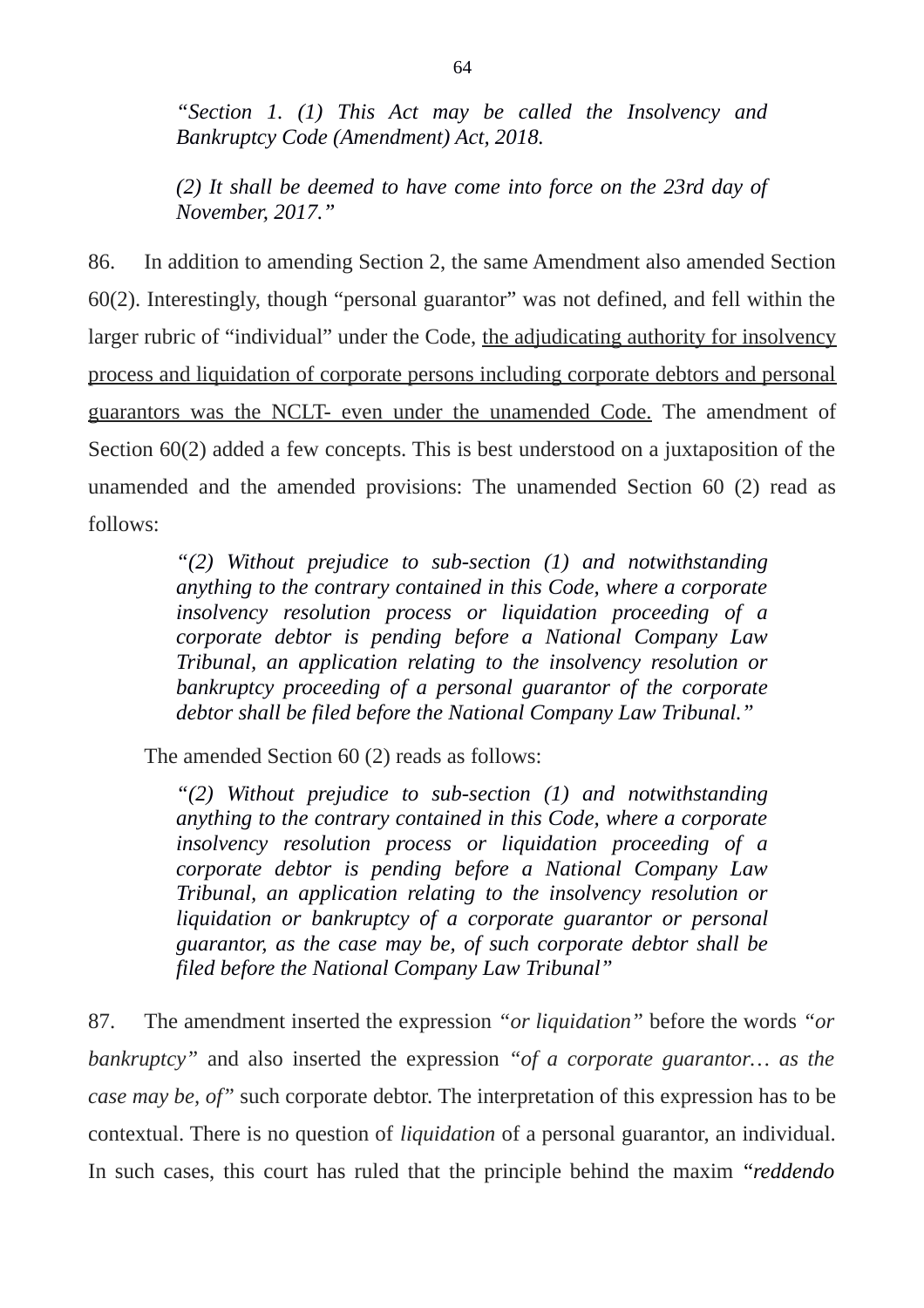> *"Section 1. (1) This Act may be called the Insolvency and Bankruptcy Code (Amendment) Act, 2018.*
>
> *(2) It shall be deemed to have come into force on the 23rd day of November, 2017."*

86. In addition to amending Section 2, the same Amendment also amended Section 60(2). Interestingly, though "personal guarantor" was not defined, and fell within the larger rubric of "individual" under the Code, <u>the adjudicating authority for insolvency process and liquidation of corporate persons including corporate debtors and personal guarantors was the NCLT- even under the unamended Code.</u> The amendment of Section 60(2) added a few concepts. This is best understood on a juxtaposition of the unamended and the amended provisions: The unamended Section 60 (2) read as follows:

> *"(2) Without prejudice to sub-section (1) and notwithstanding anything to the contrary contained in this Code, where a corporate insolvency resolution process or liquidation proceeding of a corporate debtor is pending before a National Company Law Tribunal, an application relating to the insolvency resolution or bankruptcy proceeding of a personal guarantor of the corporate debtor shall be filed before the National Company Law Tribunal."*

The amended Section 60 (2) reads as follows:

> *"(2) Without prejudice to sub-section (1) and notwithstanding anything to the contrary contained in this Code, where a corporate insolvency resolution process or liquidation proceeding of a corporate debtor is pending before a National Company Law Tribunal, an application relating to the insolvency resolution or liquidation or bankruptcy of a corporate guarantor or personal guarantor, as the case may be, of such corporate debtor shall be filed before the National Company Law Tribunal"*

87. The amendment inserted the expression *"or liquidation"* before the words *"or bankruptcy"* and also inserted the expression *"of a corporate guarantor… as the case may be, of"* such corporate debtor. The interpretation of this expression has to be contextual. There is no question of *liquidation* of a personal guarantor, an individual. In such cases, this court has ruled that the principle behind the maxim "***reddendo***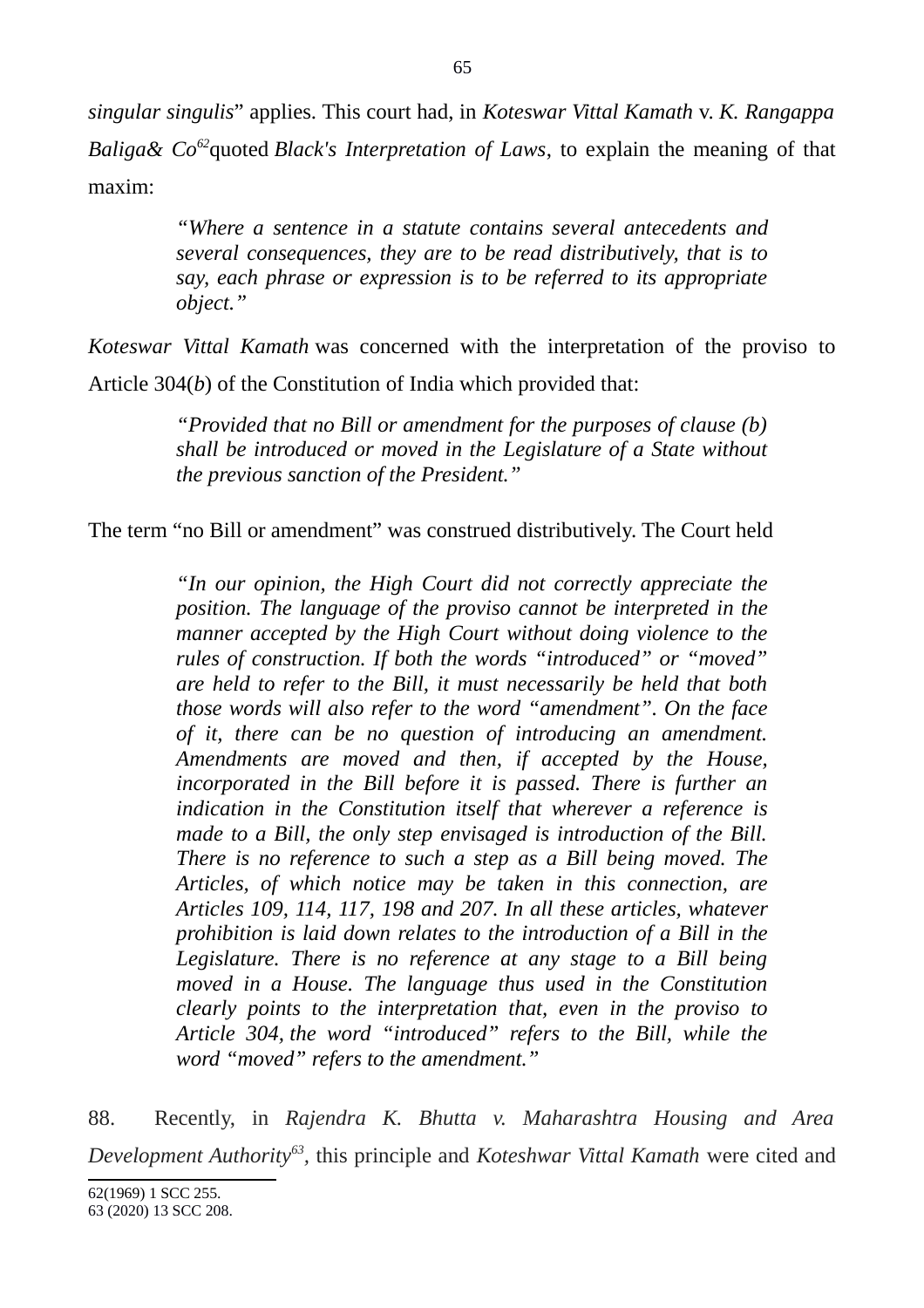*singular singulis*" applies. This court had, in *Koteswar Vittal Kamath* v. *K. Rangappa Baliga& Co*[62]quoted *Black's Interpretation of Laws,* to explain the meaning of that maxim:

> *"Where a sentence in a statute contains several antecedents and several consequences, they are to be read distributively, that is to say, each phrase or expression is to be referred to its appropriate object."*

*Koteswar Vittal Kamath* was concerned with the interpretation of the proviso to Article 304(*b*) of the Constitution of India which provided that:

> *"Provided that no Bill or amendment for the purposes of clause (b) shall be introduced or moved in the Legislature of a State without the previous sanction of the President."*

The term "no Bill or amendment" was construed distributively. The Court held

> *"In our opinion, the High Court did not correctly appreciate the position. The language of the proviso cannot be interpreted in the manner accepted by the High Court without doing violence to the rules of construction. If both the words "introduced" or "moved" are held to refer to the Bill, it must necessarily be held that both those words will also refer to the word "amendment". On the face of it, there can be no question of introducing an amendment. Amendments are moved and then, if accepted by the House, incorporated in the Bill before it is passed. There is further an indication in the Constitution itself that wherever a reference is made to a Bill, the only step envisaged is introduction of the Bill. There is no reference to such a step as a Bill being moved. The Articles, of which notice may be taken in this connection, are Articles 109, 114, 117, 198 and 207. In all these articles, whatever prohibition is laid down relates to the introduction of a Bill in the Legislature. There is no reference at any stage to a Bill being moved in a House. The language thus used in the Constitution clearly points to the interpretation that, even in the proviso to Article 304, the word "introduced" refers to the Bill, while the word "moved" refers to the amendment."*

88. Recently, in *Rajendra K. Bhutta v. Maharashtra Housing and Area Development Authority*[63], this principle and *Koteshwar Vittal Kamath* were cited and

---

[62] (1969) 1 SCC 255.

[63] (2020) 13 SCC 208.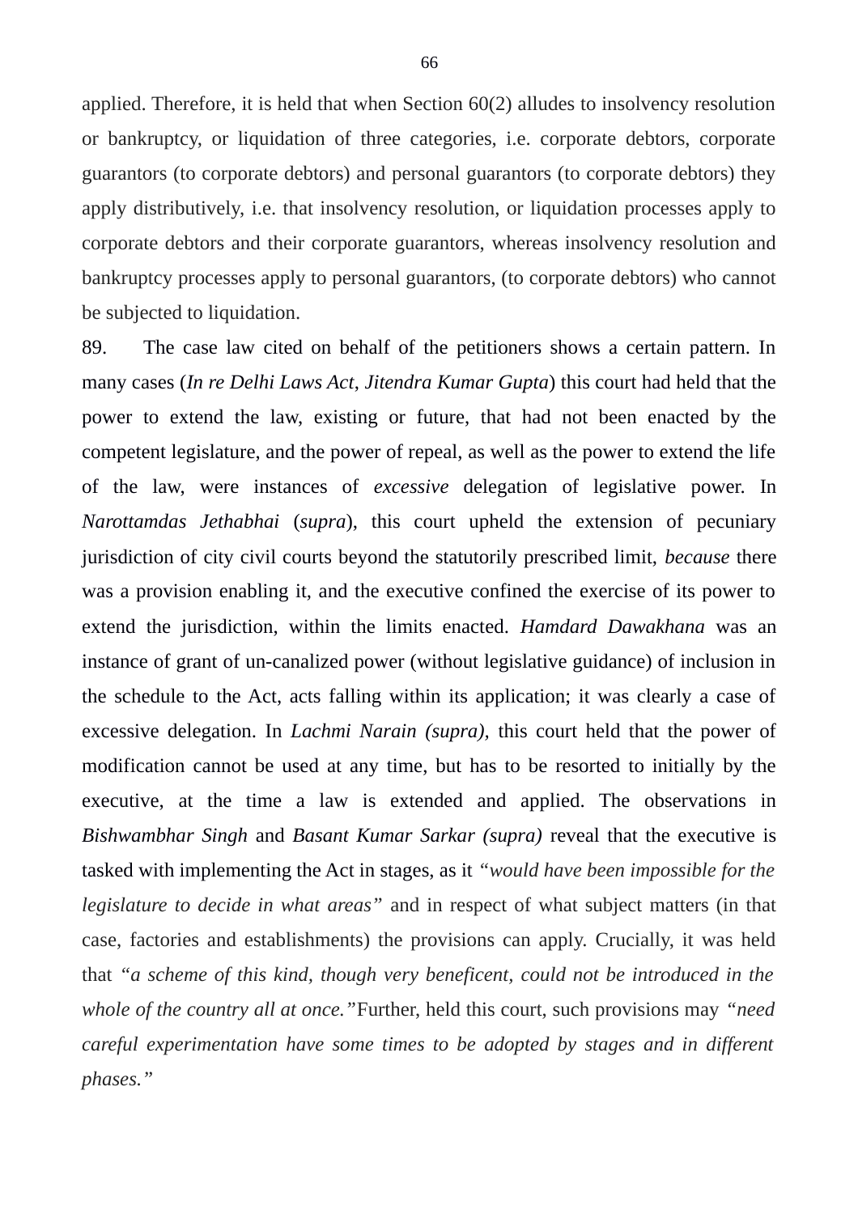applied. Therefore, it is held that when Section 60(2) alludes to insolvency resolution or bankruptcy, or liquidation of three categories, i.e. corporate debtors, corporate guarantors (to corporate debtors) and personal guarantors (to corporate debtors) they apply distributively, i.e. that insolvency resolution, or liquidation processes apply to corporate debtors and their corporate guarantors, whereas insolvency resolution and bankruptcy processes apply to personal guarantors, (to corporate debtors) who cannot be subjected to liquidation.

89. The case law cited on behalf of the petitioners shows a certain pattern. In many cases (*In re Delhi Laws Act*, *Jitendra Kumar Gupta*) this court had held that the power to extend the law, existing or future, that had not been enacted by the competent legislature, and the power of repeal, as well as the power to extend the life of the law, were instances of *excessive* delegation of legislative power. In *Narottamdas Jethabhai* (*supra*), this court upheld the extension of pecuniary jurisdiction of city civil courts beyond the statutorily prescribed limit, *because* there was a provision enabling it, and the executive confined the exercise of its power to extend the jurisdiction, within the limits enacted. *Hamdard Dawakhana* was an instance of grant of un-canalized power (without legislative guidance) of inclusion in the schedule to the Act, acts falling within its application; it was clearly a case of excessive delegation. In *Lachmi Narain (supra),* this court held that the power of modification cannot be used at any time, but has to be resorted to initially by the executive, at the time a law is extended and applied. The observations in *Bishwambhar Singh* and *Basant Kumar Sarkar (supra)* reveal that the executive is tasked with implementing the Act in stages, as it *"would have been impossible for the legislature to decide in what areas"* and in respect of what subject matters (in that case, factories and establishments) the provisions can apply. Crucially, it was held that *"a scheme of this kind, though very beneficent, could not be introduced in the whole of the country all at once."*Further, held this court, such provisions may *"need careful experimentation have some times to be adopted by stages and in different phases."*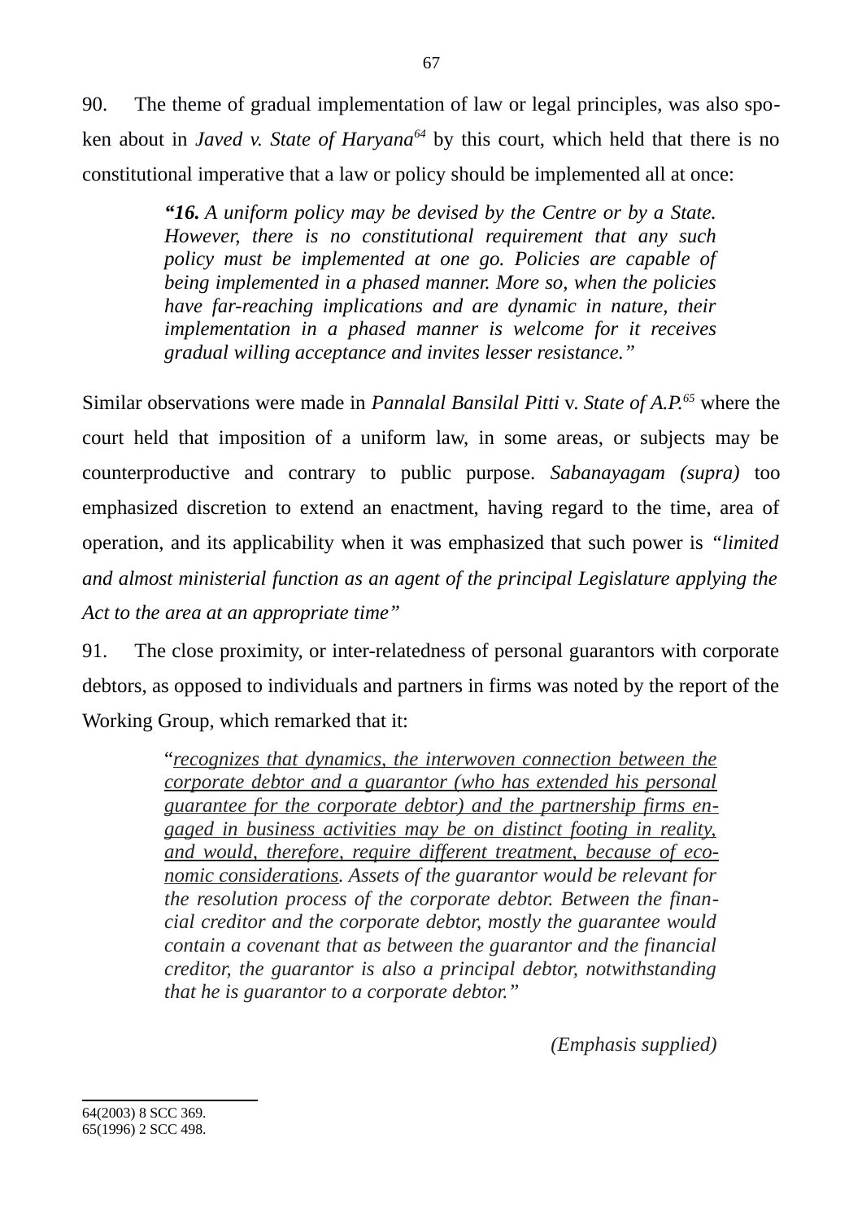90. The theme of gradual implementation of law or legal principles, was also spoken about in *Javed v. State of Haryana*[64] by this court, which held that there is no constitutional imperative that a law or policy should be implemented all at once:

> ***"16.** A uniform policy may be devised by the Centre or by a State. However, there is no constitutional requirement that any such policy must be implemented at one go. Policies are capable of being implemented in a phased manner. More so, when the policies have far-reaching implications and are dynamic in nature, their implementation in a phased manner is welcome for it receives gradual willing acceptance and invites lesser resistance."*

Similar observations were made in *Pannalal Bansilal Pitti* v. *State of A.P.*[65] where the court held that imposition of a uniform law, in some areas, or subjects may be counterproductive and contrary to public purpose. *Sabanayagam (supra)* too emphasized discretion to extend an enactment, having regard to the time, area of operation, and its applicability when it was emphasized that such power is *"limited and almost ministerial function as an agent of the principal Legislature applying the Act to the area at an appropriate time"*

91. The close proximity, or inter-relatedness of personal guarantors with corporate debtors, as opposed to individuals and partners in firms was noted by the report of the Working Group, which remarked that it:

> "*<u>recognizes that dynamics, the interwoven connection between the corporate debtor and a guarantor (who has extended his personal guarantee for the corporate debtor) and the partnership firms engaged in business activities may be on distinct footing in reality, and would, therefore, require different treatment, because of economic considerations</u>. Assets of the guarantor would be relevant for the resolution process of the corporate debtor. Between the financial creditor and the corporate debtor, mostly the guarantee would contain a covenant that as between the guarantor and the financial creditor, the guarantor is also a principal debtor, notwithstanding that he is guarantor to a corporate debtor."*
>
> *(Emphasis supplied)*

---

64(2003) 8 SCC 369.
65(1996) 2 SCC 498.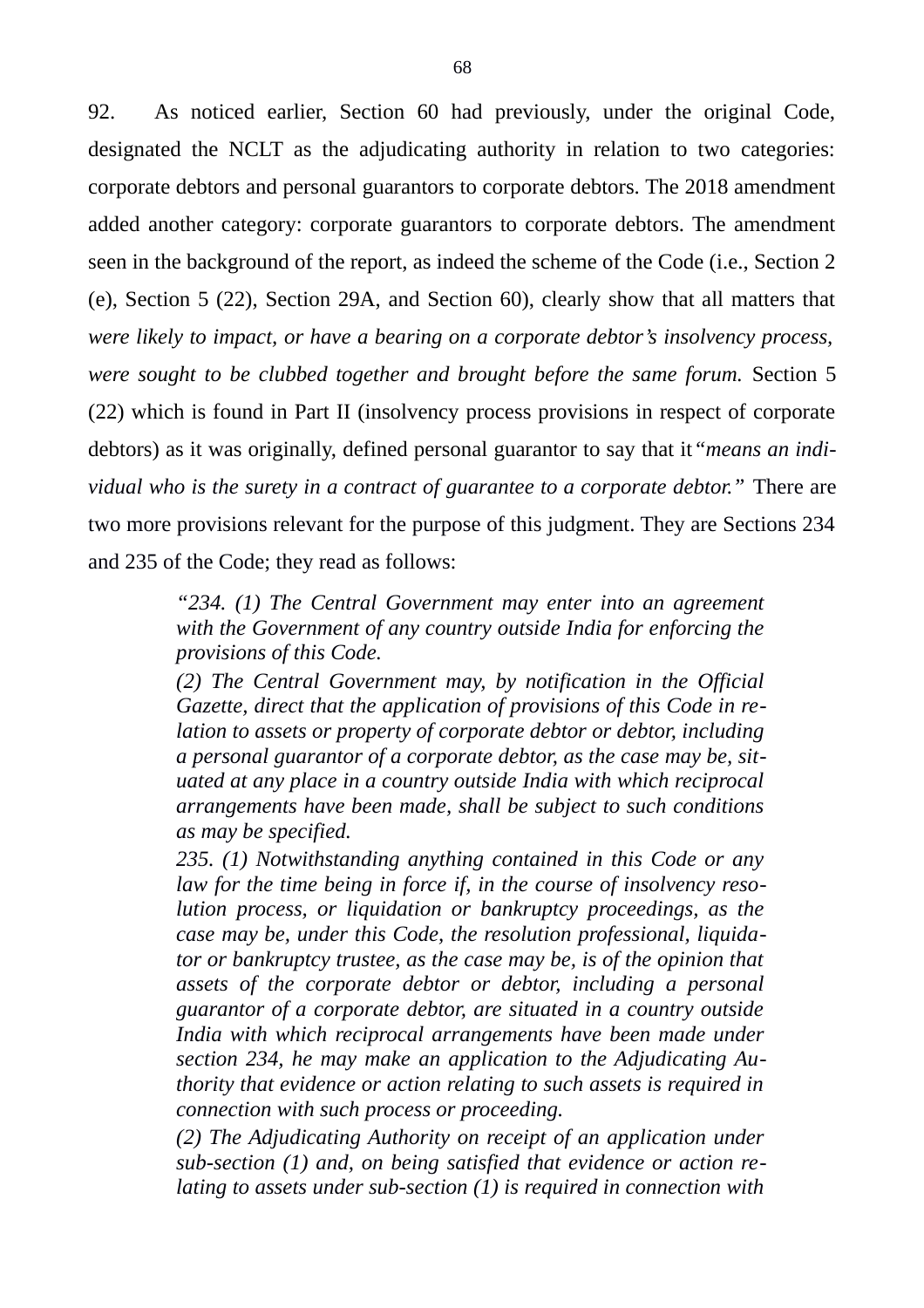92. As noticed earlier, Section 60 had previously, under the original Code, designated the NCLT as the adjudicating authority in relation to two categories: corporate debtors and personal guarantors to corporate debtors. The 2018 amendment added another category: corporate guarantors to corporate debtors. The amendment seen in the background of the report, as indeed the scheme of the Code (i.e., Section 2 (e), Section 5 (22), Section 29A, and Section 60), clearly show that all matters that *were likely to impact, or have a bearing on a corporate debtor's insolvency process, were sought to be clubbed together and brought before the same forum.* Section 5 (22) which is found in Part II (insolvency process provisions in respect of corporate debtors) as it was originally, defined personal guarantor to say that it *"means an individual who is the surety in a contract of guarantee to a corporate debtor."* There are two more provisions relevant for the purpose of this judgment. They are Sections 234 and 235 of the Code; they read as follows:

> *"234. (1) The Central Government may enter into an agreement with the Government of any country outside India for enforcing the provisions of this Code.*
>
> *(2) The Central Government may, by notification in the Official Gazette, direct that the application of provisions of this Code in relation to assets or property of corporate debtor or debtor, including a personal guarantor of a corporate debtor, as the case may be, situated at any place in a country outside India with which reciprocal arrangements have been made, shall be subject to such conditions as may be specified.*
>
> *235. (1) Notwithstanding anything contained in this Code or any law for the time being in force if, in the course of insolvency resolution process, or liquidation or bankruptcy proceedings, as the case may be, under this Code, the resolution professional, liquidator or bankruptcy trustee, as the case may be, is of the opinion that assets of the corporate debtor or debtor, including a personal guarantor of a corporate debtor, are situated in a country outside India with which reciprocal arrangements have been made under section 234, he may make an application to the Adjudicating Authority that evidence or action relating to such assets is required in connection with such process or proceeding.*
>
> *(2) The Adjudicating Authority on receipt of an application under sub-section (1) and, on being satisfied that evidence or action relating to assets under sub-section (1) is required in connection with*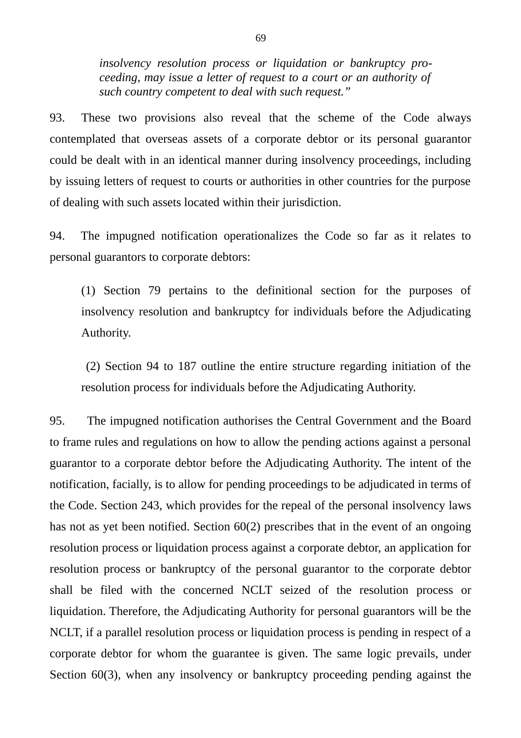*insolvency resolution process or liquidation or bankruptcy proceeding, may issue a letter of request to a court or an authority of such country competent to deal with such request."*

93. These two provisions also reveal that the scheme of the Code always contemplated that overseas assets of a corporate debtor or its personal guarantor could be dealt with in an identical manner during insolvency proceedings, including by issuing letters of request to courts or authorities in other countries for the purpose of dealing with such assets located within their jurisdiction.

94. The impugned notification operationalizes the Code so far as it relates to personal guarantors to corporate debtors:

(1) Section 79 pertains to the definitional section for the purposes of insolvency resolution and bankruptcy for individuals before the Adjudicating Authority.

(2) Section 94 to 187 outline the entire structure regarding initiation of the resolution process for individuals before the Adjudicating Authority.

95. The impugned notification authorises the Central Government and the Board to frame rules and regulations on how to allow the pending actions against a personal guarantor to a corporate debtor before the Adjudicating Authority. The intent of the notification, facially, is to allow for pending proceedings to be adjudicated in terms of the Code. Section 243, which provides for the repeal of the personal insolvency laws has not as yet been notified. Section 60(2) prescribes that in the event of an ongoing resolution process or liquidation process against a corporate debtor, an application for resolution process or bankruptcy of the personal guarantor to the corporate debtor shall be filed with the concerned NCLT seized of the resolution process or liquidation. Therefore, the Adjudicating Authority for personal guarantors will be the NCLT, if a parallel resolution process or liquidation process is pending in respect of a corporate debtor for whom the guarantee is given. The same logic prevails, under Section 60(3), when any insolvency or bankruptcy proceeding pending against the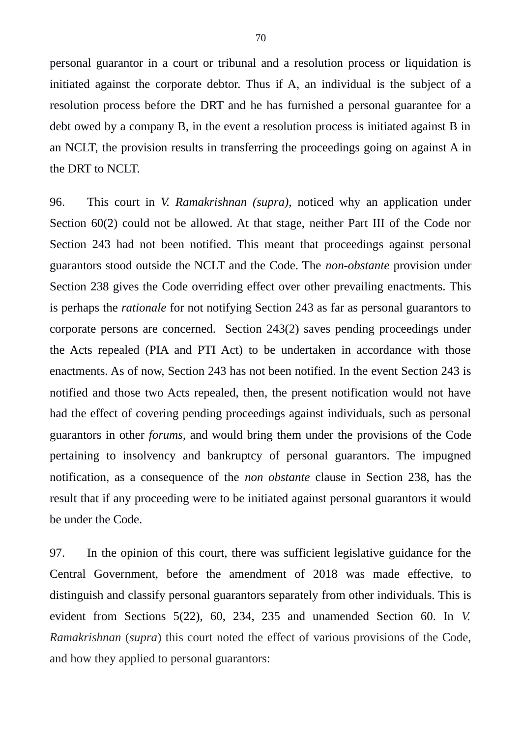personal guarantor in a court or tribunal and a resolution process or liquidation is initiated against the corporate debtor. Thus if A, an individual is the subject of a resolution process before the DRT and he has furnished a personal guarantee for a debt owed by a company B, in the event a resolution process is initiated against B in an NCLT, the provision results in transferring the proceedings going on against A in the DRT to NCLT.

96. This court in *V. Ramakrishnan (supra),* noticed why an application under Section 60(2) could not be allowed. At that stage, neither Part III of the Code nor Section 243 had not been notified. This meant that proceedings against personal guarantors stood outside the NCLT and the Code. The *non-obstante* provision under Section 238 gives the Code overriding effect over other prevailing enactments. This is perhaps the *rationale* for not notifying Section 243 as far as personal guarantors to corporate persons are concerned. Section 243(2) saves pending proceedings under the Acts repealed (PIA and PTI Act) to be undertaken in accordance with those enactments. As of now, Section 243 has not been notified. In the event Section 243 is notified and those two Acts repealed, then, the present notification would not have had the effect of covering pending proceedings against individuals, such as personal guarantors in other *forums,* and would bring them under the provisions of the Code pertaining to insolvency and bankruptcy of personal guarantors. The impugned notification, as a consequence of the *non obstante* clause in Section 238, has the result that if any proceeding were to be initiated against personal guarantors it would be under the Code.

97. In the opinion of this court, there was sufficient legislative guidance for the Central Government, before the amendment of 2018 was made effective, to distinguish and classify personal guarantors separately from other individuals. This is evident from Sections 5(22), 60, 234, 235 and unamended Section 60. In *V. Ramakrishnan* (*supra*) this court noted the effect of various provisions of the Code, and how they applied to personal guarantors: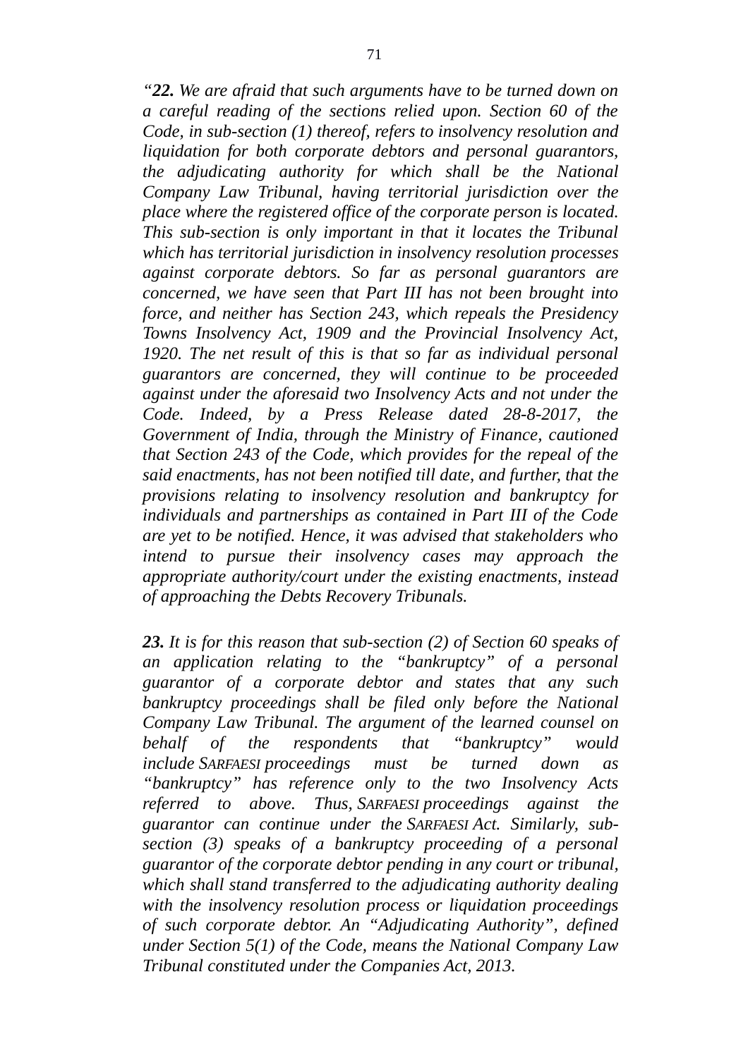*"**22.** We are afraid that such arguments have to be turned down on a careful reading of the sections relied upon. Section 60 of the Code, in sub-section (1) thereof, refers to insolvency resolution and liquidation for both corporate debtors and personal guarantors, the adjudicating authority for which shall be the National Company Law Tribunal, having territorial jurisdiction over the place where the registered office of the corporate person is located. This sub-section is only important in that it locates the Tribunal which has territorial jurisdiction in insolvency resolution processes against corporate debtors. So far as personal guarantors are concerned, we have seen that Part III has not been brought into force, and neither has Section 243, which repeals the Presidency Towns Insolvency Act, 1909 and the Provincial Insolvency Act, 1920. The net result of this is that so far as individual personal guarantors are concerned, they will continue to be proceeded against under the aforesaid two Insolvency Acts and not under the Code. Indeed, by a Press Release dated 28-8-2017, the Government of India, through the Ministry of Finance, cautioned that Section 243 of the Code, which provides for the repeal of the said enactments, has not been notified till date, and further, that the provisions relating to insolvency resolution and bankruptcy for individuals and partnerships as contained in Part III of the Code are yet to be notified. Hence, it was advised that stakeholders who intend to pursue their insolvency cases may approach the appropriate authority/court under the existing enactments, instead of approaching the Debts Recovery Tribunals.*

***23.** It is for this reason that sub-section (2) of Section 60 speaks of an application relating to the "bankruptcy" of a personal guarantor of a corporate debtor and states that any such bankruptcy proceedings shall be filed only before the National Company Law Tribunal. The argument of the learned counsel on behalf of the respondents that "bankruptcy" would include SARFAESI proceedings must be turned down as "bankruptcy" has reference only to the two Insolvency Acts referred to above. Thus, SARFAESI proceedings against the guarantor can continue under the SARFAESI Act. Similarly, sub-section (3) speaks of a bankruptcy proceeding of a personal guarantor of the corporate debtor pending in any court or tribunal, which shall stand transferred to the adjudicating authority dealing with the insolvency resolution process or liquidation proceedings of such corporate debtor. An "Adjudicating Authority", defined under Section 5(1) of the Code, means the National Company Law Tribunal constituted under the Companies Act, 2013.*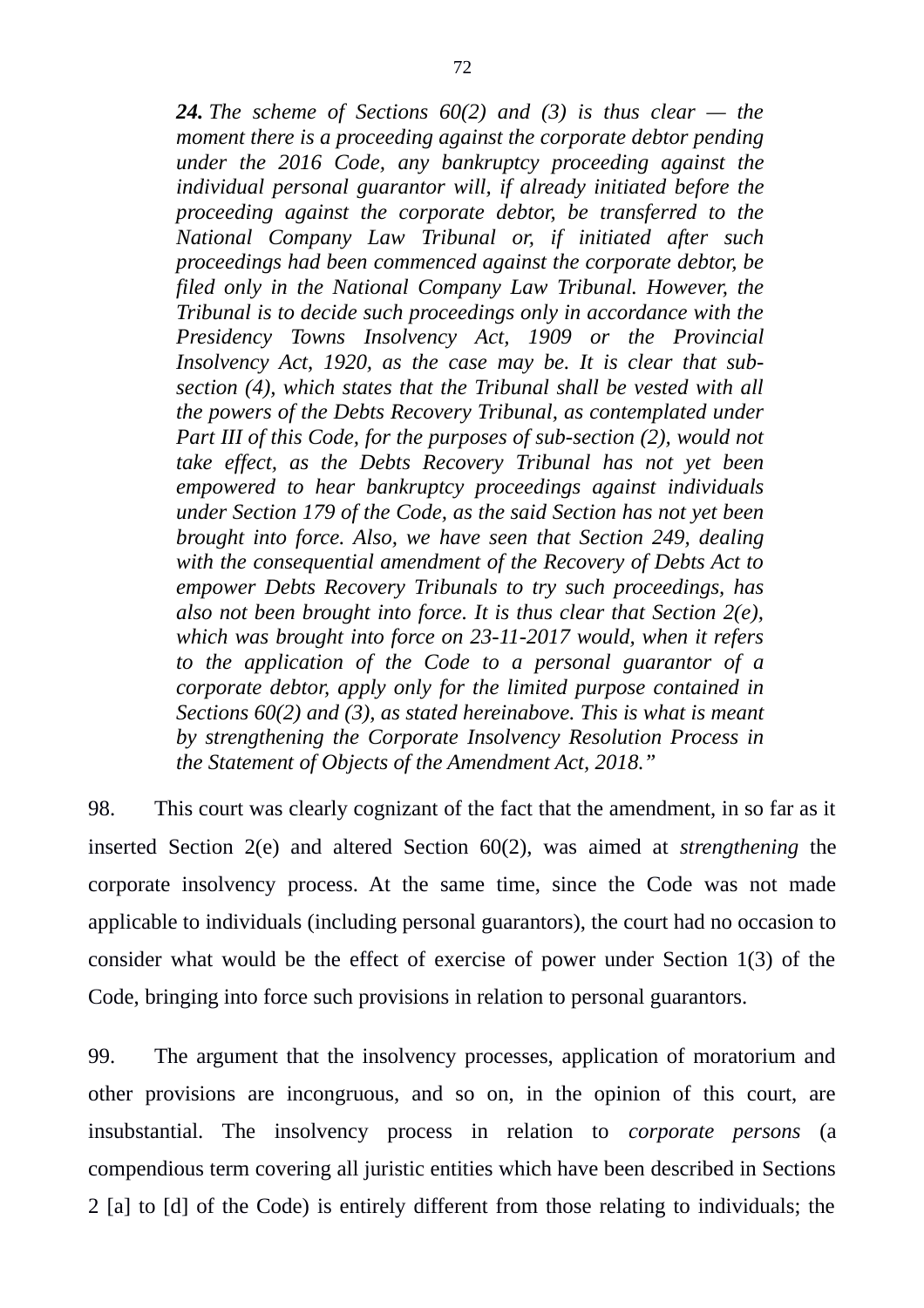> ***24.*** *The scheme of Sections 60(2) and (3) is thus clear — the moment there is a proceeding against the corporate debtor pending under the 2016 Code, any bankruptcy proceeding against the individual personal guarantor will, if already initiated before the proceeding against the corporate debtor, be transferred to the National Company Law Tribunal or, if initiated after such proceedings had been commenced against the corporate debtor, be filed only in the National Company Law Tribunal. However, the Tribunal is to decide such proceedings only in accordance with the Presidency Towns Insolvency Act, 1909 or the Provincial Insolvency Act, 1920, as the case may be. It is clear that sub-section (4), which states that the Tribunal shall be vested with all the powers of the Debts Recovery Tribunal, as contemplated under Part III of this Code, for the purposes of sub-section (2), would not take effect, as the Debts Recovery Tribunal has not yet been empowered to hear bankruptcy proceedings against individuals under Section 179 of the Code, as the said Section has not yet been brought into force. Also, we have seen that Section 249, dealing with the consequential amendment of the Recovery of Debts Act to empower Debts Recovery Tribunals to try such proceedings, has also not been brought into force. It is thus clear that Section 2(e), which was brought into force on 23-11-2017 would, when it refers to the application of the Code to a personal guarantor of a corporate debtor, apply only for the limited purpose contained in Sections 60(2) and (3), as stated hereinabove. This is what is meant by strengthening the Corporate Insolvency Resolution Process in the Statement of Objects of the Amendment Act, 2018."*

98. This court was clearly cognizant of the fact that the amendment, in so far as it inserted Section 2(e) and altered Section 60(2), was aimed at *strengthening* the corporate insolvency process. At the same time, since the Code was not made applicable to individuals (including personal guarantors), the court had no occasion to consider what would be the effect of exercise of power under Section 1(3) of the Code, bringing into force such provisions in relation to personal guarantors.

99. The argument that the insolvency processes, application of moratorium and other provisions are incongruous, and so on, in the opinion of this court, are insubstantial. The insolvency process in relation to *corporate persons* (a compendious term covering all juristic entities which have been described in Sections 2 [a] to [d] of the Code) is entirely different from those relating to individuals; the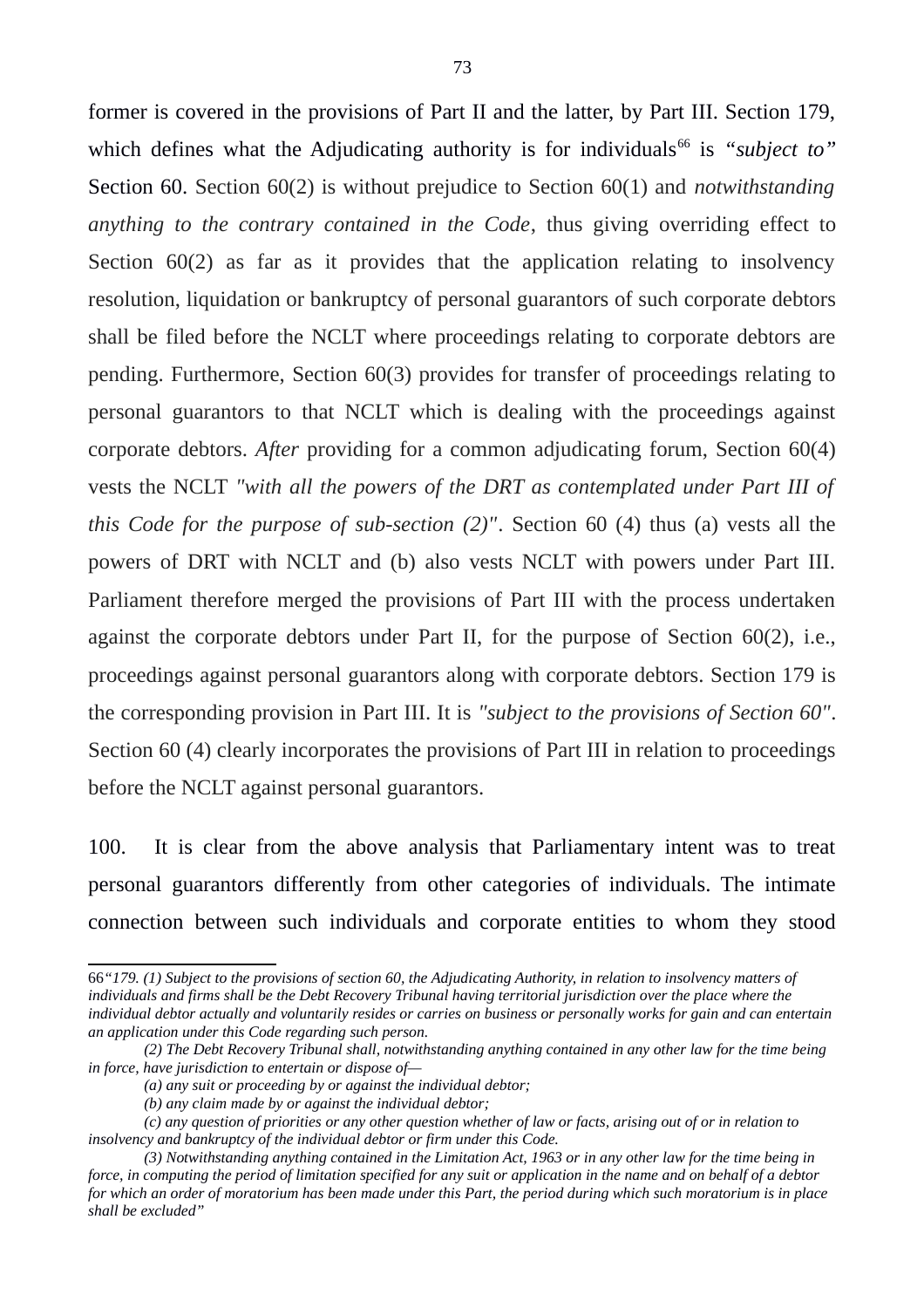former is covered in the provisions of Part II and the latter, by Part III. Section 179, which defines what the Adjudicating authority is for individuals[66] is *"subject to"* Section 60. Section 60(2) is without prejudice to Section 60(1) and *notwithstanding anything to the contrary contained in the Code*, thus giving overriding effect to Section 60(2) as far as it provides that the application relating to insolvency resolution, liquidation or bankruptcy of personal guarantors of such corporate debtors shall be filed before the NCLT where proceedings relating to corporate debtors are pending. Furthermore, Section 60(3) provides for transfer of proceedings relating to personal guarantors to that NCLT which is dealing with the proceedings against corporate debtors. *After* providing for a common adjudicating forum, Section 60(4) vests the NCLT *"with all the powers of the DRT as contemplated under Part III of this Code for the purpose of sub-section (2)"*. Section 60 (4) thus (a) vests all the powers of DRT with NCLT and (b) also vests NCLT with powers under Part III. Parliament therefore merged the provisions of Part III with the process undertaken against the corporate debtors under Part II, for the purpose of Section 60(2), i.e., proceedings against personal guarantors along with corporate debtors. Section 179 is the corresponding provision in Part III. It is *"subject to the provisions of Section 60"*. Section 60 (4) clearly incorporates the provisions of Part III in relation to proceedings before the NCLT against personal guarantors.

100. It is clear from the above analysis that Parliamentary intent was to treat personal guarantors differently from other categories of individuals. The intimate connection between such individuals and corporate entities to whom they stood

---

66 *"179. (1) Subject to the provisions of section 60, the Adjudicating Authority, in relation to insolvency matters of individuals and firms shall be the Debt Recovery Tribunal having territorial jurisdiction over the place where the individual debtor actually and voluntarily resides or carries on business or personally works for gain and can entertain an application under this Code regarding such person.*

*(2) The Debt Recovery Tribunal shall, notwithstanding anything contained in any other law for the time being in force, have jurisdiction to entertain or dispose of—*

*(a) any suit or proceeding by or against the individual debtor;*

*(b) any claim made by or against the individual debtor;*

*(c) any question of priorities or any other question whether of law or facts, arising out of or in relation to insolvency and bankruptcy of the individual debtor or firm under this Code.*

*(3) Notwithstanding anything contained in the Limitation Act, 1963 or in any other law for the time being in force, in computing the period of limitation specified for any suit or application in the name and on behalf of a debtor for which an order of moratorium has been made under this Part, the period during which such moratorium is in place shall be excluded"*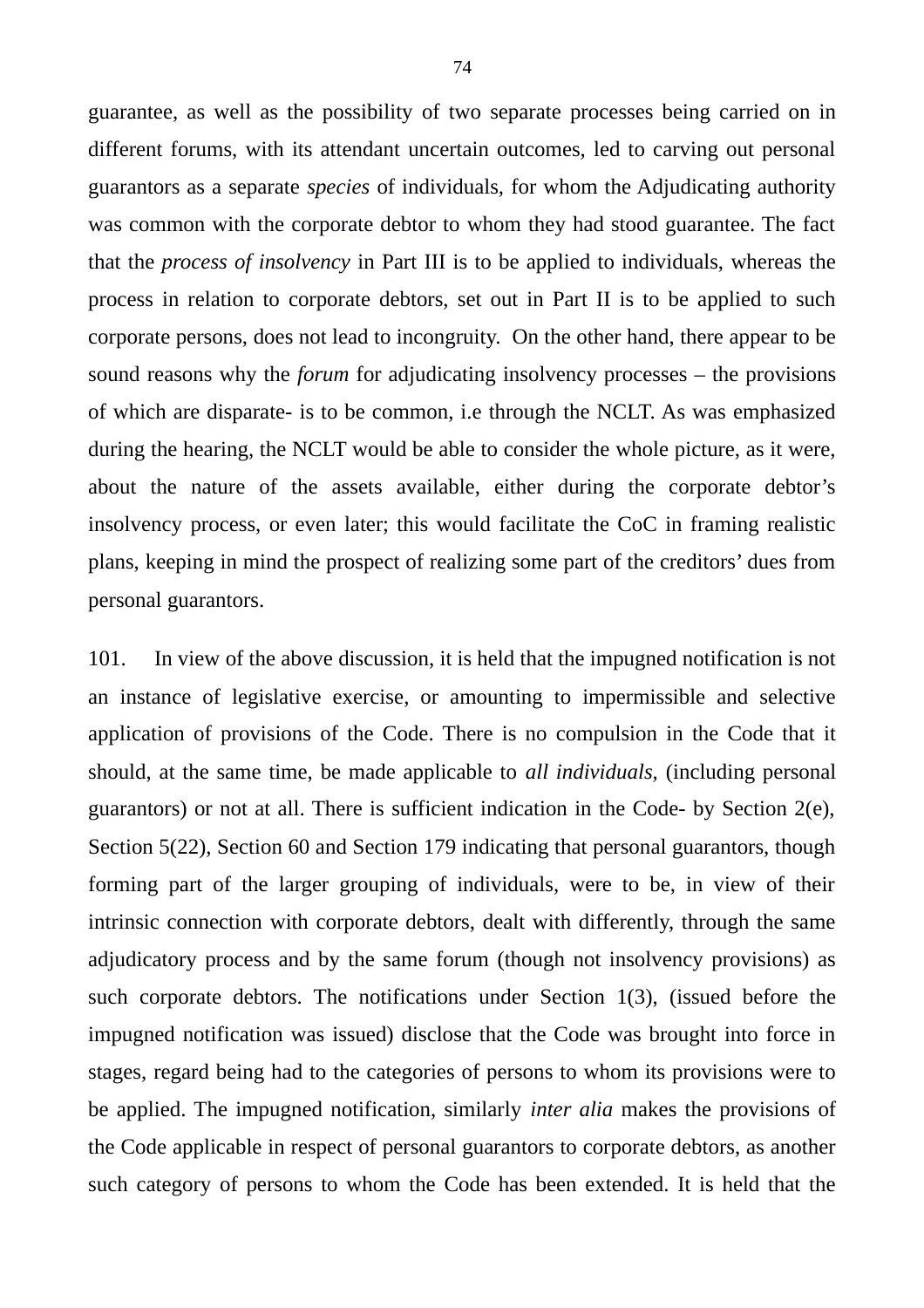guarantee, as well as the possibility of two separate processes being carried on in different forums, with its attendant uncertain outcomes, led to carving out personal guarantors as a separate *species* of individuals, for whom the Adjudicating authority was common with the corporate debtor to whom they had stood guarantee. The fact that the *process of insolvency* in Part III is to be applied to individuals, whereas the process in relation to corporate debtors, set out in Part II is to be applied to such corporate persons, does not lead to incongruity. On the other hand, there appear to be sound reasons why the *forum* for adjudicating insolvency processes – the provisions of which are disparate- is to be common, i.e through the NCLT. As was emphasized during the hearing, the NCLT would be able to consider the whole picture, as it were, about the nature of the assets available, either during the corporate debtor's insolvency process, or even later; this would facilitate the CoC in framing realistic plans, keeping in mind the prospect of realizing some part of the creditors' dues from personal guarantors.

101. In view of the above discussion, it is held that the impugned notification is not an instance of legislative exercise, or amounting to impermissible and selective application of provisions of the Code. There is no compulsion in the Code that it should, at the same time, be made applicable to *all individuals,* (including personal guarantors) or not at all. There is sufficient indication in the Code- by Section 2(e), Section 5(22), Section 60 and Section 179 indicating that personal guarantors, though forming part of the larger grouping of individuals, were to be, in view of their intrinsic connection with corporate debtors, dealt with differently, through the same adjudicatory process and by the same forum (though not insolvency provisions) as such corporate debtors. The notifications under Section 1(3), (issued before the impugned notification was issued) disclose that the Code was brought into force in stages, regard being had to the categories of persons to whom its provisions were to be applied. The impugned notification, similarly *inter alia* makes the provisions of the Code applicable in respect of personal guarantors to corporate debtors, as another such category of persons to whom the Code has been extended. It is held that the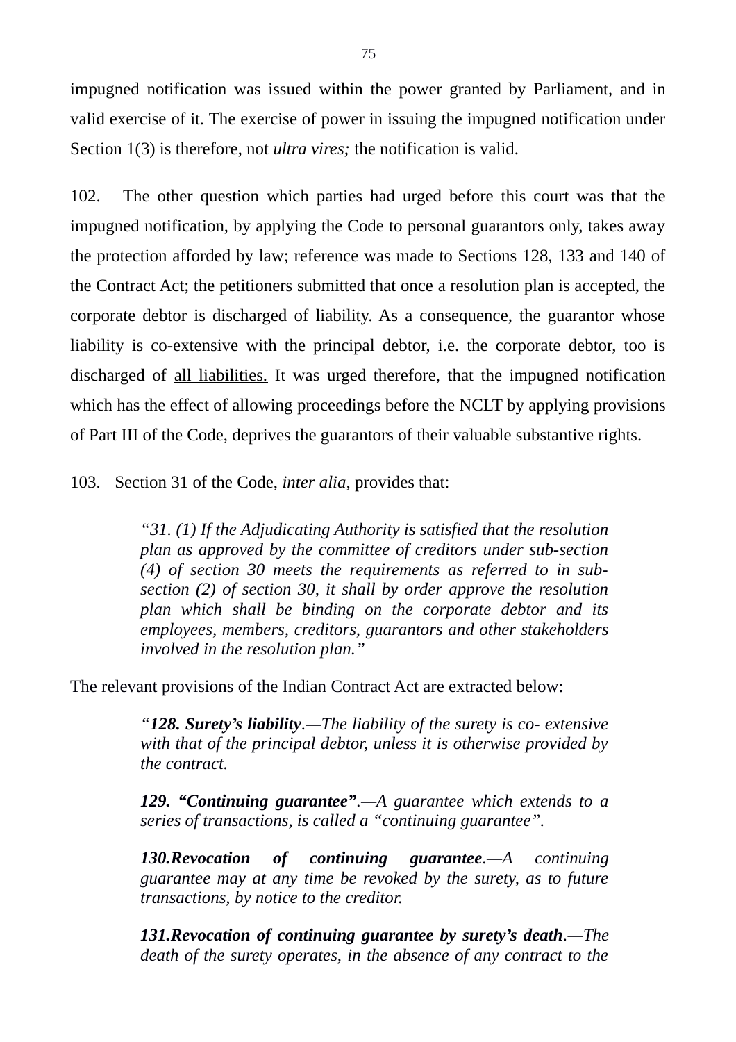impugned notification was issued within the power granted by Parliament, and in valid exercise of it. The exercise of power in issuing the impugned notification under Section 1(3) is therefore, not *ultra vires;* the notification is valid.

102. The other question which parties had urged before this court was that the impugned notification, by applying the Code to personal guarantors only, takes away the protection afforded by law; reference was made to Sections 128, 133 and 140 of the Contract Act; the petitioners submitted that once a resolution plan is accepted, the corporate debtor is discharged of liability. As a consequence, the guarantor whose liability is co-extensive with the principal debtor, i.e. the corporate debtor, too is discharged of <u>all liabilities.</u> It was urged therefore, that the impugned notification which has the effect of allowing proceedings before the NCLT by applying provisions of Part III of the Code, deprives the guarantors of their valuable substantive rights.

103. Section 31 of the Code, *inter alia*, provides that:

> *"31. (1) If the Adjudicating Authority is satisfied that the resolution plan as approved by the committee of creditors under sub-section (4) of section 30 meets the requirements as referred to in sub-section (2) of section 30, it shall by order approve the resolution plan which shall be binding on the corporate debtor and its employees, members, creditors, guarantors and other stakeholders involved in the resolution plan."*

The relevant provisions of the Indian Contract Act are extracted below:

> *"**128. Surety's liability**.—The liability of the surety is co- extensive with that of the principal debtor, unless it is otherwise provided by the contract.*
>
> ***129. "Continuing guarantee"**.—A guarantee which extends to a series of transactions, is called a "continuing guarantee".*
>
> ***130.Revocation of continuing guarantee**.—A continuing guarantee may at any time be revoked by the surety, as to future transactions, by notice to the creditor.*
>
> ***131.Revocation of continuing guarantee by surety's death**.—The death of the surety operates, in the absence of any contract to the*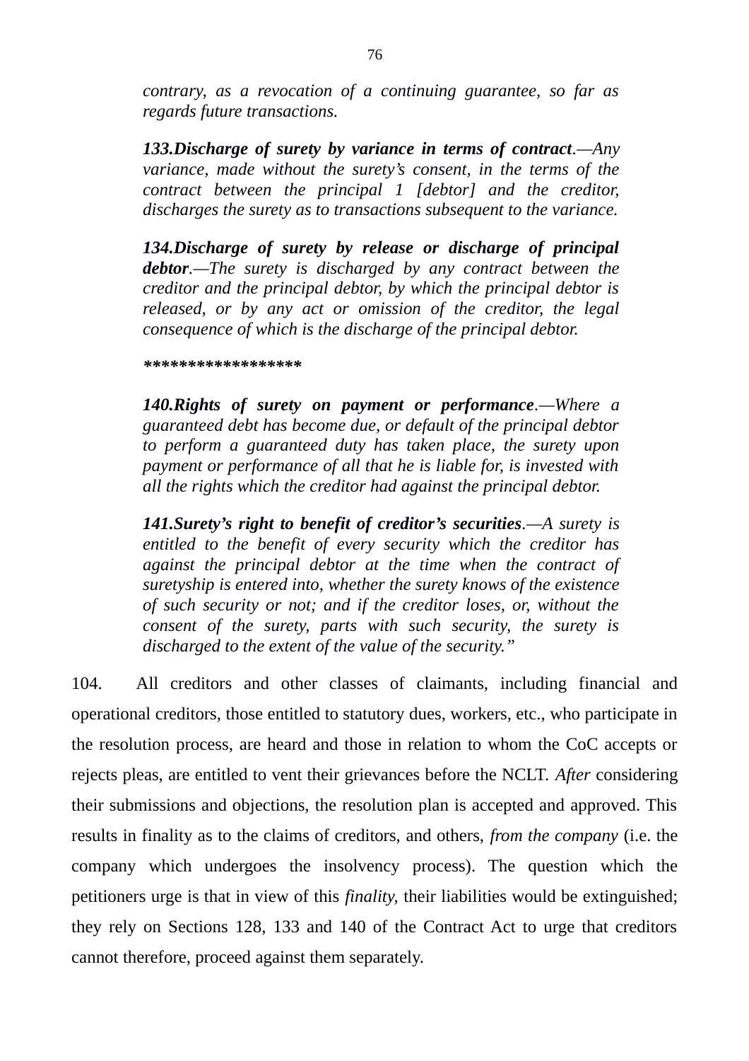*contrary, as a revocation of a continuing guarantee, so far as regards future transactions.*

***133.Discharge of surety by variance in terms of contract**.—Any variance, made without the surety's consent, in the terms of the contract between the principal 1 [debtor] and the creditor, discharges the surety as to transactions subsequent to the variance.*

***134.Discharge of surety by release or discharge of principal debtor**.—The surety is discharged by any contract between the creditor and the principal debtor, by which the principal debtor is released, or by any act or omission of the creditor, the legal consequence of which is the discharge of the principal debtor.*

***\*\*\*\*\*\*\*\*\*\*\*\*\*\*\*\*\*\****

***140.Rights of surety on payment or performance**.—Where a guaranteed debt has become due, or default of the principal debtor to perform a guaranteed duty has taken place, the surety upon payment or performance of all that he is liable for, is invested with all the rights which the creditor had against the principal debtor.*

***141.Surety's right to benefit of creditor's securities**.—A surety is entitled to the benefit of every security which the creditor has against the principal debtor at the time when the contract of suretyship is entered into, whether the surety knows of the existence of such security or not; and if the creditor loses, or, without the consent of the surety, parts with such security, the surety is discharged to the extent of the value of the security."*

104. All creditors and other classes of claimants, including financial and operational creditors, those entitled to statutory dues, workers, etc., who participate in the resolution process, are heard and those in relation to whom the CoC accepts or rejects pleas, are entitled to vent their grievances before the NCLT. *After* considering their submissions and objections, the resolution plan is accepted and approved. This results in finality as to the claims of creditors, and others, *from the company* (i.e. the company which undergoes the insolvency process). The question which the petitioners urge is that in view of this *finality*, their liabilities would be extinguished; they rely on Sections 128, 133 and 140 of the Contract Act to urge that creditors cannot therefore, proceed against them separately.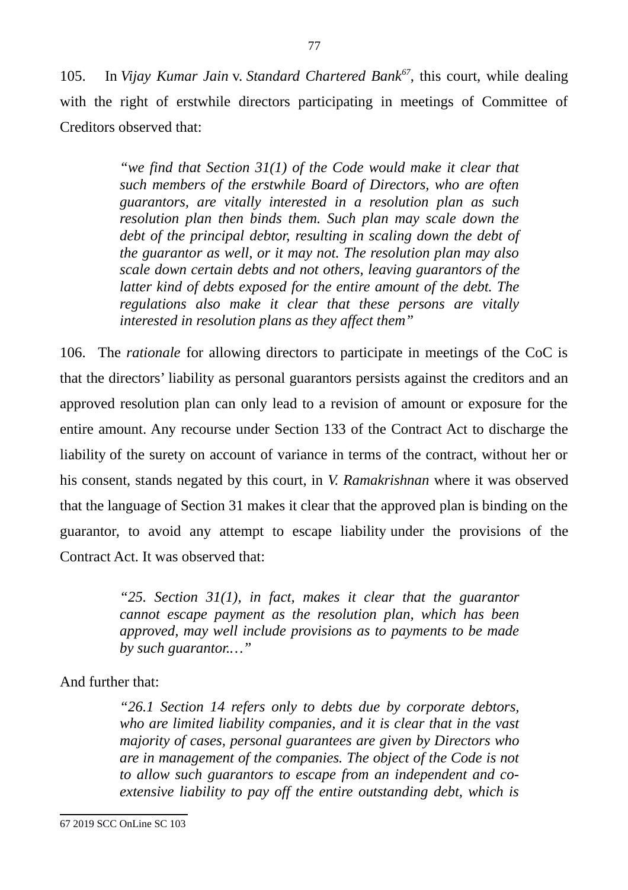105. In *Vijay Kumar Jain* v. *Standard Chartered Bank*[67], this court, while dealing with the right of erstwhile directors participating in meetings of Committee of Creditors observed that:

> *"we find that Section 31(1) of the Code would make it clear that such members of the erstwhile Board of Directors, who are often guarantors, are vitally interested in a resolution plan as such resolution plan then binds them. Such plan may scale down the debt of the principal debtor, resulting in scaling down the debt of the guarantor as well, or it may not. The resolution plan may also scale down certain debts and not others, leaving guarantors of the latter kind of debts exposed for the entire amount of the debt. The regulations also make it clear that these persons are vitally interested in resolution plans as they affect them"*

106. The *rationale* for allowing directors to participate in meetings of the CoC is that the directors' liability as personal guarantors persists against the creditors and an approved resolution plan can only lead to a revision of amount or exposure for the entire amount. Any recourse under Section 133 of the Contract Act to discharge the liability of the surety on account of variance in terms of the contract, without her or his consent, stands negated by this court, in *V. Ramakrishnan* where it was observed that the language of Section 31 makes it clear that the approved plan is binding on the guarantor, to avoid any attempt to escape liability under the provisions of the Contract Act. It was observed that:

> *"25. Section 31(1), in fact, makes it clear that the guarantor cannot escape payment as the resolution plan, which has been approved, may well include provisions as to payments to be made by such guarantor.…"*

And further that:

> *"26.1 Section 14 refers only to debts due by corporate debtors, who are limited liability companies, and it is clear that in the vast majority of cases, personal guarantees are given by Directors who are in management of the companies. The object of the Code is not to allow such guarantors to escape from an independent and co-extensive liability to pay off the entire outstanding debt, which is*

---

67 2019 SCC OnLine SC 103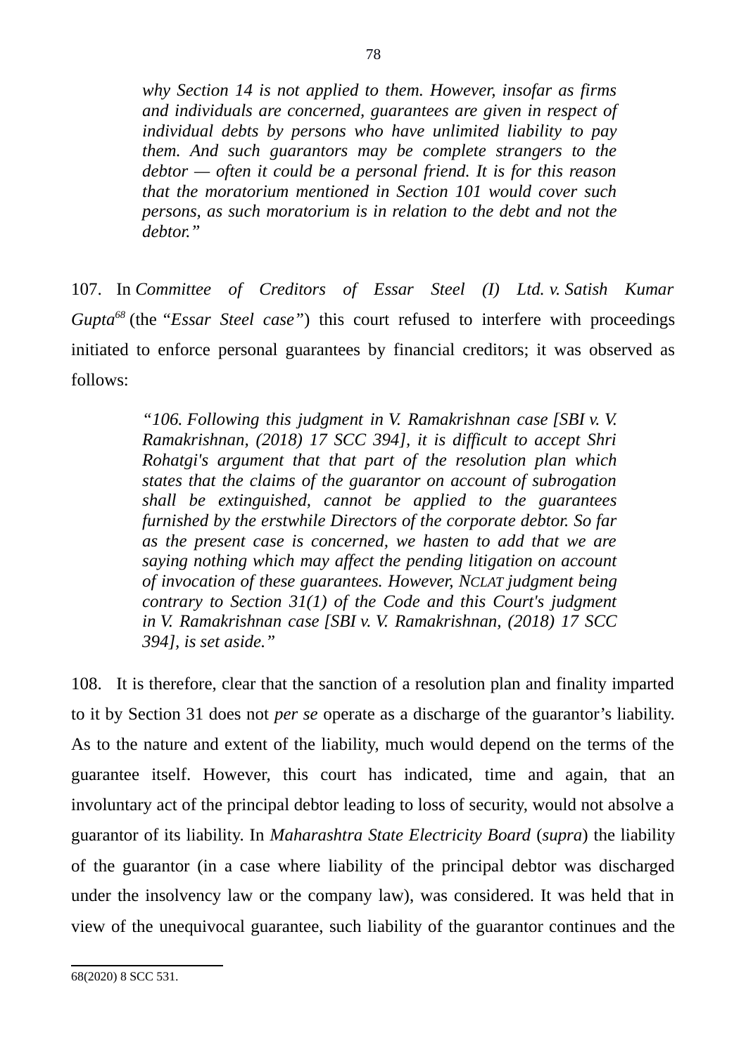> *why Section 14 is not applied to them. However, insofar as firms and individuals are concerned, guarantees are given in respect of individual debts by persons who have unlimited liability to pay them. And such guarantors may be complete strangers to the debtor — often it could be a personal friend. It is for this reason that the moratorium mentioned in Section 101 would cover such persons, as such moratorium is in relation to the debt and not the debtor."*

107. In *Committee of Creditors of Essar Steel (I) Ltd. v. Satish Kumar Gupta*[68] (the "*Essar Steel case"*) this court refused to interfere with proceedings initiated to enforce personal guarantees by financial creditors; it was observed as follows:

> *"106. Following this judgment in V. Ramakrishnan case [SBI v. V. Ramakrishnan, (2018) 17 SCC 394], it is difficult to accept Shri Rohatgi's argument that that part of the resolution plan which states that the claims of the guarantor on account of subrogation shall be extinguished, cannot be applied to the guarantees furnished by the erstwhile Directors of the corporate debtor. So far as the present case is concerned, we hasten to add that we are saying nothing which may affect the pending litigation on account of invocation of these guarantees. However, NCLAT judgment being contrary to Section 31(1) of the Code and this Court's judgment in V. Ramakrishnan case [SBI v. V. Ramakrishnan, (2018) 17 SCC 394], is set aside."*

108. It is therefore, clear that the sanction of a resolution plan and finality imparted to it by Section 31 does not *per se* operate as a discharge of the guarantor's liability. As to the nature and extent of the liability, much would depend on the terms of the guarantee itself. However, this court has indicated, time and again, that an involuntary act of the principal debtor leading to loss of security, would not absolve a guarantor of its liability. In *Maharashtra State Electricity Board* (*supra*) the liability of the guarantor (in a case where liability of the principal debtor was discharged under the insolvency law or the company law), was considered. It was held that in view of the unequivocal guarantee, such liability of the guarantor continues and the

---

68 (2020) 8 SCC 531.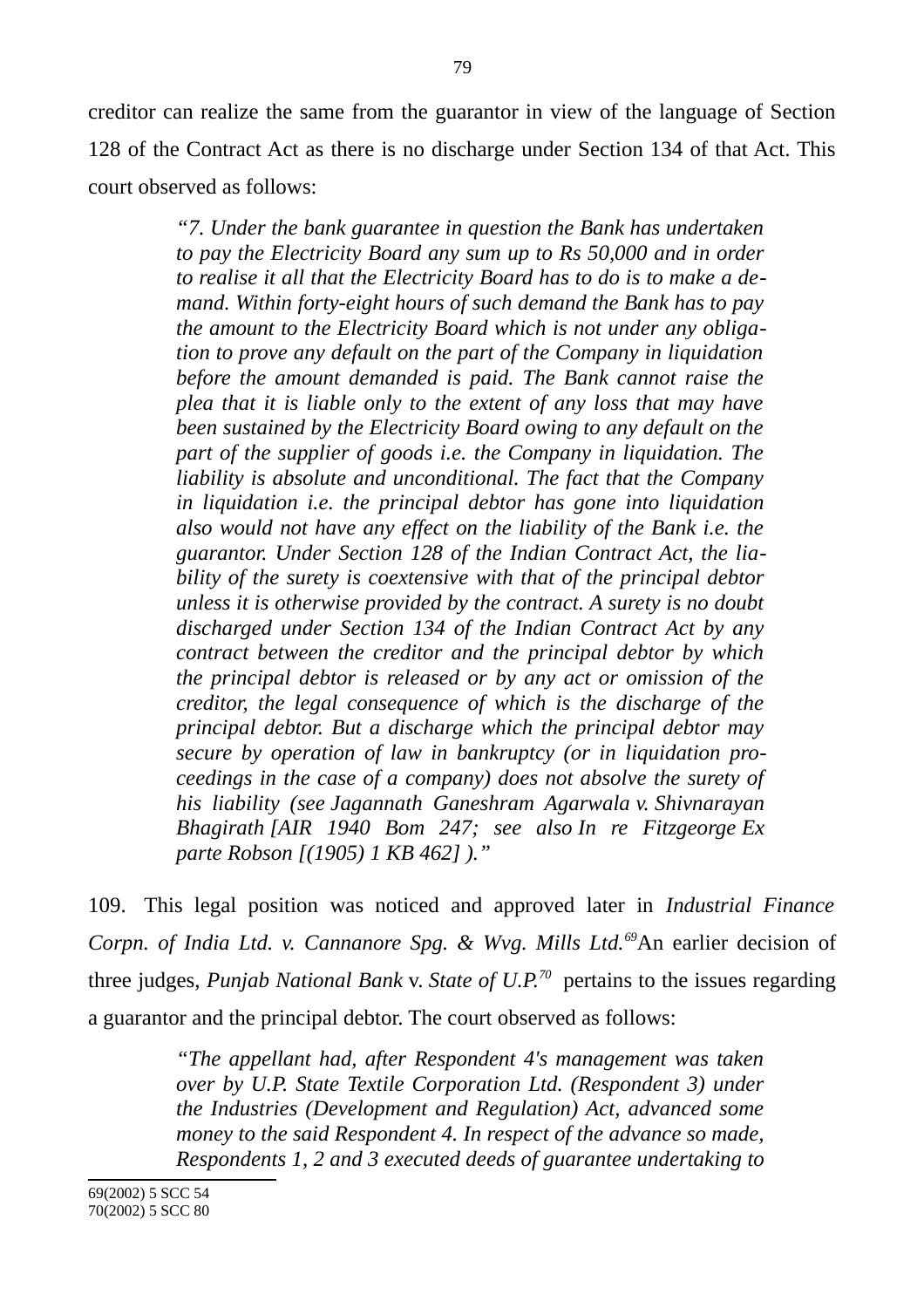creditor can realize the same from the guarantor in view of the language of Section 128 of the Contract Act as there is no discharge under Section 134 of that Act. This court observed as follows:

> *"7. Under the bank guarantee in question the Bank has undertaken to pay the Electricity Board any sum up to Rs 50,000 and in order to realise it all that the Electricity Board has to do is to make a demand. Within forty-eight hours of such demand the Bank has to pay the amount to the Electricity Board which is not under any obligation to prove any default on the part of the Company in liquidation before the amount demanded is paid. The Bank cannot raise the plea that it is liable only to the extent of any loss that may have been sustained by the Electricity Board owing to any default on the part of the supplier of goods i.e. the Company in liquidation. The liability is absolute and unconditional. The fact that the Company in liquidation i.e. the principal debtor has gone into liquidation also would not have any effect on the liability of the Bank i.e. the guarantor. Under Section 128 of the Indian Contract Act, the liability of the surety is coextensive with that of the principal debtor unless it is otherwise provided by the contract. A surety is no doubt discharged under Section 134 of the Indian Contract Act by any contract between the creditor and the principal debtor by which the principal debtor is released or by any act or omission of the creditor, the legal consequence of which is the discharge of the principal debtor. But a discharge which the principal debtor may secure by operation of law in bankruptcy (or in liquidation proceedings in the case of a company) does not absolve the surety of his liability (see Jagannath Ganeshram Agarwala v. Shivnarayan Bhagirath [AIR 1940 Bom 247; see also In re Fitzgeorge Ex parte Robson [(1905) 1 KB 462] )."*

109. This legal position was noticed and approved later in *Industrial Finance Corpn. of India Ltd. v. Cannanore Spg. & Wvg. Mills Ltd.*[69] An earlier decision of three judges, *Punjab National Bank* v. *State of U.P.*[70] pertains to the issues regarding a guarantor and the principal debtor. The court observed as follows:

> *"The appellant had, after Respondent 4's management was taken over by U.P. State Textile Corporation Ltd. (Respondent 3) under the Industries (Development and Regulation) Act, advanced some money to the said Respondent 4. In respect of the advance so made, Respondents 1, 2 and 3 executed deeds of guarantee undertaking to*

---

69(2002) 5 SCC 54

70(2002) 5 SCC 80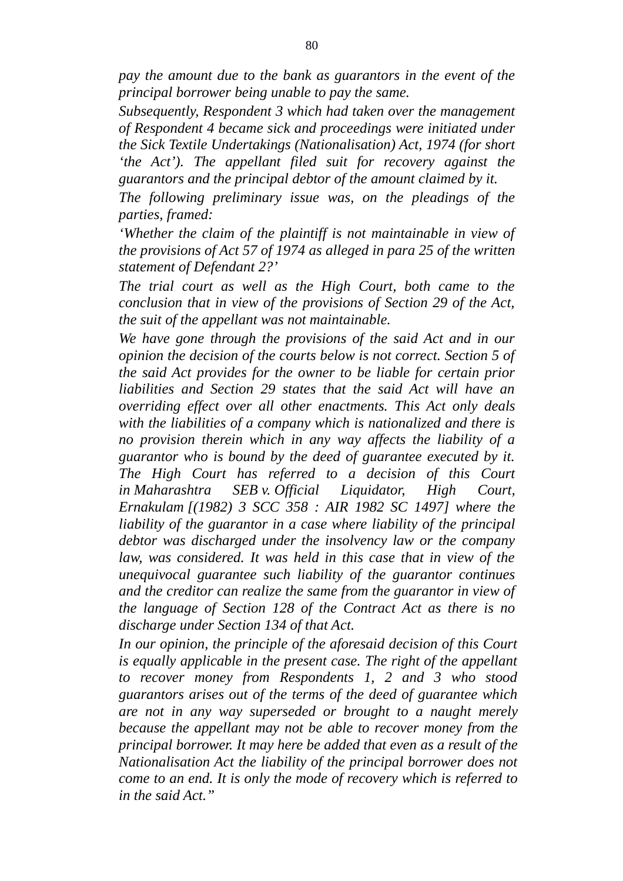*pay the amount due to the bank as guarantors in the event of the principal borrower being unable to pay the same.*

*Subsequently, Respondent 3 which had taken over the management of Respondent 4 became sick and proceedings were initiated under the Sick Textile Undertakings (Nationalisation) Act, 1974 (for short 'the Act'). The appellant filed suit for recovery against the guarantors and the principal debtor of the amount claimed by it.*

*The following preliminary issue was, on the pleadings of the parties, framed:*

*'Whether the claim of the plaintiff is not maintainable in view of the provisions of Act 57 of 1974 as alleged in para 25 of the written statement of Defendant 2?'*

*The trial court as well as the High Court, both came to the conclusion that in view of the provisions of Section 29 of the Act, the suit of the appellant was not maintainable.*

*We have gone through the provisions of the said Act and in our opinion the decision of the courts below is not correct. Section 5 of the said Act provides for the owner to be liable for certain prior liabilities and Section 29 states that the said Act will have an overriding effect over all other enactments. This Act only deals with the liabilities of a company which is nationalized and there is no provision therein which in any way affects the liability of a guarantor who is bound by the deed of guarantee executed by it. The High Court has referred to a decision of this Court in Maharashtra SEB v. Official Liquidator, High Court, Ernakulam [(1982) 3 SCC 358 : AIR 1982 SC 1497] where the liability of the guarantor in a case where liability of the principal debtor was discharged under the insolvency law or the company law, was considered. It was held in this case that in view of the unequivocal guarantee such liability of the guarantor continues and the creditor can realize the same from the guarantor in view of the language of Section 128 of the Contract Act as there is no discharge under Section 134 of that Act.*

*In our opinion, the principle of the aforesaid decision of this Court is equally applicable in the present case. The right of the appellant to recover money from Respondents 1, 2 and 3 who stood guarantors arises out of the terms of the deed of guarantee which are not in any way superseded or brought to a naught merely because the appellant may not be able to recover money from the principal borrower. It may here be added that even as a result of the Nationalisation Act the liability of the principal borrower does not come to an end. It is only the mode of recovery which is referred to in the said Act."*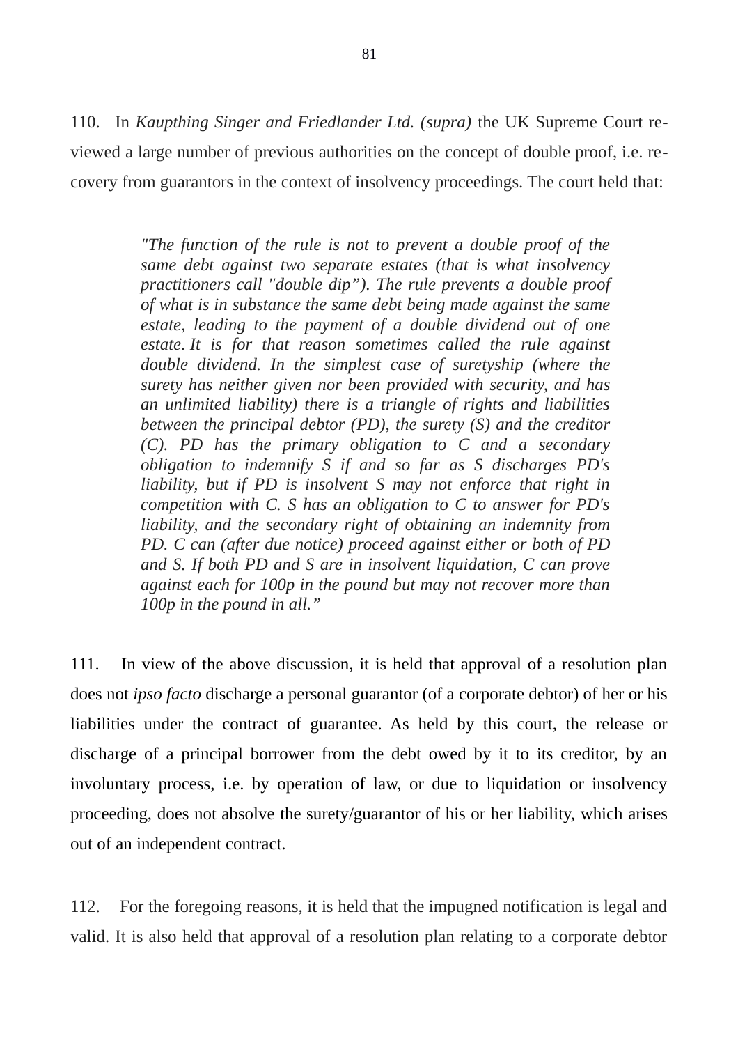110. In *Kaupthing Singer and Friedlander Ltd. (supra)* the UK Supreme Court reviewed a large number of previous authorities on the concept of double proof, i.e. recovery from guarantors in the context of insolvency proceedings. The court held that:

> *"The function of the rule is not to prevent a double proof of the same debt against two separate estates (that is what insolvency practitioners call "double dip"). The rule prevents a double proof of what is in substance the same debt being made against the same estate, leading to the payment of a double dividend out of one estate. It is for that reason sometimes called the rule against double dividend. In the simplest case of suretyship (where the surety has neither given nor been provided with security, and has an unlimited liability) there is a triangle of rights and liabilities between the principal debtor (PD), the surety (S) and the creditor (C). PD has the primary obligation to C and a secondary obligation to indemnify S if and so far as S discharges PD's liability, but if PD is insolvent S may not enforce that right in competition with C. S has an obligation to C to answer for PD's liability, and the secondary right of obtaining an indemnity from PD. C can (after due notice) proceed against either or both of PD and S. If both PD and S are in insolvent liquidation, C can prove against each for 100p in the pound but may not recover more than 100p in the pound in all."*

111. In view of the above discussion, it is held that approval of a resolution plan does not *ipso facto* discharge a personal guarantor (of a corporate debtor) of her or his liabilities under the contract of guarantee. As held by this court, the release or discharge of a principal borrower from the debt owed by it to its creditor, by an involuntary process, i.e. by operation of law, or due to liquidation or insolvency proceeding, <u>does not absolve the surety/guarantor</u> of his or her liability, which arises out of an independent contract.

112. For the foregoing reasons, it is held that the impugned notification is legal and valid. It is also held that approval of a resolution plan relating to a corporate debtor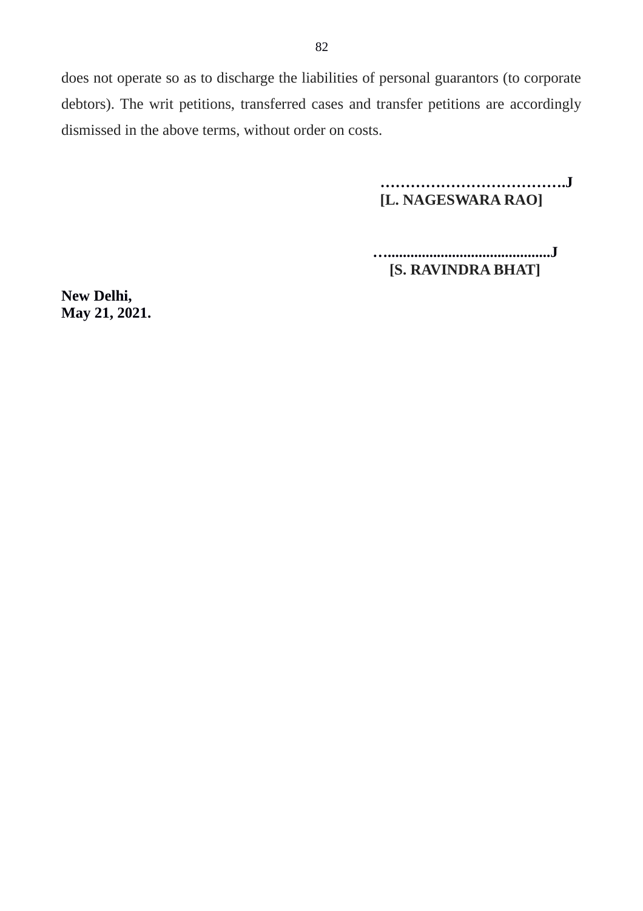does not operate so as to discharge the liabilities of personal guarantors (to corporate debtors). The writ petitions, transferred cases and transfer petitions are accordingly dismissed in the above terms, without order on costs.

**……………………………….J**
**[L. NAGESWARA RAO]**

**…..........................................J**
**[S. RAVINDRA BHAT]**

**New Delhi,**
**May 21, 2021.**